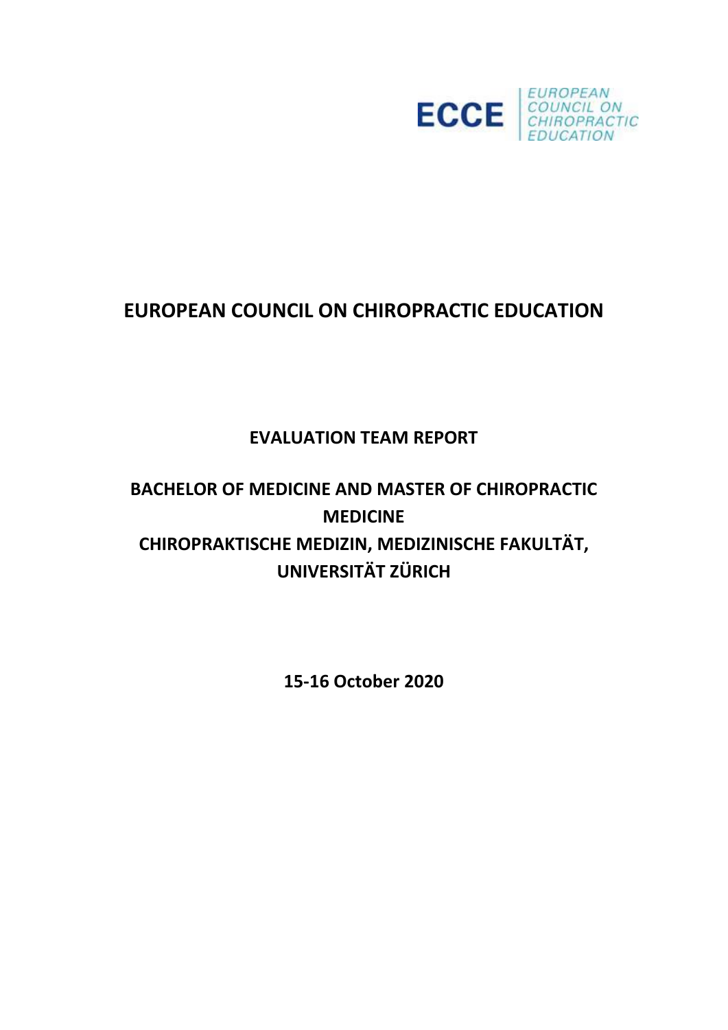ECCE | EUROPEAN COUNCIL ON CHIROPRACTIC EDUCATION

# EUROPEAN COUNCIL ON CHIROPRACTIC EDUCATION

## EVALUATION TEAM REPORT

## BACHELOR OF MEDICINE AND MASTER OF CHIROPRACTIC MEDICINE

## CHIROPRAKTISCHE MEDIZIN, MEDIZINISCHE FAKULTÄT, UNIVERSITÄT ZÜRICH

**15-16 October 2020**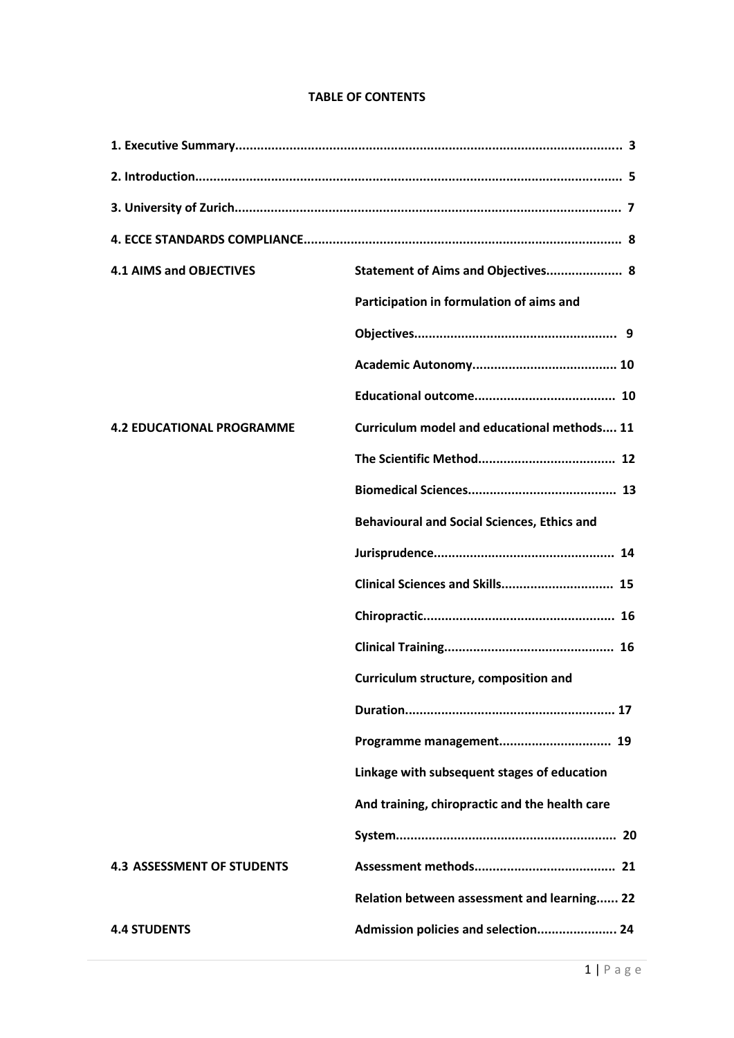**TABLE OF CONTENTS**

| | |
|---|---|
| **1. Executive Summary** | **3** |
| **2. Introduction** | **5** |
| **3. University of Zurich** | **7** |
| **4. ECCE STANDARDS COMPLIANCE** | **8** |

| | | |
|---|---|---|
| **4.1 AIMS and OBJECTIVES** | **Statement of Aims and Objectives** | **8** |
| | **Participation in formulation of aims and Objectives** | **9** |
| | **Academic Autonomy** | **10** |
| | **Educational outcome** | **10** |
| **4.2 EDUCATIONAL PROGRAMME** | **Curriculum model and educational methods** | **11** |
| | **The Scientific Method** | **12** |
| | **Biomedical Sciences** | **13** |
| | **Behavioural and Social Sciences, Ethics and Jurisprudence** | **14** |
| | **Clinical Sciences and Skills** | **15** |
| | **Chiropractic** | **16** |
| | **Clinical Training** | **16** |
| | **Curriculum structure, composition and Duration** | **17** |
| | **Programme management** | **19** |
| | **Linkage with subsequent stages of education And training, chiropractic and the health care System** | **20** |
| **4.3 ASSESSMENT OF STUDENTS** | **Assessment methods** | **21** |
| | **Relation between assessment and learning** | **22** |
| **4.4 STUDENTS** | **Admission policies and selection** | **24** |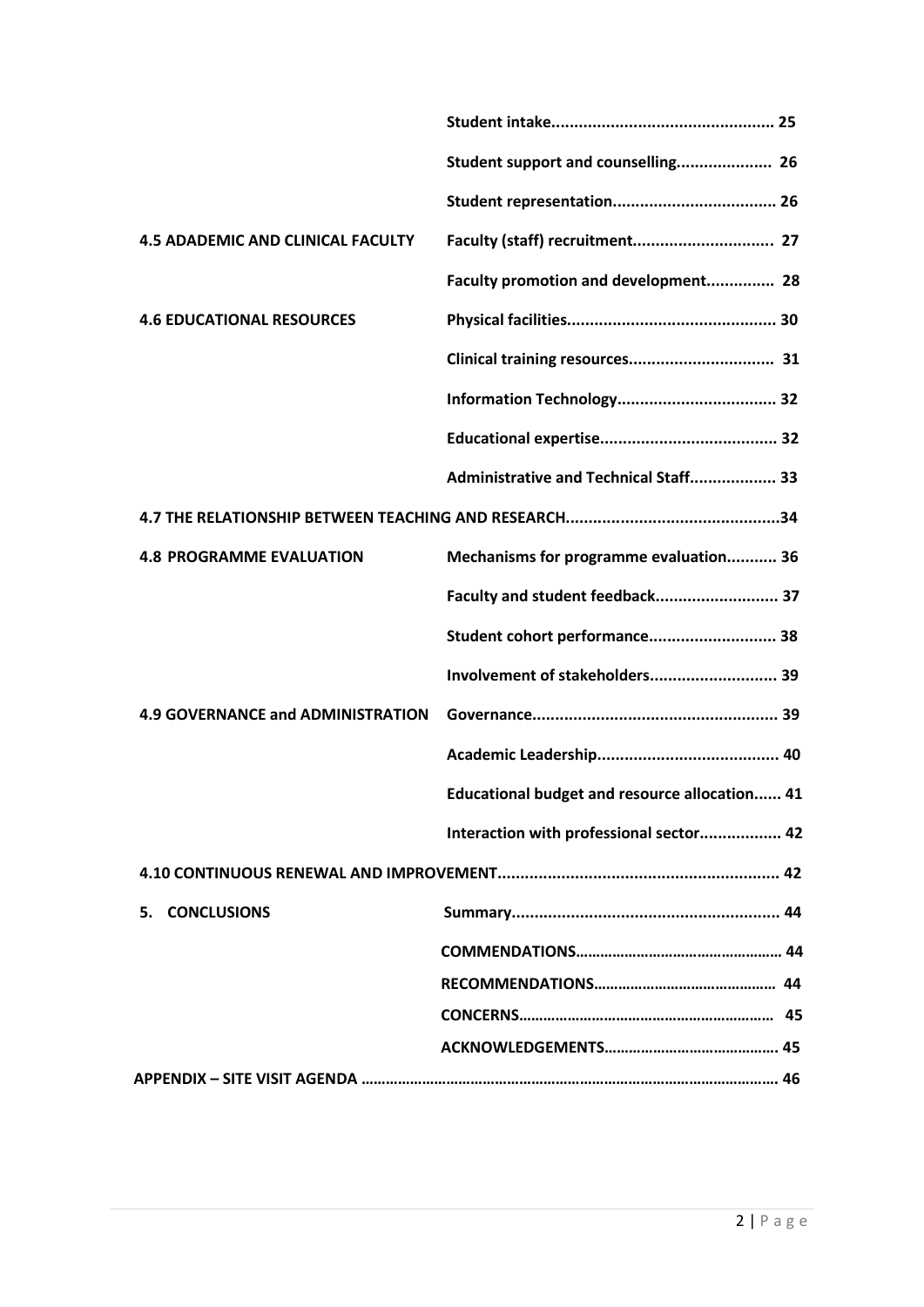| | |
|---|---|
| | **Student intake................................................ 25** |
| | **Student support and counselling..................... 26** |
| | **Student representation.................................... 26** |
| **4.5 ADADEMIC AND CLINICAL FACULTY** | **Faculty (staff) recruitment............................... 27** |
| | **Faculty promotion and development............... 28** |
| **4.6 EDUCATIONAL RESOURCES** | **Physical facilities............................................. 30** |
| | **Clinical training resources................................ 31** |
| | **Information Technology................................... 32** |
| | **Educational expertise....................................... 32** |
| | **Administrative and Technical Staff................... 33** |
| **4.7 THE RELATIONSHIP BETWEEN TEACHING AND RESEARCH...............................................34** | |
| **4.8 PROGRAMME EVALUATION** | **Mechanisms for programme evaluation........... 36** |
| | **Faculty and student feedback........................... 37** |
| | **Student cohort performance............................ 38** |
| | **Involvement of stakeholders............................ 39** |
| **4.9 GOVERNANCE and ADMINISTRATION** | **Governance...................................................... 39** |
| | **Academic Leadership........................................ 40** |
| | **Educational budget and resource allocation...... 41** |
| | **Interaction with professional sector.................. 42** |
| **4.10 CONTINUOUS RENEWAL AND IMPROVEMENT.............................................................. 42** | |
| **5. CONCLUSIONS** | **Summary........................................................... 44** |
| | **COMMENDATIONS.................................................. 44** |
| | **RECOMMENDATIONS............................................ 44** |
| | **CONCERNS.............................................................. 45** |
| | **ACKNOWLEDGEMENTS.......................................... 45** |
| **APPENDIX – SITE VISIT AGENDA ...................................................................................................... 46** | |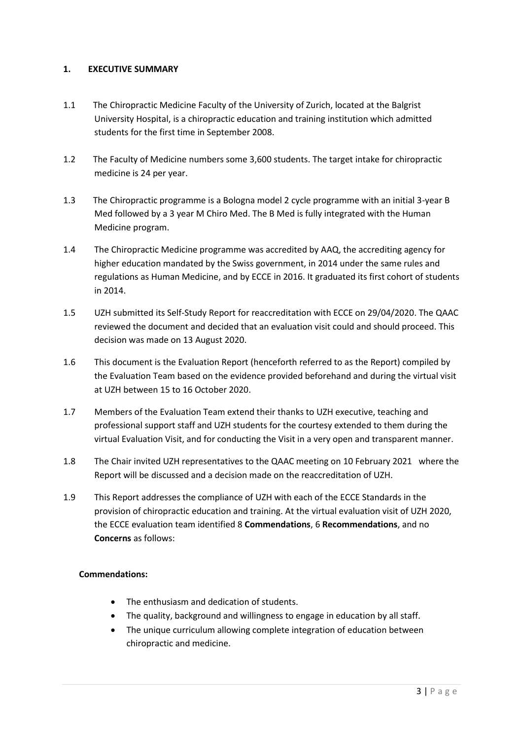## 1. EXECUTIVE SUMMARY

1.1 The Chiropractic Medicine Faculty of the University of Zurich, located at the Balgrist University Hospital, is a chiropractic education and training institution which admitted students for the first time in September 2008.

1.2 The Faculty of Medicine numbers some 3,600 students. The target intake for chiropractic medicine is 24 per year.

1.3 The Chiropractic programme is a Bologna model 2 cycle programme with an initial 3-year B Med followed by a 3 year M Chiro Med. The B Med is fully integrated with the Human Medicine program.

1.4 The Chiropractic Medicine programme was accredited by AAQ, the accrediting agency for higher education mandated by the Swiss government, in 2014 under the same rules and regulations as Human Medicine, and by ECCE in 2016. It graduated its first cohort of students in 2014.

1.5 UZH submitted its Self-Study Report for reaccreditation with ECCE on 29/04/2020. The QAAC reviewed the document and decided that an evaluation visit could and should proceed. This decision was made on 13 August 2020.

1.6 This document is the Evaluation Report (henceforth referred to as the Report) compiled by the Evaluation Team based on the evidence provided beforehand and during the virtual visit at UZH between 15 to 16 October 2020.

1.7 Members of the Evaluation Team extend their thanks to UZH executive, teaching and professional support staff and UZH students for the courtesy extended to them during the virtual Evaluation Visit, and for conducting the Visit in a very open and transparent manner.

1.8 The Chair invited UZH representatives to the QAAC meeting on 10 February 2021 where the Report will be discussed and a decision made on the reaccreditation of UZH.

1.9 This Report addresses the compliance of UZH with each of the ECCE Standards in the provision of chiropractic education and training. At the virtual evaluation visit of UZH 2020, the ECCE evaluation team identified 8 **Commendations**, 6 **Recommendations**, and no **Concerns** as follows:

**Commendations:**

- The enthusiasm and dedication of students.
- The quality, background and willingness to engage in education by all staff.
- The unique curriculum allowing complete integration of education between chiropractic and medicine.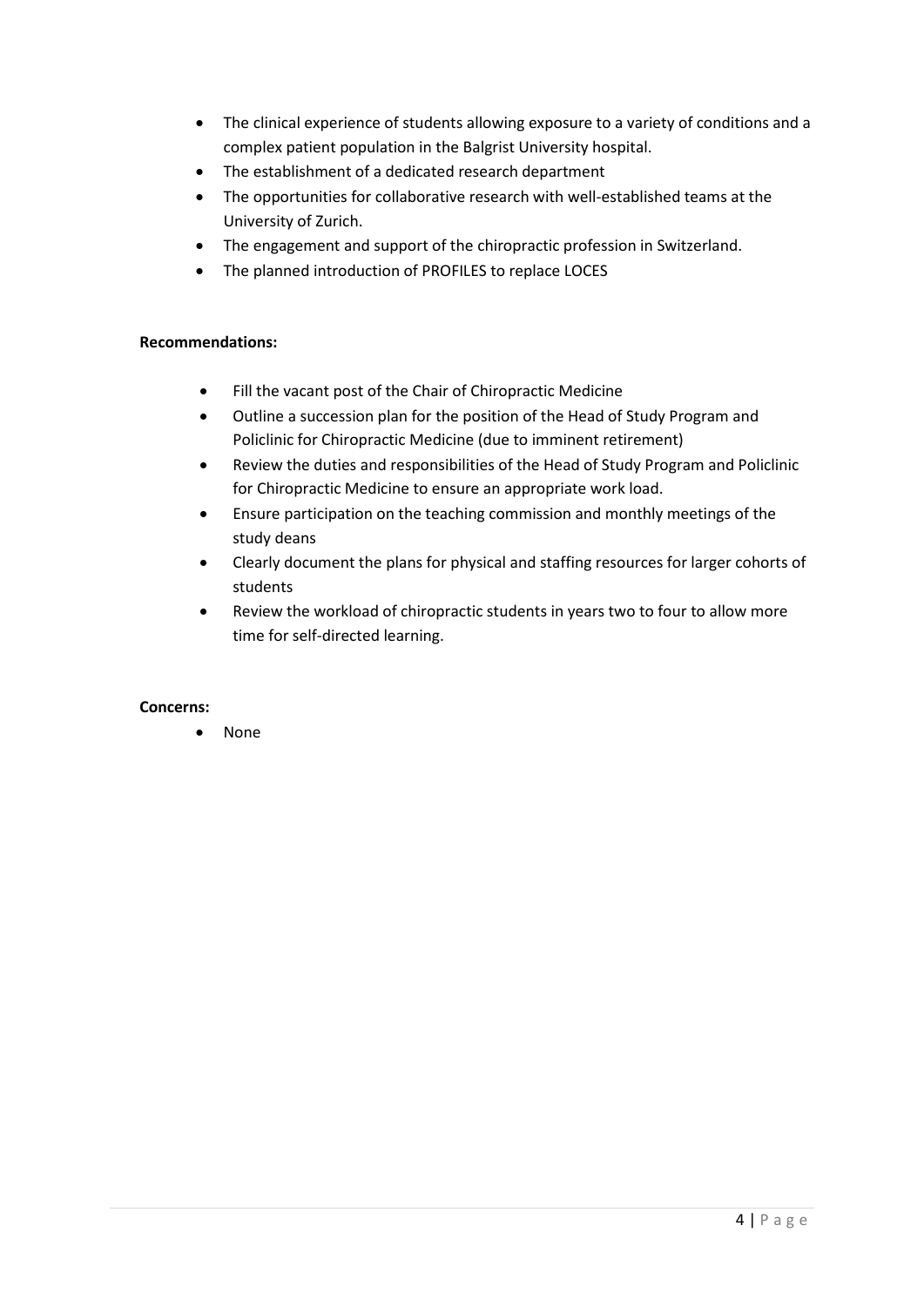- The clinical experience of students allowing exposure to a variety of conditions and a complex patient population in the Balgrist University hospital.
- The establishment of a dedicated research department
- The opportunities for collaborative research with well-established teams at the University of Zurich.
- The engagement and support of the chiropractic profession in Switzerland.
- The planned introduction of PROFILES to replace LOCES

**Recommendations:**

- Fill the vacant post of the Chair of Chiropractic Medicine
- Outline a succession plan for the position of the Head of Study Program and Policlinic for Chiropractic Medicine (due to imminent retirement)
- Review the duties and responsibilities of the Head of Study Program and Policlinic for Chiropractic Medicine to ensure an appropriate work load.
- Ensure participation on the teaching commission and monthly meetings of the study deans
- Clearly document the plans for physical and staffing resources for larger cohorts of students
- Review the workload of chiropractic students in years two to four to allow more time for self-directed learning.

**Concerns:**

- None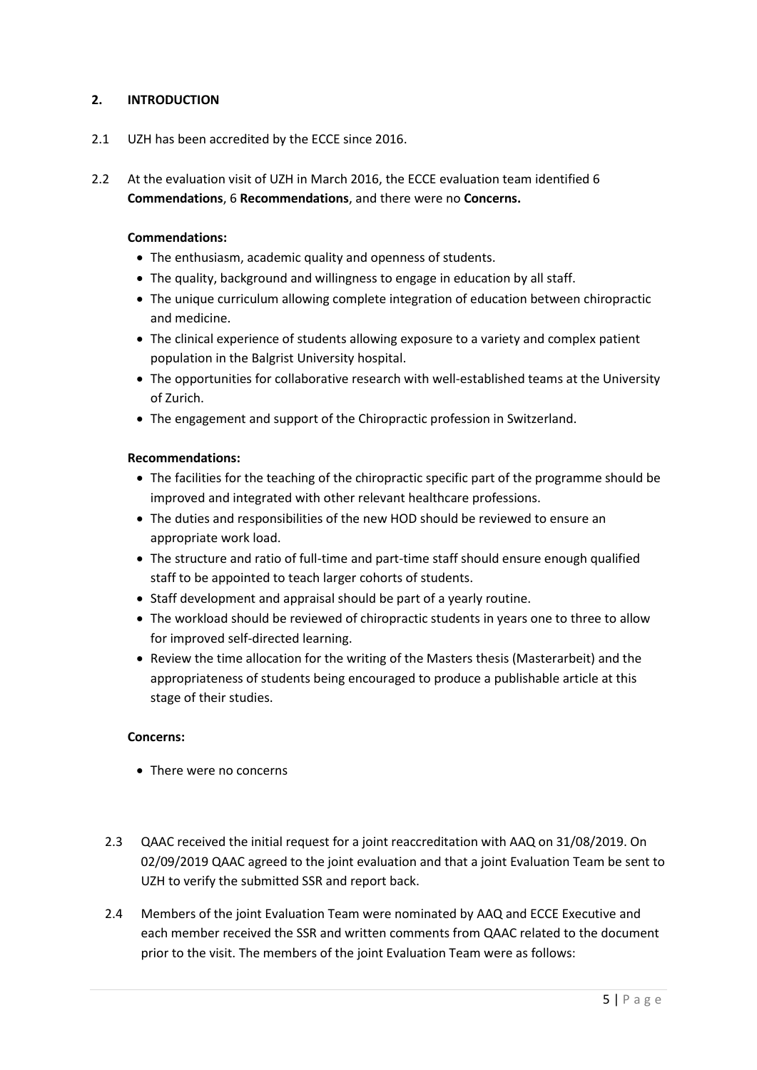## 2. INTRODUCTION

2.1 UZH has been accredited by the ECCE since 2016.

2.2 At the evaluation visit of UZH in March 2016, the ECCE evaluation team identified 6 **Commendations**, 6 **Recommendations**, and there were no **Concerns.**

**Commendations:**

- The enthusiasm, academic quality and openness of students.
- The quality, background and willingness to engage in education by all staff.
- The unique curriculum allowing complete integration of education between chiropractic and medicine.
- The clinical experience of students allowing exposure to a variety and complex patient population in the Balgrist University hospital.
- The opportunities for collaborative research with well-established teams at the University of Zurich.
- The engagement and support of the Chiropractic profession in Switzerland.

**Recommendations:**

- The facilities for the teaching of the chiropractic specific part of the programme should be improved and integrated with other relevant healthcare professions.
- The duties and responsibilities of the new HOD should be reviewed to ensure an appropriate work load.
- The structure and ratio of full-time and part-time staff should ensure enough qualified staff to be appointed to teach larger cohorts of students.
- Staff development and appraisal should be part of a yearly routine.
- The workload should be reviewed of chiropractic students in years one to three to allow for improved self-directed learning.
- Review the time allocation for the writing of the Masters thesis (Masterarbeit) and the appropriateness of students being encouraged to produce a publishable article at this stage of their studies.

**Concerns:**

- There were no concerns

2.3 QAAC received the initial request for a joint reaccreditation with AAQ on 31/08/2019. On 02/09/2019 QAAC agreed to the joint evaluation and that a joint Evaluation Team be sent to UZH to verify the submitted SSR and report back.

2.4 Members of the joint Evaluation Team were nominated by AAQ and ECCE Executive and each member received the SSR and written comments from QAAC related to the document prior to the visit. The members of the joint Evaluation Team were as follows: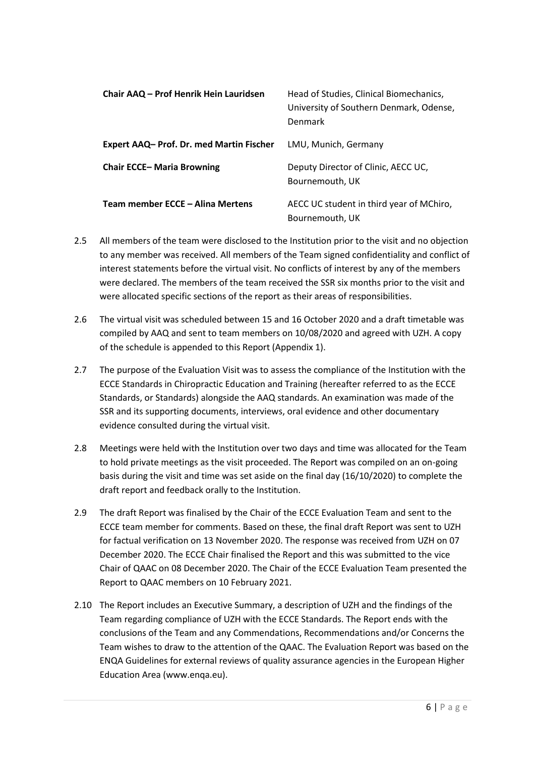| | |
|---|---|
| **Chair AAQ – Prof Henrik Hein Lauridsen** | Head of Studies, Clinical Biomechanics, University of Southern Denmark, Odense, Denmark |
| **Expert AAQ– Prof. Dr. med Martin Fischer** | LMU, Munich, Germany |
| **Chair ECCE– Maria Browning** | Deputy Director of Clinic, AECC UC, Bournemouth, UK |
| **Team member ECCE – Alina Mertens** | AECC UC student in third year of MChiro, Bournemouth, UK |

2.5 All members of the team were disclosed to the Institution prior to the visit and no objection to any member was received. All members of the Team signed confidentiality and conflict of interest statements before the virtual visit. No conflicts of interest by any of the members were declared. The members of the team received the SSR six months prior to the visit and were allocated specific sections of the report as their areas of responsibilities.

2.6 The virtual visit was scheduled between 15 and 16 October 2020 and a draft timetable was compiled by AAQ and sent to team members on 10/08/2020 and agreed with UZH. A copy of the schedule is appended to this Report (Appendix 1).

2.7 The purpose of the Evaluation Visit was to assess the compliance of the Institution with the ECCE Standards in Chiropractic Education and Training (hereafter referred to as the ECCE Standards, or Standards) alongside the AAQ standards. An examination was made of the SSR and its supporting documents, interviews, oral evidence and other documentary evidence consulted during the virtual visit.

2.8 Meetings were held with the Institution over two days and time was allocated for the Team to hold private meetings as the visit proceeded. The Report was compiled on an on-going basis during the visit and time was set aside on the final day (16/10/2020) to complete the draft report and feedback orally to the Institution.

2.9 The draft Report was finalised by the Chair of the ECCE Evaluation Team and sent to the ECCE team member for comments. Based on these, the final draft Report was sent to UZH for factual verification on 13 November 2020. The response was received from UZH on 07 December 2020. The ECCE Chair finalised the Report and this was submitted to the vice Chair of QAAC on 08 December 2020. The Chair of the ECCE Evaluation Team presented the Report to QAAC members on 10 February 2021.

2.10 The Report includes an Executive Summary, a description of UZH and the findings of the Team regarding compliance of UZH with the ECCE Standards. The Report ends with the conclusions of the Team and any Commendations, Recommendations and/or Concerns the Team wishes to draw to the attention of the QAAC. The Evaluation Report was based on the ENQA Guidelines for external reviews of quality assurance agencies in the European Higher Education Area (www.enqa.eu).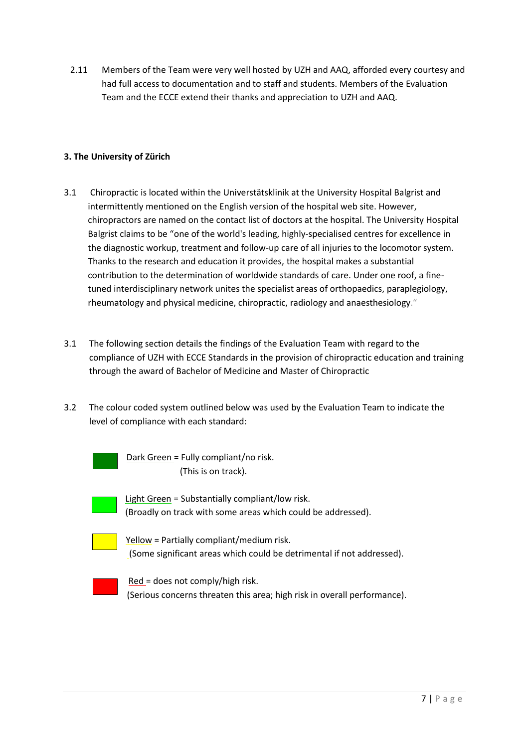2.11 Members of the Team were very well hosted by UZH and AAQ, afforded every courtesy and had full access to documentation and to staff and students. Members of the Evaluation Team and the ECCE extend their thanks and appreciation to UZH and AAQ.

**3. The University of Zürich**

3.1 Chiropractic is located within the Universtätsklinik at the University Hospital Balgrist and intermittently mentioned on the English version of the hospital web site. However, chiropractors are named on the contact list of doctors at the hospital. The University Hospital Balgrist claims to be "one of the world's leading, highly-specialised centres for excellence in the diagnostic workup, treatment and follow-up care of all injuries to the locomotor system. Thanks to the research and education it provides, the hospital makes a substantial contribution to the determination of worldwide standards of care. Under one roof, a fine-tuned interdisciplinary network unites the specialist areas of orthopaedics, paraplegiology, rheumatology and physical medicine, chiropractic, radiology and anaesthesiology."

3.1 The following section details the findings of the Evaluation Team with regard to the compliance of UZH with ECCE Standards in the provision of chiropractic education and training through the award of Bachelor of Medicine and Master of Chiropractic

3.2 The colour coded system outlined below was used by the Evaluation Team to indicate the level of compliance with each standard:

Dark Green = Fully compliant/no risk.
(This is on track).

Light Green = Substantially compliant/low risk.
(Broadly on track with some areas which could be addressed).

Yellow = Partially compliant/medium risk.
(Some significant areas which could be detrimental if not addressed).

Red = does not comply/high risk.
(Serious concerns threaten this area; high risk in overall performance).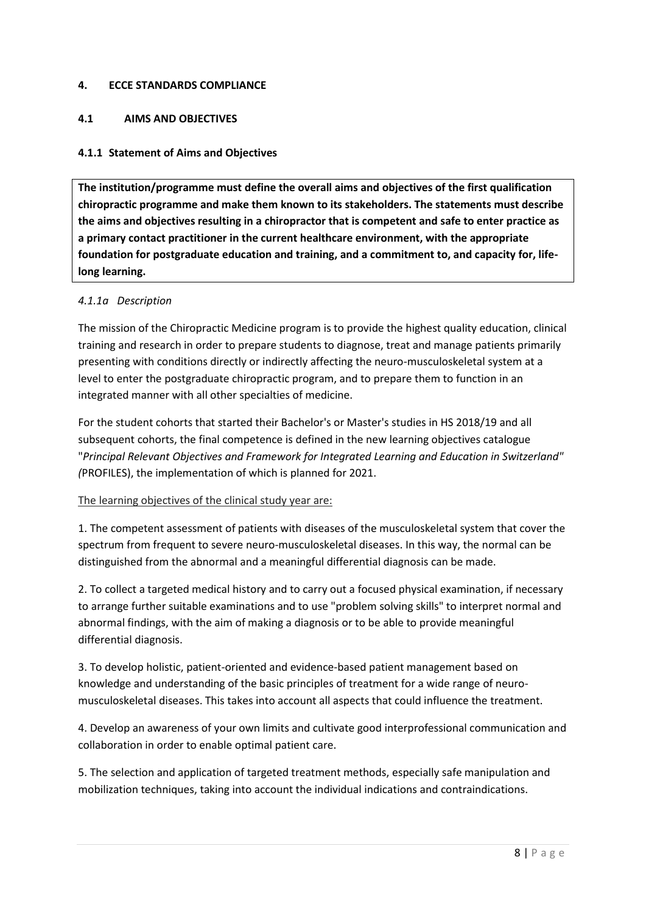## 4. ECCE STANDARDS COMPLIANCE

### 4.1 AIMS AND OBJECTIVES

#### 4.1.1 Statement of Aims and Objectives

**The institution/programme must define the overall aims and objectives of the first qualification chiropractic programme and make them known to its stakeholders. The statements must describe the aims and objectives resulting in a chiropractor that is competent and safe to enter practice as a primary contact practitioner in the current healthcare environment, with the appropriate foundation for postgraduate education and training, and a commitment to, and capacity for, life-long learning.**

*4.1.1a Description*

The mission of the Chiropractic Medicine program is to provide the highest quality education, clinical training and research in order to prepare students to diagnose, treat and manage patients primarily presenting with conditions directly or indirectly affecting the neuro-musculoskeletal system at a level to enter the postgraduate chiropractic program, and to prepare them to function in an integrated manner with all other specialties of medicine.

For the student cohorts that started their Bachelor's or Master's studies in HS 2018/19 and all subsequent cohorts, the final competence is defined in the new learning objectives catalogue "*Principal Relevant Objectives and Framework for Integrated Learning and Education in Switzerland" (*PROFILES), the implementation of which is planned for 2021.

The learning objectives of the clinical study year are:

1. The competent assessment of patients with diseases of the musculoskeletal system that cover the spectrum from frequent to severe neuro-musculoskeletal diseases. In this way, the normal can be distinguished from the abnormal and a meaningful differential diagnosis can be made.

2. To collect a targeted medical history and to carry out a focused physical examination, if necessary to arrange further suitable examinations and to use "problem solving skills" to interpret normal and abnormal findings, with the aim of making a diagnosis or to be able to provide meaningful differential diagnosis.

3. To develop holistic, patient-oriented and evidence-based patient management based on knowledge and understanding of the basic principles of treatment for a wide range of neuro-musculoskeletal diseases. This takes into account all aspects that could influence the treatment.

4. Develop an awareness of your own limits and cultivate good interprofessional communication and collaboration in order to enable optimal patient care.

5. The selection and application of targeted treatment methods, especially safe manipulation and mobilization techniques, taking into account the individual indications and contraindications.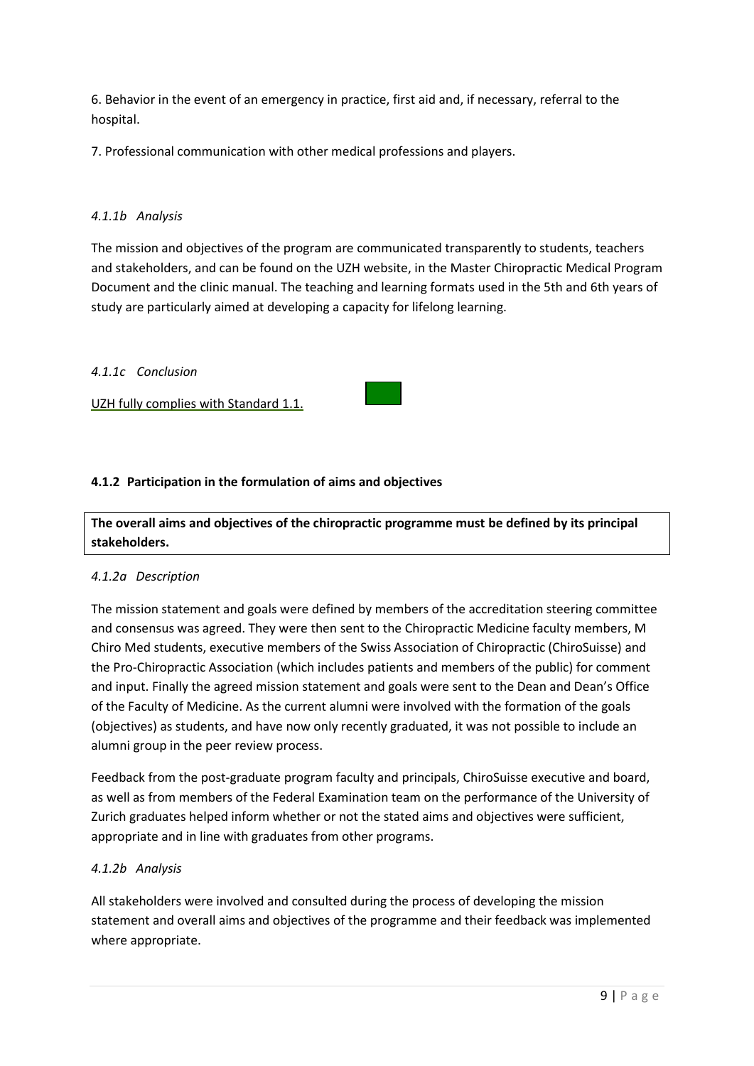6. Behavior in the event of an emergency in practice, first aid and, if necessary, referral to the hospital.

7. Professional communication with other medical professions and players.

*4.1.1b Analysis*

The mission and objectives of the program are communicated transparently to students, teachers and stakeholders, and can be found on the UZH website, in the Master Chiropractic Medical Program Document and the clinic manual. The teaching and learning formats used in the 5th and 6th years of study are particularly aimed at developing a capacity for lifelong learning.

*4.1.1c Conclusion*

UZH fully complies with Standard 1.1.

**4.1.2 Participation in the formulation of aims and objectives**

**The overall aims and objectives of the chiropractic programme must be defined by its principal stakeholders.**

*4.1.2a Description*

The mission statement and goals were defined by members of the accreditation steering committee and consensus was agreed. They were then sent to the Chiropractic Medicine faculty members, M Chiro Med students, executive members of the Swiss Association of Chiropractic (ChiroSuisse) and the Pro-Chiropractic Association (which includes patients and members of the public) for comment and input. Finally the agreed mission statement and goals were sent to the Dean and Dean's Office of the Faculty of Medicine. As the current alumni were involved with the formation of the goals (objectives) as students, and have now only recently graduated, it was not possible to include an alumni group in the peer review process.

Feedback from the post-graduate program faculty and principals, ChiroSuisse executive and board, as well as from members of the Federal Examination team on the performance of the University of Zurich graduates helped inform whether or not the stated aims and objectives were sufficient, appropriate and in line with graduates from other programs.

*4.1.2b Analysis*

All stakeholders were involved and consulted during the process of developing the mission statement and overall aims and objectives of the programme and their feedback was implemented where appropriate.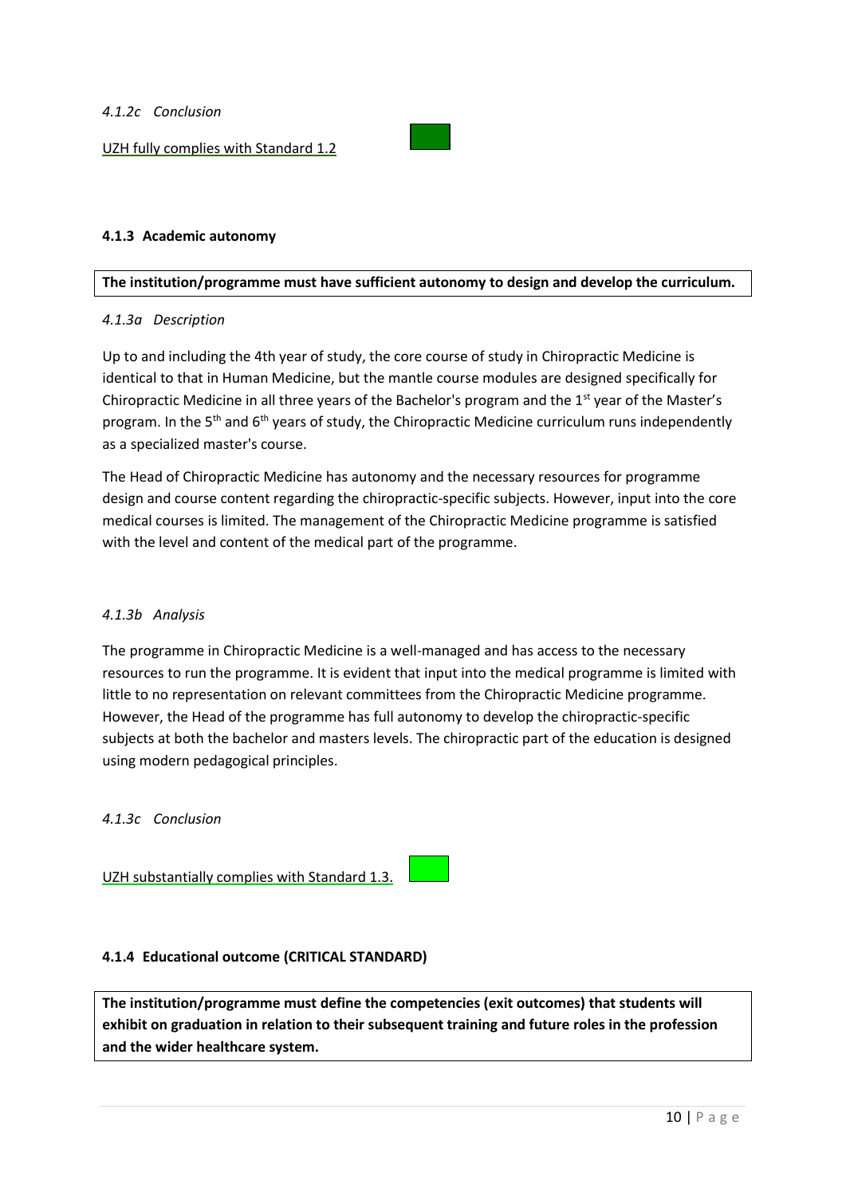*4.1.2c Conclusion*

UZH fully complies with Standard 1.2

### 4.1.3 Academic autonomy

**The institution/programme must have sufficient autonomy to design and develop the curriculum.**

*4.1.3a Description*

Up to and including the 4th year of study, the core course of study in Chiropractic Medicine is identical to that in Human Medicine, but the mantle course modules are designed specifically for Chiropractic Medicine in all three years of the Bachelor's program and the 1st year of the Master's program. In the 5th and 6th years of study, the Chiropractic Medicine curriculum runs independently as a specialized master's course.

The Head of Chiropractic Medicine has autonomy and the necessary resources for programme design and course content regarding the chiropractic-specific subjects. However, input into the core medical courses is limited. The management of the Chiropractic Medicine programme is satisfied with the level and content of the medical part of the programme.

*4.1.3b Analysis*

The programme in Chiropractic Medicine is a well-managed and has access to the necessary resources to run the programme. It is evident that input into the medical programme is limited with little to no representation on relevant committees from the Chiropractic Medicine programme. However, the Head of the programme has full autonomy to develop the chiropractic-specific subjects at both the bachelor and masters levels. The chiropractic part of the education is designed using modern pedagogical principles.

*4.1.3c Conclusion*

UZH substantially complies with Standard 1.3.

### 4.1.4 Educational outcome (CRITICAL STANDARD)

**The institution/programme must define the competencies (exit outcomes) that students will exhibit on graduation in relation to their subsequent training and future roles in the profession and the wider healthcare system.**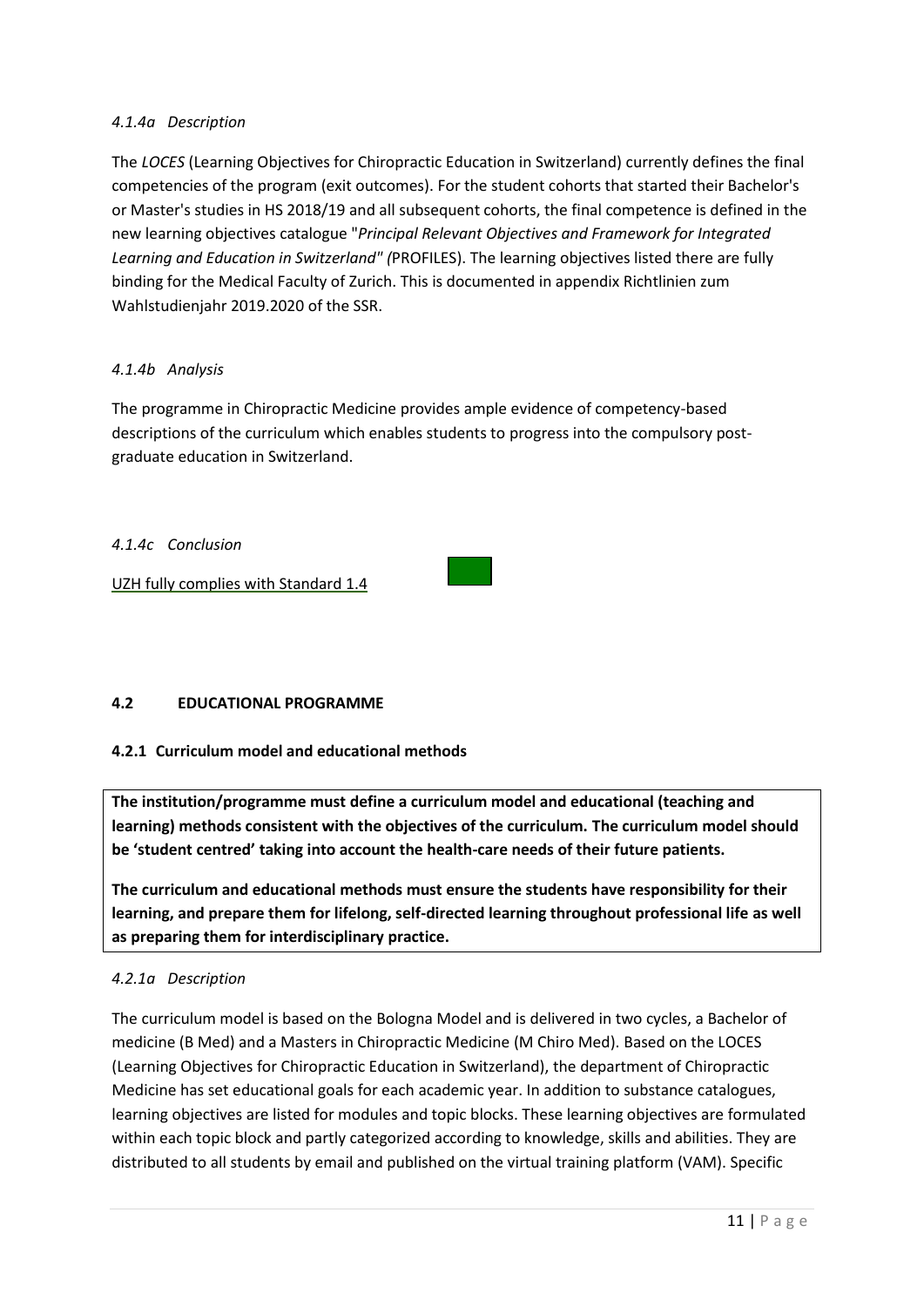*4.1.4a Description*

The *LOCES* (Learning Objectives for Chiropractic Education in Switzerland) currently defines the final competencies of the program (exit outcomes). For the student cohorts that started their Bachelor's or Master's studies in HS 2018/19 and all subsequent cohorts, the final competence is defined in the new learning objectives catalogue "*Principal Relevant Objectives and Framework for Integrated Learning and Education in Switzerland" (*PROFILES). The learning objectives listed there are fully binding for the Medical Faculty of Zurich. This is documented in appendix Richtlinien zum Wahlstudienjahr 2019.2020 of the SSR.

*4.1.4b Analysis*

The programme in Chiropractic Medicine provides ample evidence of competency-based descriptions of the curriculum which enables students to progress into the compulsory post-graduate education in Switzerland.

*4.1.4c Conclusion*

UZH fully complies with Standard 1.4

### 4.2 EDUCATIONAL PROGRAMME

#### 4.2.1 Curriculum model and educational methods

**The institution/programme must define a curriculum model and educational (teaching and learning) methods consistent with the objectives of the curriculum. The curriculum model should be 'student centred' taking into account the health-care needs of their future patients.**

**The curriculum and educational methods must ensure the students have responsibility for their learning, and prepare them for lifelong, self-directed learning throughout professional life as well as preparing them for interdisciplinary practice.**

*4.2.1a Description*

The curriculum model is based on the Bologna Model and is delivered in two cycles, a Bachelor of medicine (B Med) and a Masters in Chiropractic Medicine (M Chiro Med). Based on the LOCES (Learning Objectives for Chiropractic Education in Switzerland), the department of Chiropractic Medicine has set educational goals for each academic year. In addition to substance catalogues, learning objectives are listed for modules and topic blocks. These learning objectives are formulated within each topic block and partly categorized according to knowledge, skills and abilities. They are distributed to all students by email and published on the virtual training platform (VAM). Specific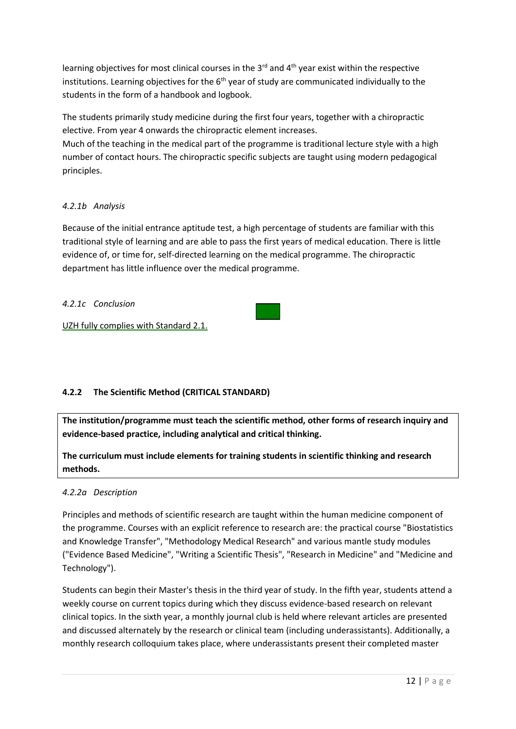learning objectives for most clinical courses in the 3rd and 4th year exist within the respective institutions. Learning objectives for the 6th year of study are communicated individually to the students in the form of a handbook and logbook.

The students primarily study medicine during the first four years, together with a chiropractic elective. From year 4 onwards the chiropractic element increases.
Much of the teaching in the medical part of the programme is traditional lecture style with a high number of contact hours. The chiropractic specific subjects are taught using modern pedagogical principles.

*4.2.1b Analysis*

Because of the initial entrance aptitude test, a high percentage of students are familiar with this traditional style of learning and are able to pass the first years of medical education. There is little evidence of, or time for, self-directed learning on the medical programme. The chiropractic department has little influence over the medical programme.

*4.2.1c Conclusion*

UZH fully complies with Standard 2.1.

#### 4.2.2 The Scientific Method (CRITICAL STANDARD)

**The institution/programme must teach the scientific method, other forms of research inquiry and evidence-based practice, including analytical and critical thinking.**

**The curriculum must include elements for training students in scientific thinking and research methods.**

*4.2.2a Description*

Principles and methods of scientific research are taught within the human medicine component of the programme. Courses with an explicit reference to research are: the practical course "Biostatistics and Knowledge Transfer", "Methodology Medical Research" and various mantle study modules ("Evidence Based Medicine", "Writing a Scientific Thesis", "Research in Medicine" and "Medicine and Technology").

Students can begin their Master's thesis in the third year of study. In the fifth year, students attend a weekly course on current topics during which they discuss evidence-based research on relevant clinical topics. In the sixth year, a monthly journal club is held where relevant articles are presented and discussed alternately by the research or clinical team (including underassistants). Additionally, a monthly research colloquium takes place, where underassistants present their completed master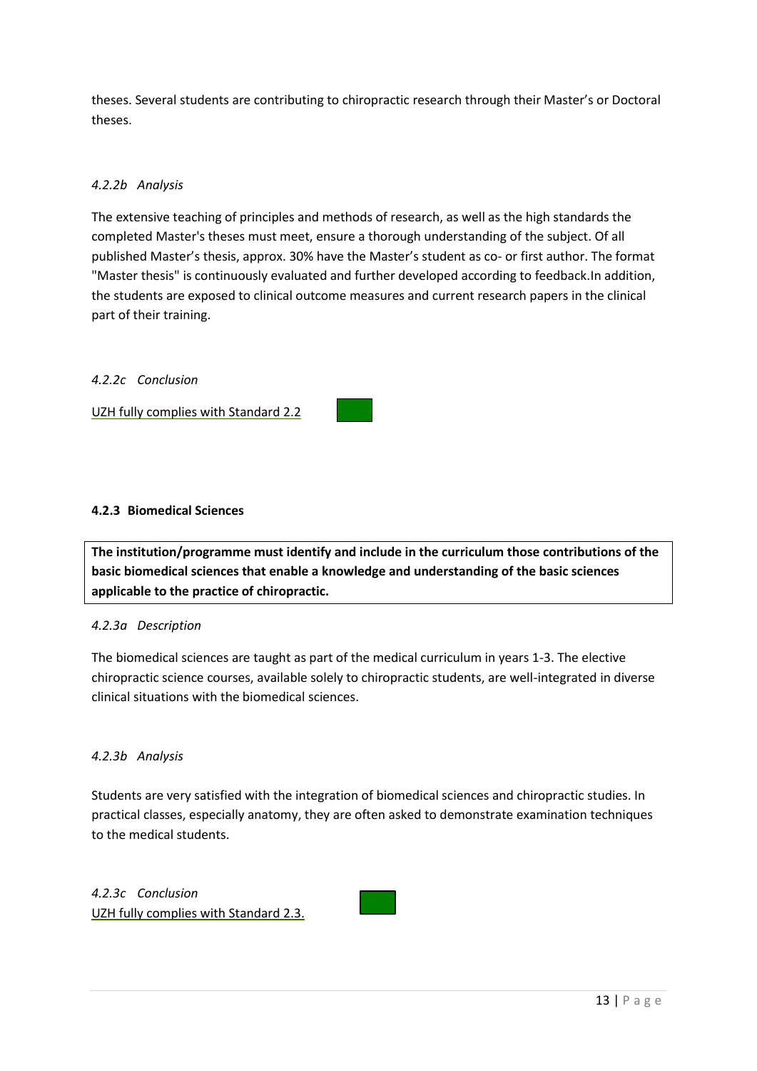theses. Several students are contributing to chiropractic research through their Master's or Doctoral theses.

*4.2.2b Analysis*

The extensive teaching of principles and methods of research, as well as the high standards the completed Master's theses must meet, ensure a thorough understanding of the subject. Of all published Master's thesis, approx. 30% have the Master's student as co- or first author. The format "Master thesis" is continuously evaluated and further developed according to feedback.In addition, the students are exposed to clinical outcome measures and current research papers in the clinical part of their training.

*4.2.2c Conclusion*

UZH fully complies with Standard 2.2

#### 4.2.3 Biomedical Sciences

**The institution/programme must identify and include in the curriculum those contributions of the basic biomedical sciences that enable a knowledge and understanding of the basic sciences applicable to the practice of chiropractic.**

*4.2.3a Description*

The biomedical sciences are taught as part of the medical curriculum in years 1-3. The elective chiropractic science courses, available solely to chiropractic students, are well-integrated in diverse clinical situations with the biomedical sciences.

*4.2.3b Analysis*

Students are very satisfied with the integration of biomedical sciences and chiropractic studies. In practical classes, especially anatomy, they are often asked to demonstrate examination techniques to the medical students.

*4.2.3c Conclusion*

UZH fully complies with Standard 2.3.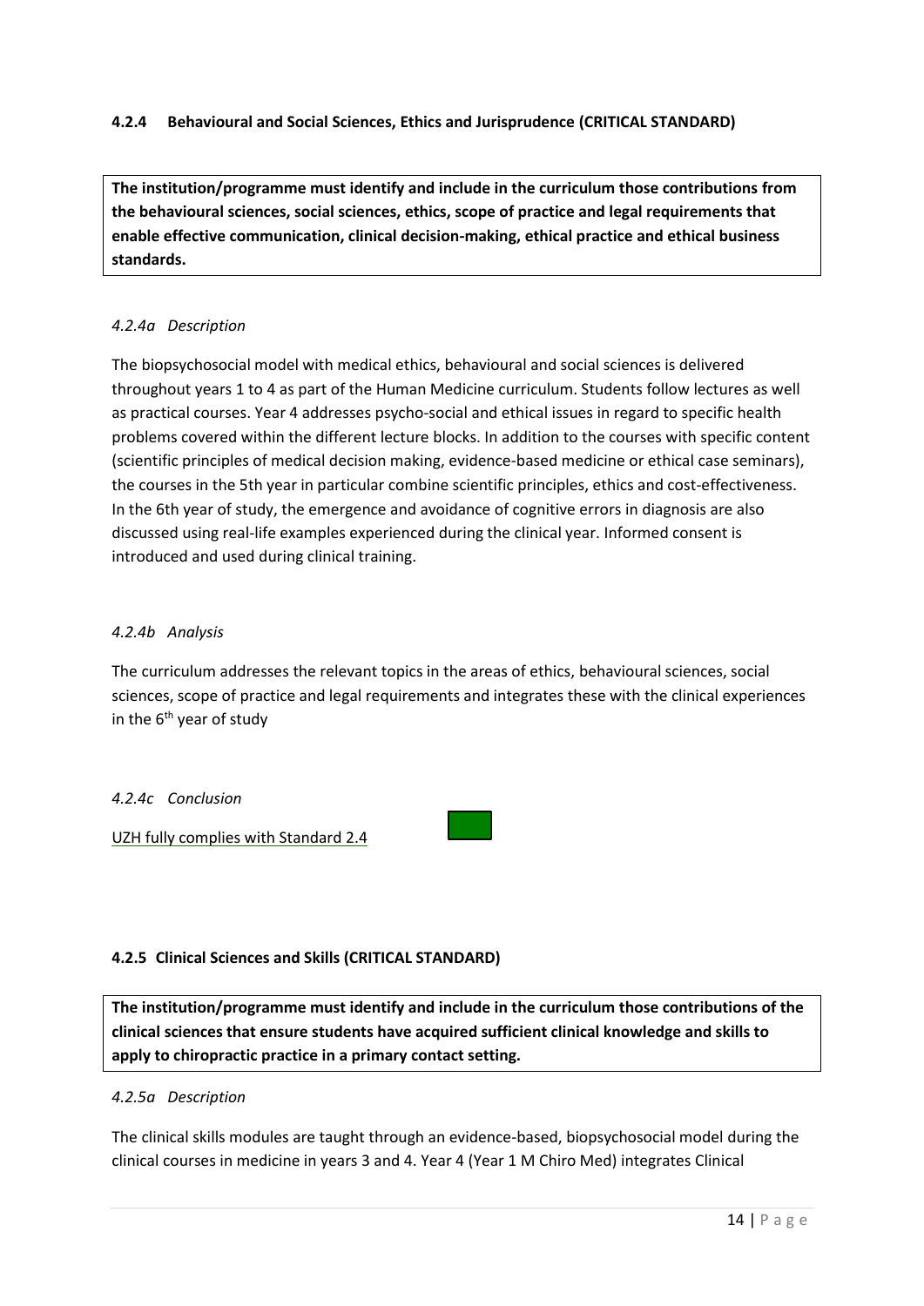### 4.2.4 Behavioural and Social Sciences, Ethics and Jurisprudence (CRITICAL STANDARD)

**The institution/programme must identify and include in the curriculum those contributions from the behavioural sciences, social sciences, ethics, scope of practice and legal requirements that enable effective communication, clinical decision-making, ethical practice and ethical business standards.**

*4.2.4a Description*

The biopsychosocial model with medical ethics, behavioural and social sciences is delivered throughout years 1 to 4 as part of the Human Medicine curriculum. Students follow lectures as well as practical courses. Year 4 addresses psycho-social and ethical issues in regard to specific health problems covered within the different lecture blocks. In addition to the courses with specific content (scientific principles of medical decision making, evidence-based medicine or ethical case seminars), the courses in the 5th year in particular combine scientific principles, ethics and cost-effectiveness. In the 6th year of study, the emergence and avoidance of cognitive errors in diagnosis are also discussed using real-life examples experienced during the clinical year. Informed consent is introduced and used during clinical training.

*4.2.4b Analysis*

The curriculum addresses the relevant topics in the areas of ethics, behavioural sciences, social sciences, scope of practice and legal requirements and integrates these with the clinical experiences in the 6th year of study

*4.2.4c Conclusion*

UZH fully complies with Standard 2.4

### 4.2.5 Clinical Sciences and Skills (CRITICAL STANDARD)

**The institution/programme must identify and include in the curriculum those contributions of the clinical sciences that ensure students have acquired sufficient clinical knowledge and skills to apply to chiropractic practice in a primary contact setting.**

*4.2.5a Description*

The clinical skills modules are taught through an evidence-based, biopsychosocial model during the clinical courses in medicine in years 3 and 4. Year 4 (Year 1 M Chiro Med) integrates Clinical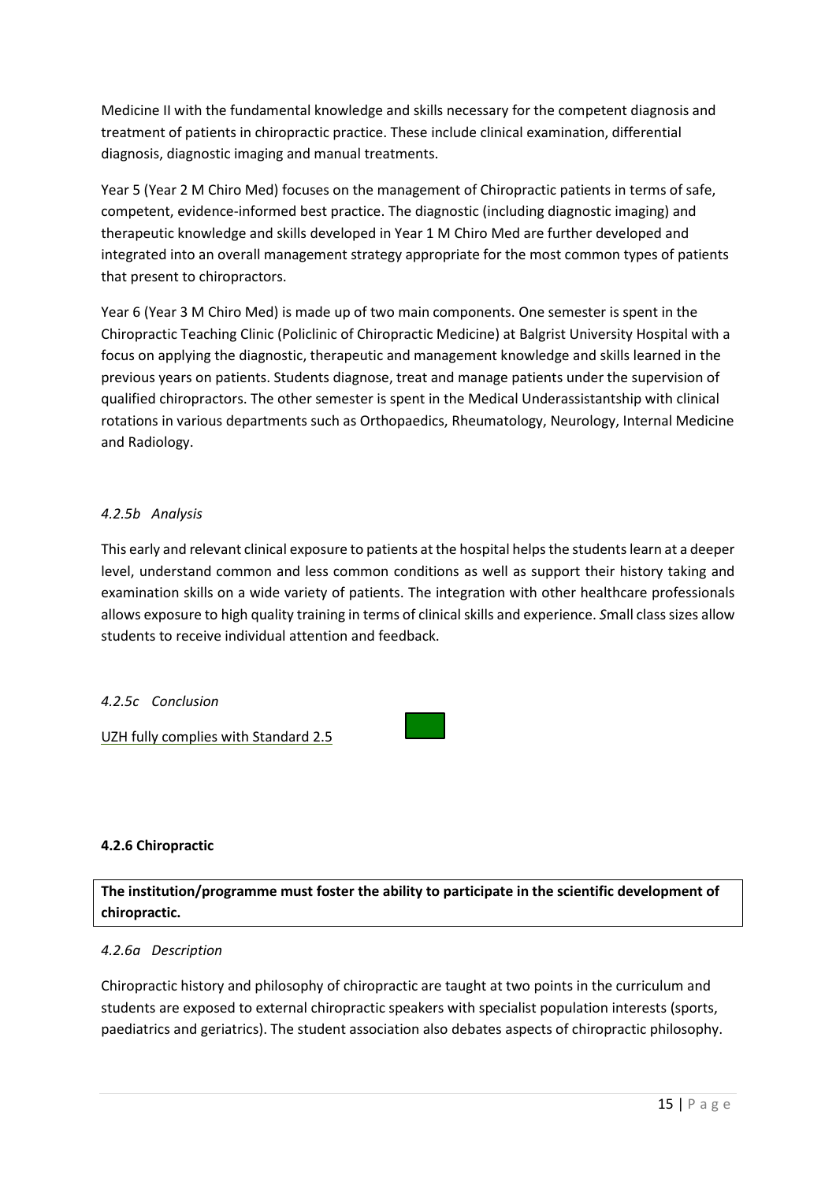Medicine II with the fundamental knowledge and skills necessary for the competent diagnosis and treatment of patients in chiropractic practice. These include clinical examination, differential diagnosis, diagnostic imaging and manual treatments.

Year 5 (Year 2 M Chiro Med) focuses on the management of Chiropractic patients in terms of safe, competent, evidence-informed best practice. The diagnostic (including diagnostic imaging) and therapeutic knowledge and skills developed in Year 1 M Chiro Med are further developed and integrated into an overall management strategy appropriate for the most common types of patients that present to chiropractors.

Year 6 (Year 3 M Chiro Med) is made up of two main components. One semester is spent in the Chiropractic Teaching Clinic (Policlinic of Chiropractic Medicine) at Balgrist University Hospital with a focus on applying the diagnostic, therapeutic and management knowledge and skills learned in the previous years on patients. Students diagnose, treat and manage patients under the supervision of qualified chiropractors. The other semester is spent in the Medical Underassistantship with clinical rotations in various departments such as Orthopaedics, Rheumatology, Neurology, Internal Medicine and Radiology.

*4.2.5b Analysis*

This early and relevant clinical exposure to patients at the hospital helps the students learn at a deeper level, understand common and less common conditions as well as support their history taking and examination skills on a wide variety of patients. The integration with other healthcare professionals allows exposure to high quality training in terms of clinical skills and experience. *S*mall class sizes allow students to receive individual attention and feedback.

*4.2.5c Conclusion*

UZH fully complies with Standard 2.5

#### 4.2.6 Chiropractic

**The institution/programme must foster the ability to participate in the scientific development of chiropractic.**

*4.2.6a Description*

Chiropractic history and philosophy of chiropractic are taught at two points in the curriculum and students are exposed to external chiropractic speakers with specialist population interests (sports, paediatrics and geriatrics). The student association also debates aspects of chiropractic philosophy.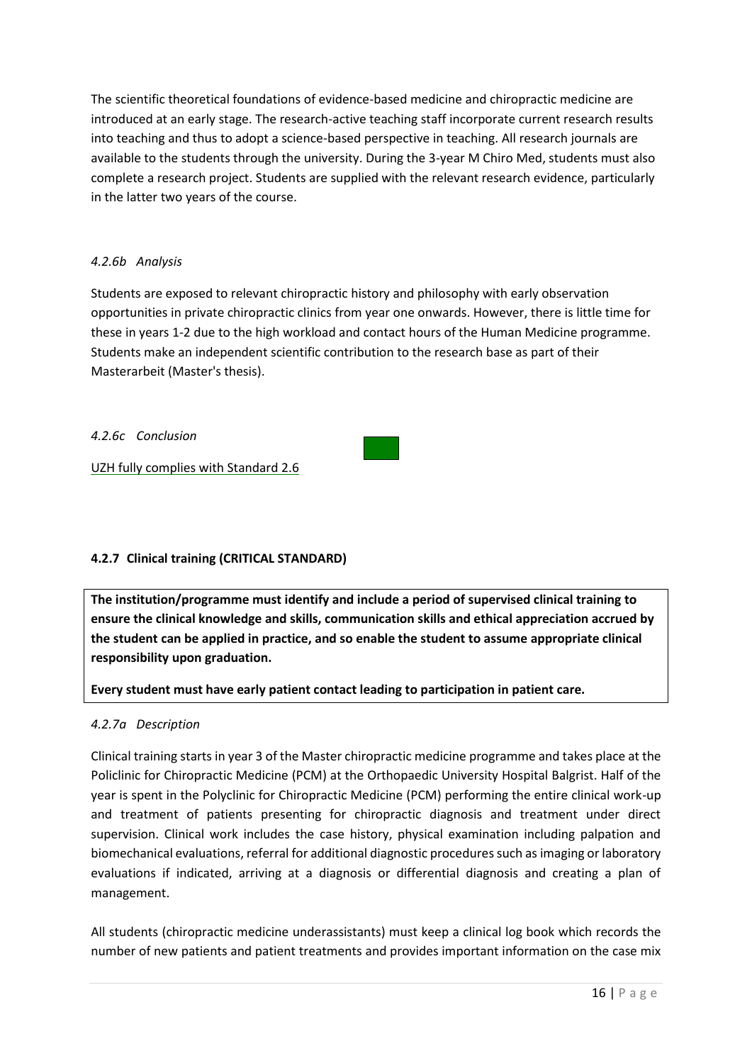The scientific theoretical foundations of evidence-based medicine and chiropractic medicine are introduced at an early stage. The research-active teaching staff incorporate current research results into teaching and thus to adopt a science-based perspective in teaching. All research journals are available to the students through the university. During the 3-year M Chiro Med, students must also complete a research project. Students are supplied with the relevant research evidence, particularly in the latter two years of the course.

*4.2.6b Analysis*

Students are exposed to relevant chiropractic history and philosophy with early observation opportunities in private chiropractic clinics from year one onwards. However, there is little time for these in years 1-2 due to the high workload and contact hours of the Human Medicine programme. Students make an independent scientific contribution to the research base as part of their Masterarbeit (Master's thesis).

*4.2.6c Conclusion*

UZH fully complies with Standard 2.6

### 4.2.7 Clinical training (CRITICAL STANDARD)

**The institution/programme must identify and include a period of supervised clinical training to ensure the clinical knowledge and skills, communication skills and ethical appreciation accrued by the student can be applied in practice, and so enable the student to assume appropriate clinical responsibility upon graduation.**

**Every student must have early patient contact leading to participation in patient care.**

*4.2.7a Description*

Clinical training starts in year 3 of the Master chiropractic medicine programme and takes place at the Policlinic for Chiropractic Medicine (PCM) at the Orthopaedic University Hospital Balgrist. Half of the year is spent in the Polyclinic for Chiropractic Medicine (PCM) performing the entire clinical work-up and treatment of patients presenting for chiropractic diagnosis and treatment under direct supervision. Clinical work includes the case history, physical examination including palpation and biomechanical evaluations, referral for additional diagnostic procedures such as imaging or laboratory evaluations if indicated, arriving at a diagnosis or differential diagnosis and creating a plan of management.

All students (chiropractic medicine underassistants) must keep a clinical log book which records the number of new patients and patient treatments and provides important information on the case mix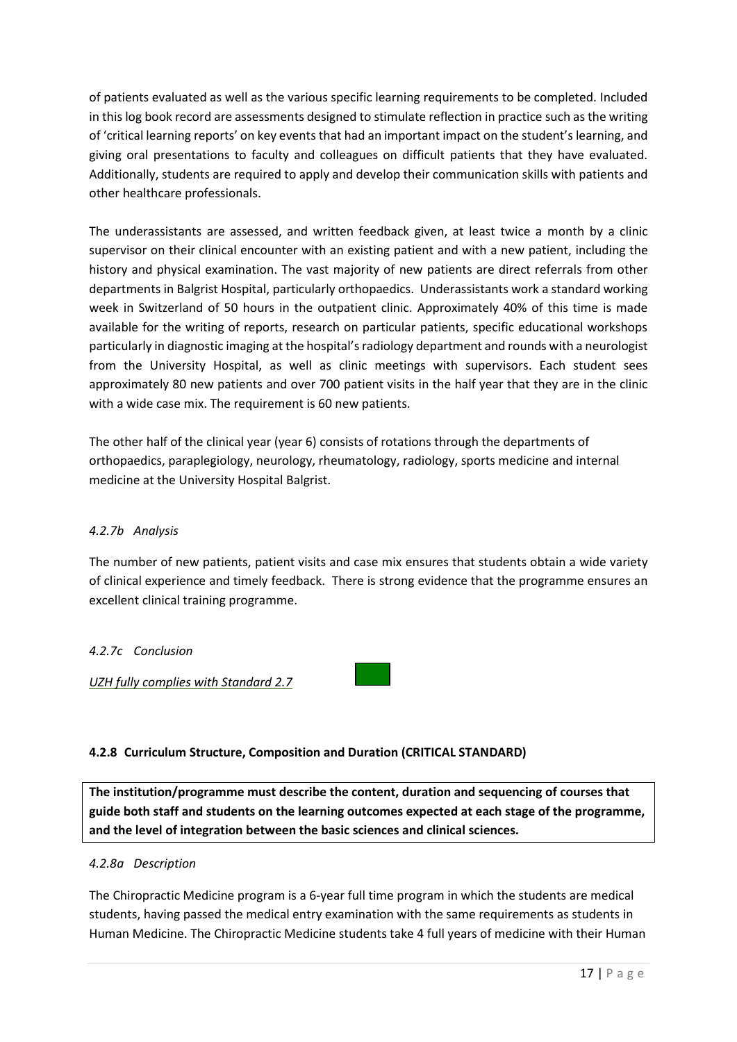of patients evaluated as well as the various specific learning requirements to be completed. Included in this log book record are assessments designed to stimulate reflection in practice such as the writing of 'critical learning reports' on key events that had an important impact on the student's learning, and giving oral presentations to faculty and colleagues on difficult patients that they have evaluated. Additionally, students are required to apply and develop their communication skills with patients and other healthcare professionals.

The underassistants are assessed, and written feedback given, at least twice a month by a clinic supervisor on their clinical encounter with an existing patient and with a new patient, including the history and physical examination. The vast majority of new patients are direct referrals from other departments in Balgrist Hospital, particularly orthopaedics. Underassistants work a standard working week in Switzerland of 50 hours in the outpatient clinic. Approximately 40% of this time is made available for the writing of reports, research on particular patients, specific educational workshops particularly in diagnostic imaging at the hospital's radiology department and rounds with a neurologist from the University Hospital, as well as clinic meetings with supervisors. Each student sees approximately 80 new patients and over 700 patient visits in the half year that they are in the clinic with a wide case mix. The requirement is 60 new patients.

The other half of the clinical year (year 6) consists of rotations through the departments of orthopaedics, paraplegiology, neurology, rheumatology, radiology, sports medicine and internal medicine at the University Hospital Balgrist.

*4.2.7b Analysis*

The number of new patients, patient visits and case mix ensures that students obtain a wide variety of clinical experience and timely feedback. There is strong evidence that the programme ensures an excellent clinical training programme.

*4.2.7c Conclusion*

*UZH fully complies with Standard 2.7*

#### 4.2.8 Curriculum Structure, Composition and Duration (CRITICAL STANDARD)

**The institution/programme must describe the content, duration and sequencing of courses that guide both staff and students on the learning outcomes expected at each stage of the programme, and the level of integration between the basic sciences and clinical sciences.**

*4.2.8a Description*

The Chiropractic Medicine program is a 6-year full time program in which the students are medical students, having passed the medical entry examination with the same requirements as students in Human Medicine. The Chiropractic Medicine students take 4 full years of medicine with their Human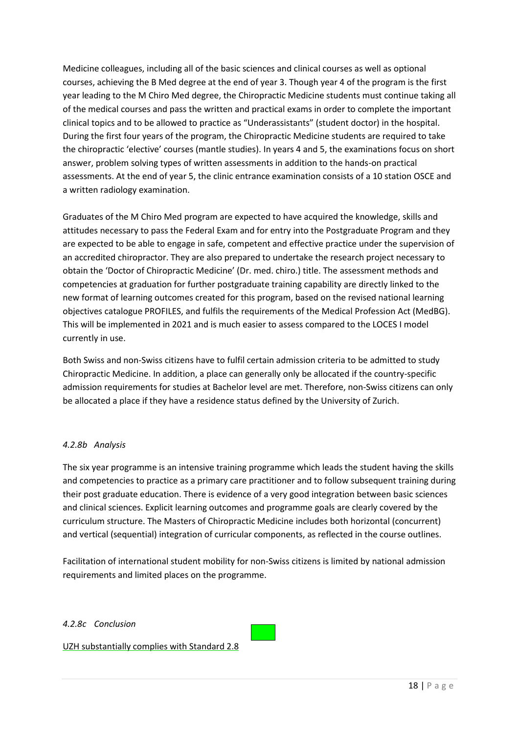Medicine colleagues, including all of the basic sciences and clinical courses as well as optional courses, achieving the B Med degree at the end of year 3. Though year 4 of the program is the first year leading to the M Chiro Med degree, the Chiropractic Medicine students must continue taking all of the medical courses and pass the written and practical exams in order to complete the important clinical topics and to be allowed to practice as "Underassistants" (student doctor) in the hospital. During the first four years of the program, the Chiropractic Medicine students are required to take the chiropractic 'elective' courses (mantle studies). In years 4 and 5, the examinations focus on short answer, problem solving types of written assessments in addition to the hands-on practical assessments. At the end of year 5, the clinic entrance examination consists of a 10 station OSCE and a written radiology examination.

Graduates of the M Chiro Med program are expected to have acquired the knowledge, skills and attitudes necessary to pass the Federal Exam and for entry into the Postgraduate Program and they are expected to be able to engage in safe, competent and effective practice under the supervision of an accredited chiropractor. They are also prepared to undertake the research project necessary to obtain the 'Doctor of Chiropractic Medicine' (Dr. med. chiro.) title. The assessment methods and competencies at graduation for further postgraduate training capability are directly linked to the new format of learning outcomes created for this program, based on the revised national learning objectives catalogue PROFILES, and fulfils the requirements of the Medical Profession Act (MedBG). This will be implemented in 2021 and is much easier to assess compared to the LOCES I model currently in use.

Both Swiss and non-Swiss citizens have to fulfil certain admission criteria to be admitted to study Chiropractic Medicine. In addition, a place can generally only be allocated if the country-specific admission requirements for studies at Bachelor level are met. Therefore, non-Swiss citizens can only be allocated a place if they have a residence status defined by the University of Zurich.

*4.2.8b Analysis*

The six year programme is an intensive training programme which leads the student having the skills and competencies to practice as a primary care practitioner and to follow subsequent training during their post graduate education. There is evidence of a very good integration between basic sciences and clinical sciences. Explicit learning outcomes and programme goals are clearly covered by the curriculum structure. The Masters of Chiropractic Medicine includes both horizontal (concurrent) and vertical (sequential) integration of curricular components, as reflected in the course outlines.

Facilitation of international student mobility for non-Swiss citizens is limited by national admission requirements and limited places on the programme.

*4.2.8c Conclusion*

UZH substantially complies with Standard 2.8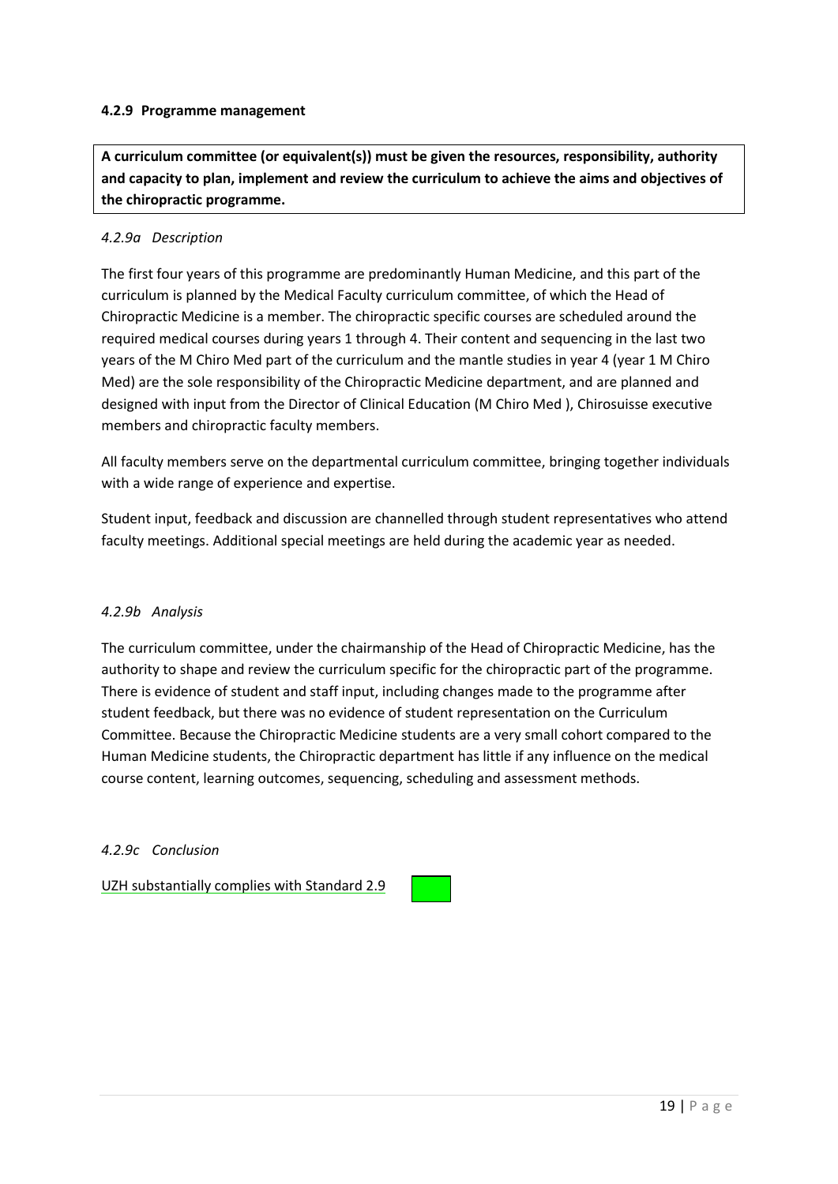#### 4.2.9 Programme management

**A curriculum committee (or equivalent(s)) must be given the resources, responsibility, authority and capacity to plan, implement and review the curriculum to achieve the aims and objectives of the chiropractic programme.**

*4.2.9a Description*

The first four years of this programme are predominantly Human Medicine, and this part of the curriculum is planned by the Medical Faculty curriculum committee, of which the Head of Chiropractic Medicine is a member. The chiropractic specific courses are scheduled around the required medical courses during years 1 through 4. Their content and sequencing in the last two years of the M Chiro Med part of the curriculum and the mantle studies in year 4 (year 1 M Chiro Med) are the sole responsibility of the Chiropractic Medicine department, and are planned and designed with input from the Director of Clinical Education (M Chiro Med ), Chirosuisse executive members and chiropractic faculty members.

All faculty members serve on the departmental curriculum committee, bringing together individuals with a wide range of experience and expertise.

Student input, feedback and discussion are channelled through student representatives who attend faculty meetings. Additional special meetings are held during the academic year as needed.

*4.2.9b Analysis*

The curriculum committee, under the chairmanship of the Head of Chiropractic Medicine, has the authority to shape and review the curriculum specific for the chiropractic part of the programme. There is evidence of student and staff input, including changes made to the programme after student feedback, but there was no evidence of student representation on the Curriculum Committee. Because the Chiropractic Medicine students are a very small cohort compared to the Human Medicine students, the Chiropractic department has little if any influence on the medical course content, learning outcomes, sequencing, scheduling and assessment methods.

*4.2.9c Conclusion*

UZH substantially complies with Standard 2.9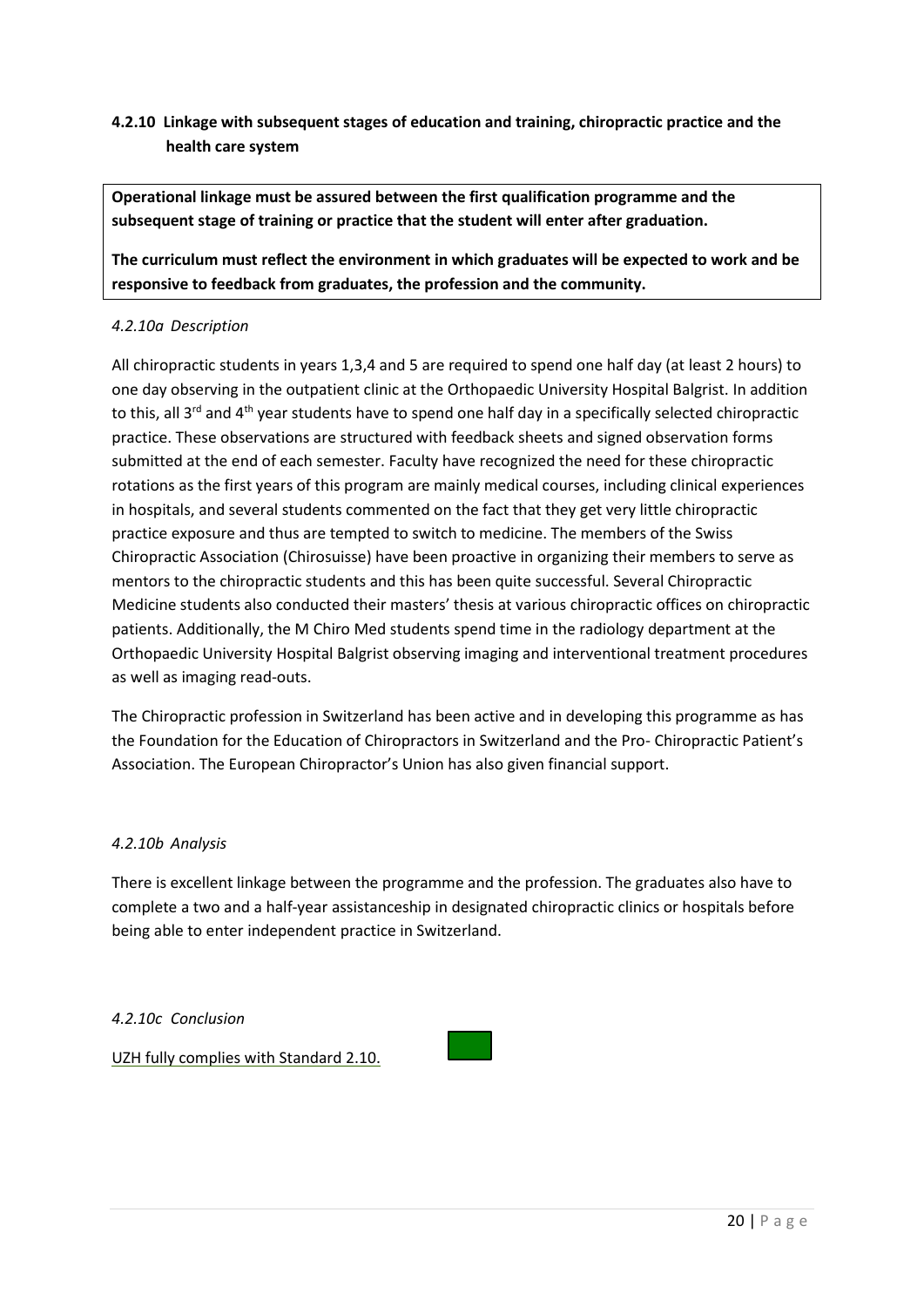### 4.2.10 Linkage with subsequent stages of education and training, chiropractic practice and the health care system

**Operational linkage must be assured between the first qualification programme and the subsequent stage of training or practice that the student will enter after graduation.**

**The curriculum must reflect the environment in which graduates will be expected to work and be responsive to feedback from graduates, the profession and the community.**

*4.2.10a Description*

All chiropractic students in years 1,3,4 and 5 are required to spend one half day (at least 2 hours) to one day observing in the outpatient clinic at the Orthopaedic University Hospital Balgrist. In addition to this, all 3rd and 4th year students have to spend one half day in a specifically selected chiropractic practice. These observations are structured with feedback sheets and signed observation forms submitted at the end of each semester. Faculty have recognized the need for these chiropractic rotations as the first years of this program are mainly medical courses, including clinical experiences in hospitals, and several students commented on the fact that they get very little chiropractic practice exposure and thus are tempted to switch to medicine. The members of the Swiss Chiropractic Association (Chirosuisse) have been proactive in organizing their members to serve as mentors to the chiropractic students and this has been quite successful. Several Chiropractic Medicine students also conducted their masters' thesis at various chiropractic offices on chiropractic patients. Additionally, the M Chiro Med students spend time in the radiology department at the Orthopaedic University Hospital Balgrist observing imaging and interventional treatment procedures as well as imaging read-outs.

The Chiropractic profession in Switzerland has been active and in developing this programme as has the Foundation for the Education of Chiropractors in Switzerland and the Pro- Chiropractic Patient's Association. The European Chiropractor's Union has also given financial support.

*4.2.10b Analysis*

There is excellent linkage between the programme and the profession. The graduates also have to complete a two and a half-year assistanceship in designated chiropractic clinics or hospitals before being able to enter independent practice in Switzerland.

*4.2.10c Conclusion*

UZH fully complies with Standard 2.10.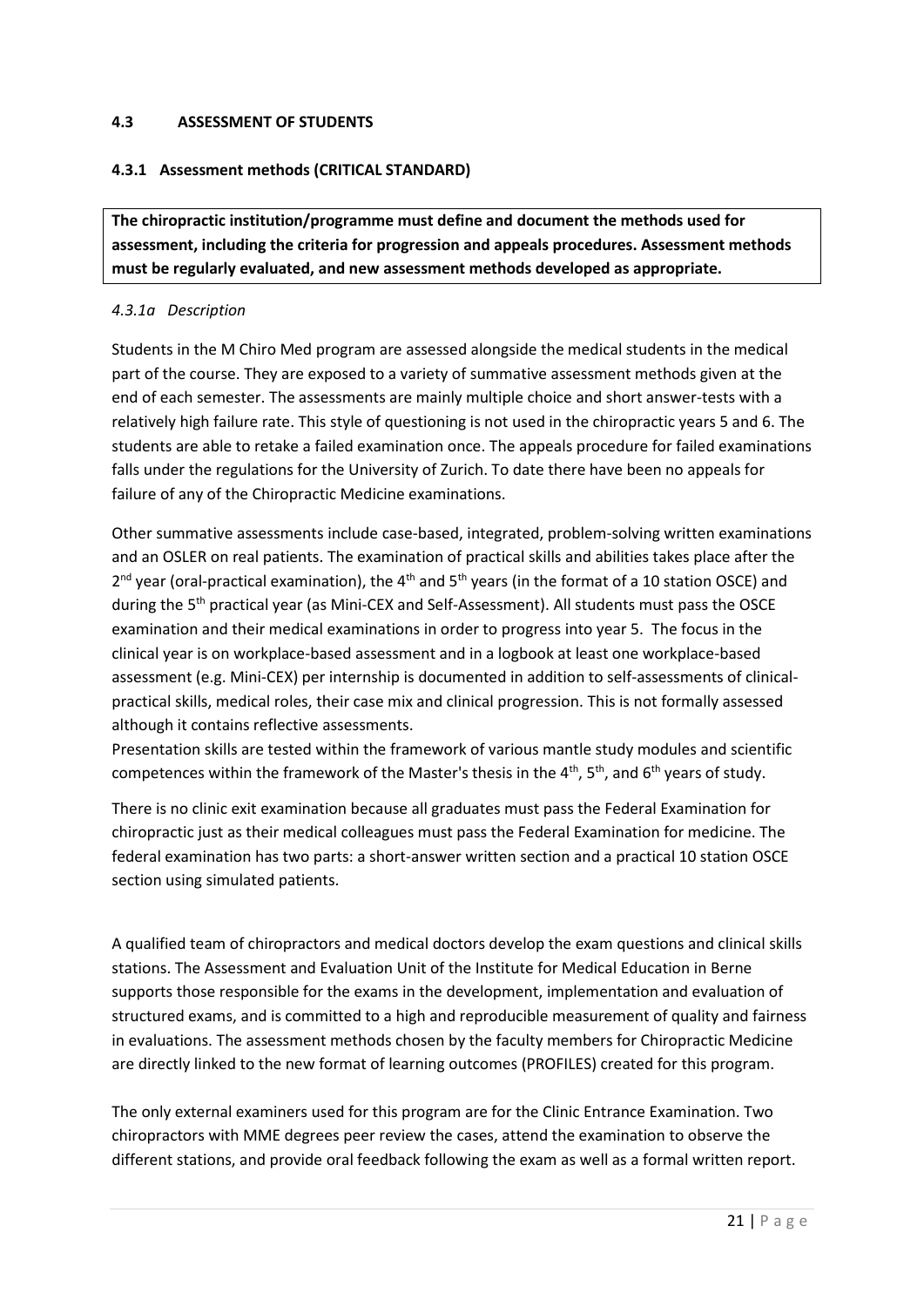### 4.3 ASSESSMENT OF STUDENTS

#### 4.3.1 Assessment methods (CRITICAL STANDARD)

**The chiropractic institution/programme must define and document the methods used for assessment, including the criteria for progression and appeals procedures. Assessment methods must be regularly evaluated, and new assessment methods developed as appropriate.**

*4.3.1a Description*

Students in the M Chiro Med program are assessed alongside the medical students in the medical part of the course. They are exposed to a variety of summative assessment methods given at the end of each semester. The assessments are mainly multiple choice and short answer-tests with a relatively high failure rate. This style of questioning is not used in the chiropractic years 5 and 6. The students are able to retake a failed examination once. The appeals procedure for failed examinations falls under the regulations for the University of Zurich. To date there have been no appeals for failure of any of the Chiropractic Medicine examinations.

Other summative assessments include case-based, integrated, problem-solving written examinations and an OSLER on real patients. The examination of practical skills and abilities takes place after the 2nd year (oral-practical examination), the 4th and 5th years (in the format of a 10 station OSCE) and during the 5th practical year (as Mini-CEX and Self-Assessment). All students must pass the OSCE examination and their medical examinations in order to progress into year 5. The focus in the clinical year is on workplace-based assessment and in a logbook at least one workplace-based assessment (e.g. Mini-CEX) per internship is documented in addition to self-assessments of clinical-practical skills, medical roles, their case mix and clinical progression. This is not formally assessed although it contains reflective assessments.
Presentation skills are tested within the framework of various mantle study modules and scientific competences within the framework of the Master's thesis in the 4th, 5th, and 6th years of study.

There is no clinic exit examination because all graduates must pass the Federal Examination for chiropractic just as their medical colleagues must pass the Federal Examination for medicine. The federal examination has two parts: a short-answer written section and a practical 10 station OSCE section using simulated patients.

A qualified team of chiropractors and medical doctors develop the exam questions and clinical skills stations. The Assessment and Evaluation Unit of the Institute for Medical Education in Berne supports those responsible for the exams in the development, implementation and evaluation of structured exams, and is committed to a high and reproducible measurement of quality and fairness in evaluations. The assessment methods chosen by the faculty members for Chiropractic Medicine are directly linked to the new format of learning outcomes (PROFILES) created for this program.

The only external examiners used for this program are for the Clinic Entrance Examination. Two chiropractors with MME degrees peer review the cases, attend the examination to observe the different stations, and provide oral feedback following the exam as well as a formal written report.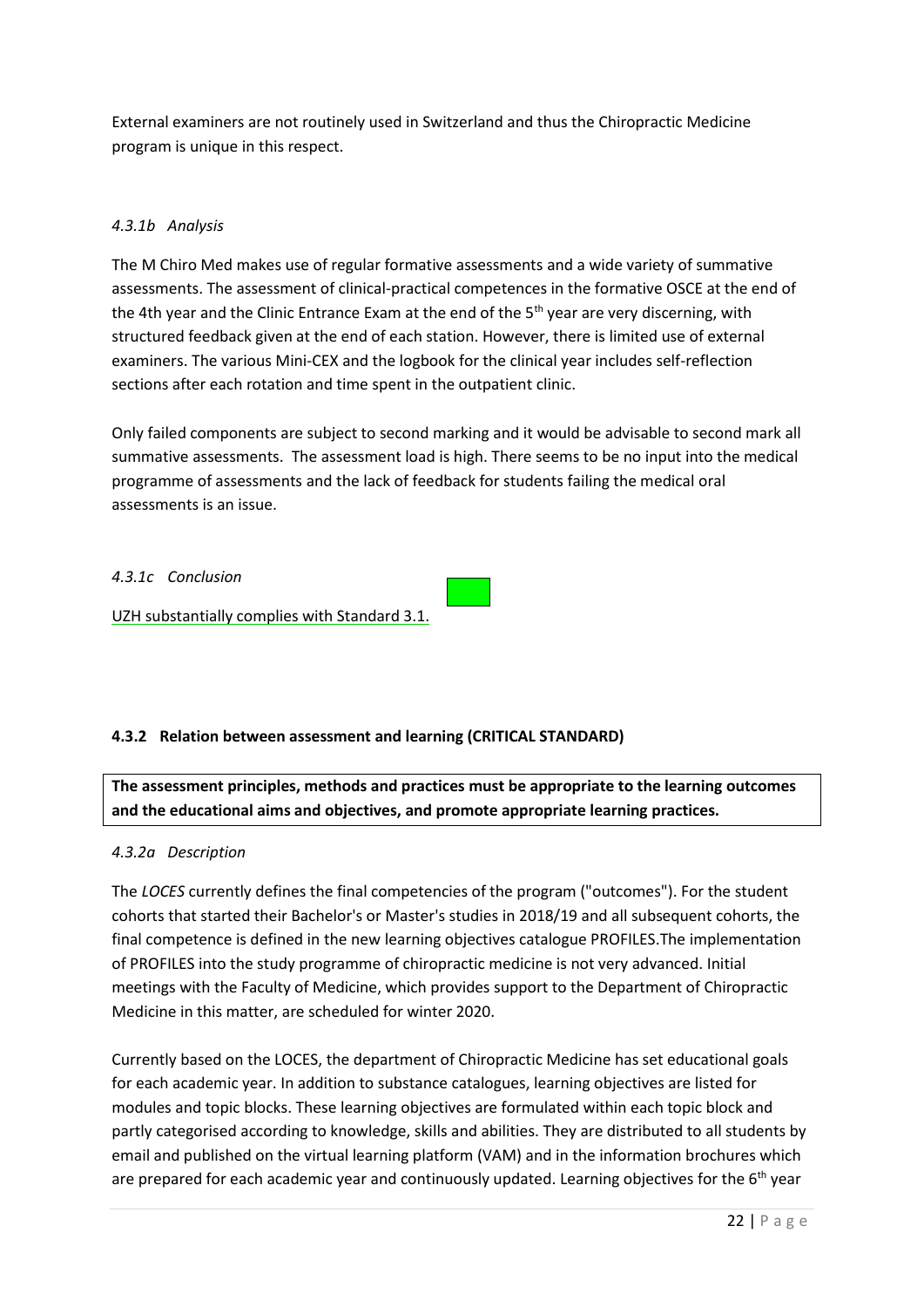External examiners are not routinely used in Switzerland and thus the Chiropractic Medicine program is unique in this respect.

*4.3.1b Analysis*

The M Chiro Med makes use of regular formative assessments and a wide variety of summative assessments. The assessment of clinical-practical competences in the formative OSCE at the end of the 4th year and the Clinic Entrance Exam at the end of the 5th year are very discerning, with structured feedback given at the end of each station. However, there is limited use of external examiners. The various Mini-CEX and the logbook for the clinical year includes self-reflection sections after each rotation and time spent in the outpatient clinic.

Only failed components are subject to second marking and it would be advisable to second mark all summative assessments. The assessment load is high. There seems to be no input into the medical programme of assessments and the lack of feedback for students failing the medical oral assessments is an issue.

*4.3.1c Conclusion*

UZH substantially complies with Standard 3.1.

**4.3.2 Relation between assessment and learning (CRITICAL STANDARD)**

**The assessment principles, methods and practices must be appropriate to the learning outcomes and the educational aims and objectives, and promote appropriate learning practices.**

*4.3.2a Description*

The *LOCES* currently defines the final competencies of the program ("outcomes"). For the student cohorts that started their Bachelor's or Master's studies in 2018/19 and all subsequent cohorts, the final competence is defined in the new learning objectives catalogue PROFILES.The implementation of PROFILES into the study programme of chiropractic medicine is not very advanced. Initial meetings with the Faculty of Medicine, which provides support to the Department of Chiropractic Medicine in this matter, are scheduled for winter 2020.

Currently based on the LOCES, the department of Chiropractic Medicine has set educational goals for each academic year. In addition to substance catalogues, learning objectives are listed for modules and topic blocks. These learning objectives are formulated within each topic block and partly categorised according to knowledge, skills and abilities. They are distributed to all students by email and published on the virtual learning platform (VAM) and in the information brochures which are prepared for each academic year and continuously updated. Learning objectives for the 6th year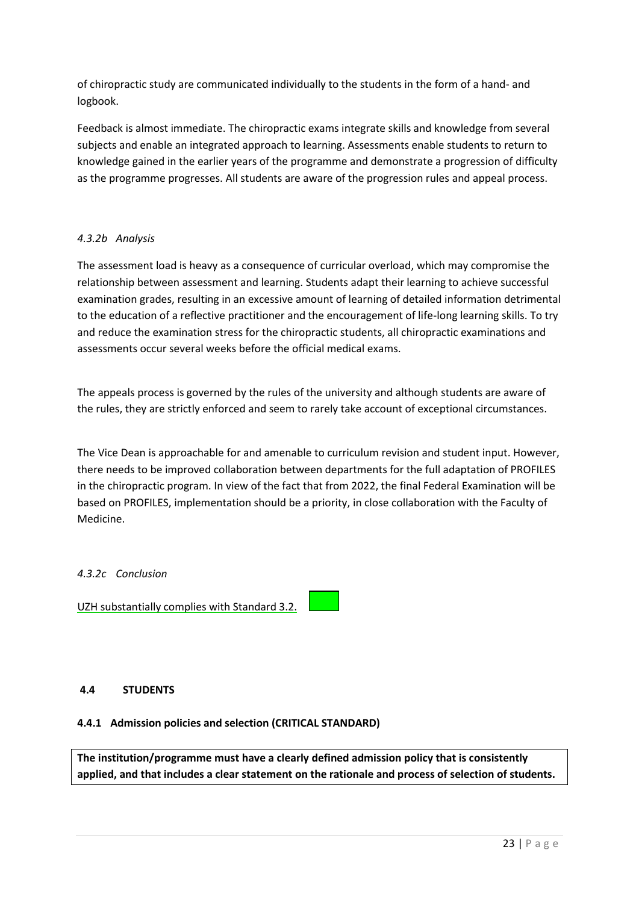of chiropractic study are communicated individually to the students in the form of a hand- and logbook.

Feedback is almost immediate. The chiropractic exams integrate skills and knowledge from several subjects and enable an integrated approach to learning. Assessments enable students to return to knowledge gained in the earlier years of the programme and demonstrate a progression of difficulty as the programme progresses. All students are aware of the progression rules and appeal process.

*4.3.2b Analysis*

The assessment load is heavy as a consequence of curricular overload, which may compromise the relationship between assessment and learning. Students adapt their learning to achieve successful examination grades, resulting in an excessive amount of learning of detailed information detrimental to the education of a reflective practitioner and the encouragement of life-long learning skills. To try and reduce the examination stress for the chiropractic students, all chiropractic examinations and assessments occur several weeks before the official medical exams.

The appeals process is governed by the rules of the university and although students are aware of the rules, they are strictly enforced and seem to rarely take account of exceptional circumstances.

The Vice Dean is approachable for and amenable to curriculum revision and student input. However, there needs to be improved collaboration between departments for the full adaptation of PROFILES in the chiropractic program. In view of the fact that from 2022, the final Federal Examination will be based on PROFILES, implementation should be a priority, in close collaboration with the Faculty of Medicine.

*4.3.2c Conclusion*

UZH substantially complies with Standard 3.2.

## 4.4 STUDENTS

### 4.4.1 Admission policies and selection (CRITICAL STANDARD)

**The institution/programme must have a clearly defined admission policy that is consistently applied, and that includes a clear statement on the rationale and process of selection of students.**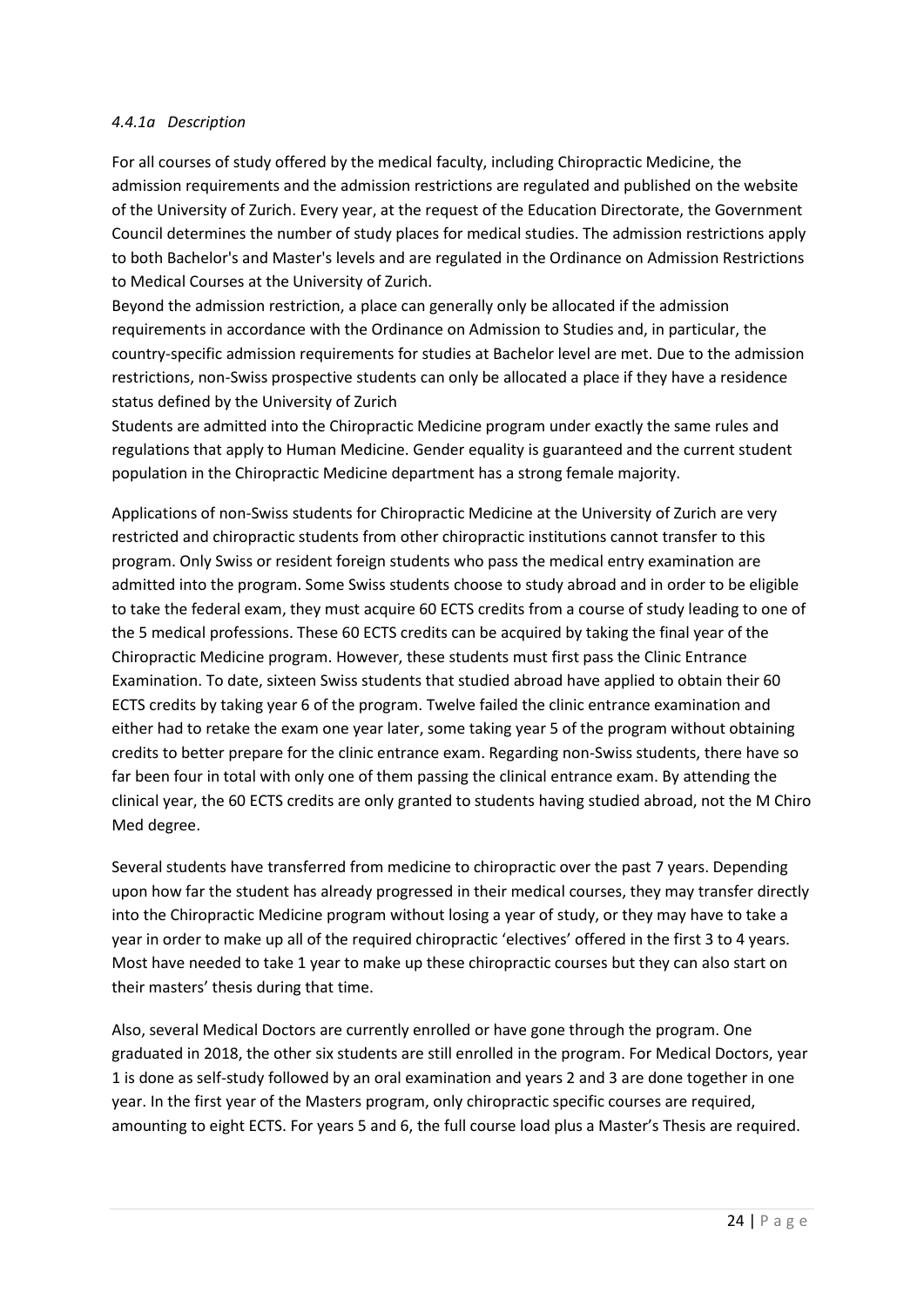#### *4.4.1a Description*

For all courses of study offered by the medical faculty, including Chiropractic Medicine, the admission requirements and the admission restrictions are regulated and published on the website of the University of Zurich. Every year, at the request of the Education Directorate, the Government Council determines the number of study places for medical studies. The admission restrictions apply to both Bachelor's and Master's levels and are regulated in the Ordinance on Admission Restrictions to Medical Courses at the University of Zurich.
Beyond the admission restriction, a place can generally only be allocated if the admission requirements in accordance with the Ordinance on Admission to Studies and, in particular, the country-specific admission requirements for studies at Bachelor level are met. Due to the admission restrictions, non-Swiss prospective students can only be allocated a place if they have a residence status defined by the University of Zurich
Students are admitted into the Chiropractic Medicine program under exactly the same rules and regulations that apply to Human Medicine. Gender equality is guaranteed and the current student population in the Chiropractic Medicine department has a strong female majority.

Applications of non-Swiss students for Chiropractic Medicine at the University of Zurich are very restricted and chiropractic students from other chiropractic institutions cannot transfer to this program. Only Swiss or resident foreign students who pass the medical entry examination are admitted into the program. Some Swiss students choose to study abroad and in order to be eligible to take the federal exam, they must acquire 60 ECTS credits from a course of study leading to one of the 5 medical professions. These 60 ECTS credits can be acquired by taking the final year of the Chiropractic Medicine program. However, these students must first pass the Clinic Entrance Examination. To date, sixteen Swiss students that studied abroad have applied to obtain their 60 ECTS credits by taking year 6 of the program. Twelve failed the clinic entrance examination and either had to retake the exam one year later, some taking year 5 of the program without obtaining credits to better prepare for the clinic entrance exam. Regarding non-Swiss students, there have so far been four in total with only one of them passing the clinical entrance exam. By attending the clinical year, the 60 ECTS credits are only granted to students having studied abroad, not the M Chiro Med degree.

Several students have transferred from medicine to chiropractic over the past 7 years. Depending upon how far the student has already progressed in their medical courses, they may transfer directly into the Chiropractic Medicine program without losing a year of study, or they may have to take a year in order to make up all of the required chiropractic 'electives' offered in the first 3 to 4 years. Most have needed to take 1 year to make up these chiropractic courses but they can also start on their masters' thesis during that time.

Also, several Medical Doctors are currently enrolled or have gone through the program. One graduated in 2018, the other six students are still enrolled in the program. For Medical Doctors, year 1 is done as self-study followed by an oral examination and years 2 and 3 are done together in one year. In the first year of the Masters program, only chiropractic specific courses are required, amounting to eight ECTS. For years 5 and 6, the full course load plus a Master's Thesis are required.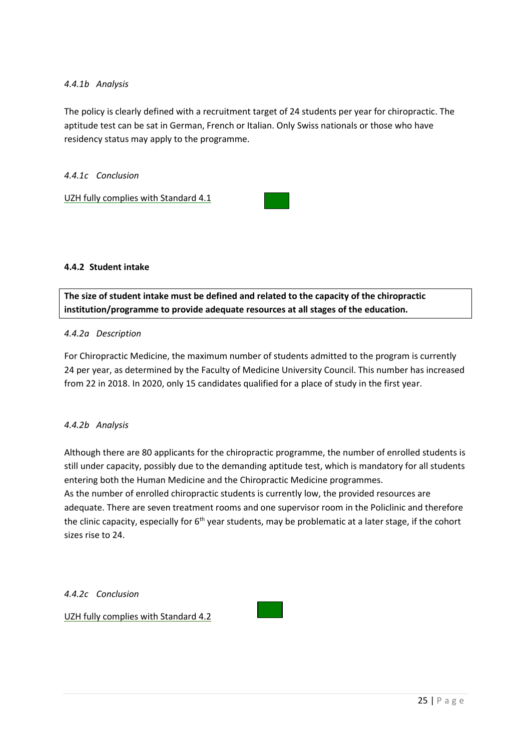*4.4.1b Analysis*

The policy is clearly defined with a recruitment target of 24 students per year for chiropractic. The aptitude test can be sat in German, French or Italian. Only Swiss nationals or those who have residency status may apply to the programme.

*4.4.1c Conclusion*

UZH fully complies with Standard 4.1

#### 4.4.2 Student intake

**The size of student intake must be defined and related to the capacity of the chiropractic institution/programme to provide adequate resources at all stages of the education.**

*4.4.2a Description*

For Chiropractic Medicine, the maximum number of students admitted to the program is currently 24 per year, as determined by the Faculty of Medicine University Council. This number has increased from 22 in 2018. In 2020, only 15 candidates qualified for a place of study in the first year.

*4.4.2b Analysis*

Although there are 80 applicants for the chiropractic programme, the number of enrolled students is still under capacity, possibly due to the demanding aptitude test, which is mandatory for all students entering both the Human Medicine and the Chiropractic Medicine programmes.

As the number of enrolled chiropractic students is currently low, the provided resources are adequate. There are seven treatment rooms and one supervisor room in the Policlinic and therefore the clinic capacity, especially for 6th year students, may be problematic at a later stage, if the cohort sizes rise to 24.

*4.4.2c Conclusion*

UZH fully complies with Standard 4.2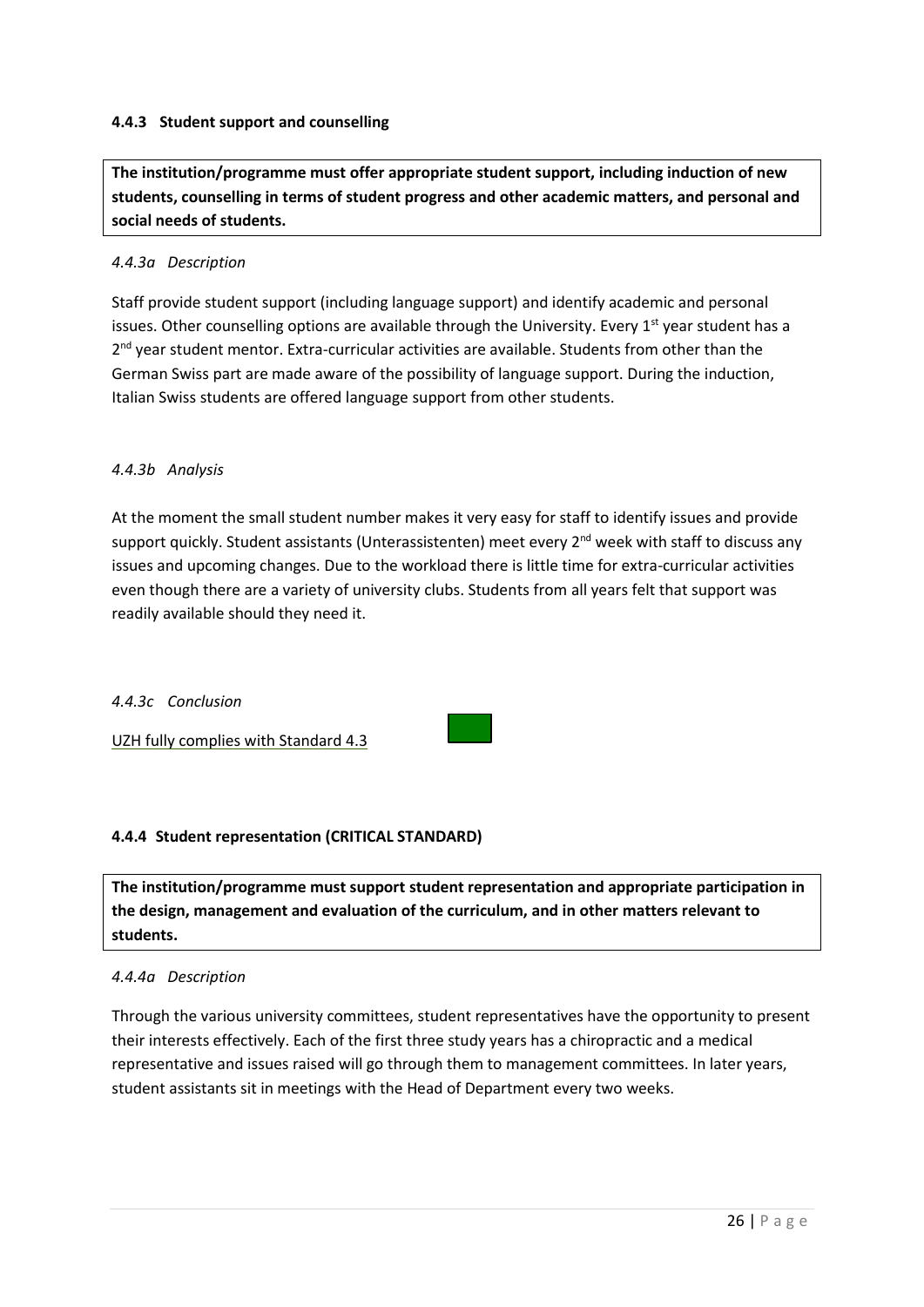#### 4.4.3 Student support and counselling

**The institution/programme must offer appropriate student support, including induction of new students, counselling in terms of student progress and other academic matters, and personal and social needs of students.**

*4.4.3a Description*

Staff provide student support (including language support) and identify academic and personal issues. Other counselling options are available through the University. Every 1st year student has a 2nd year student mentor. Extra-curricular activities are available. Students from other than the German Swiss part are made aware of the possibility of language support. During the induction, Italian Swiss students are offered language support from other students.

*4.4.3b Analysis*

At the moment the small student number makes it very easy for staff to identify issues and provide support quickly. Student assistants (Unterassistenten) meet every 2nd week with staff to discuss any issues and upcoming changes. Due to the workload there is little time for extra-curricular activities even though there are a variety of university clubs. Students from all years felt that support was readily available should they need it.

*4.4.3c Conclusion*

<u>UZH fully complies with Standard 4.3</u>

#### 4.4.4 Student representation (CRITICAL STANDARD)

**The institution/programme must support student representation and appropriate participation in the design, management and evaluation of the curriculum, and in other matters relevant to students.**

*4.4.4a Description*

Through the various university committees, student representatives have the opportunity to present their interests effectively. Each of the first three study years has a chiropractic and a medical representative and issues raised will go through them to management committees. In later years, student assistants sit in meetings with the Head of Department every two weeks.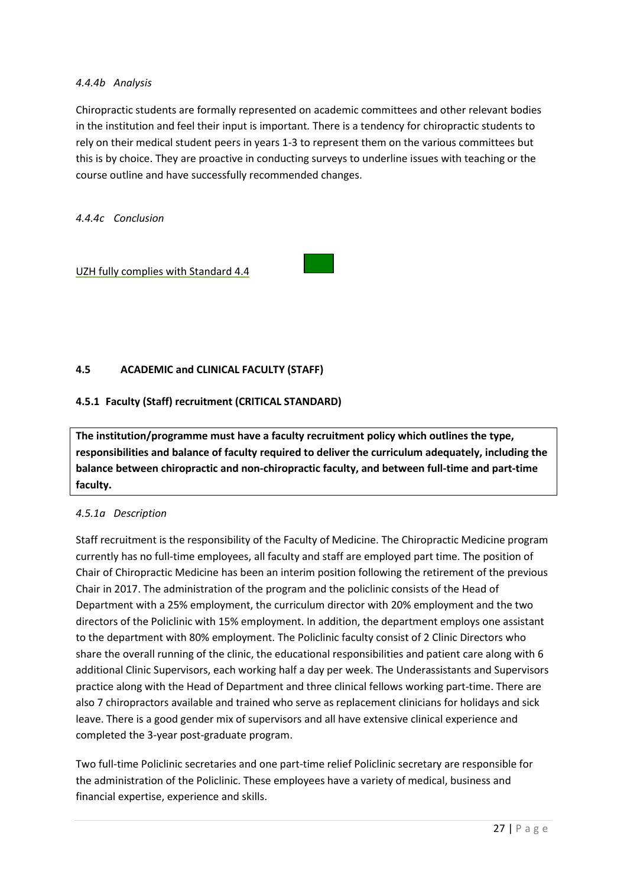*4.4.4b Analysis*

Chiropractic students are formally represented on academic committees and other relevant bodies in the institution and feel their input is important. There is a tendency for chiropractic students to rely on their medical student peers in years 1-3 to represent them on the various committees but this is by choice. They are proactive in conducting surveys to underline issues with teaching or the course outline and have successfully recommended changes.

*4.4.4c Conclusion*

UZH fully complies with Standard 4.4

**4.5 ACADEMIC and CLINICAL FACULTY (STAFF)**

**4.5.1 Faculty (Staff) recruitment (CRITICAL STANDARD)**

**The institution/programme must have a faculty recruitment policy which outlines the type, responsibilities and balance of faculty required to deliver the curriculum adequately, including the balance between chiropractic and non-chiropractic faculty, and between full-time and part-time faculty.**

*4.5.1a Description*

Staff recruitment is the responsibility of the Faculty of Medicine. The Chiropractic Medicine program currently has no full-time employees, all faculty and staff are employed part time. The position of Chair of Chiropractic Medicine has been an interim position following the retirement of the previous Chair in 2017. The administration of the program and the policlinic consists of the Head of Department with a 25% employment, the curriculum director with 20% employment and the two directors of the Policlinic with 15% employment. In addition, the department employs one assistant to the department with 80% employment. The Policlinic faculty consist of 2 Clinic Directors who share the overall running of the clinic, the educational responsibilities and patient care along with 6 additional Clinic Supervisors, each working half a day per week. The Underassistants and Supervisors practice along with the Head of Department and three clinical fellows working part-time. There are also 7 chiropractors available and trained who serve as replacement clinicians for holidays and sick leave. There is a good gender mix of supervisors and all have extensive clinical experience and completed the 3-year post-graduate program.

Two full-time Policlinic secretaries and one part-time relief Policlinic secretary are responsible for the administration of the Policlinic. These employees have a variety of medical, business and financial expertise, experience and skills.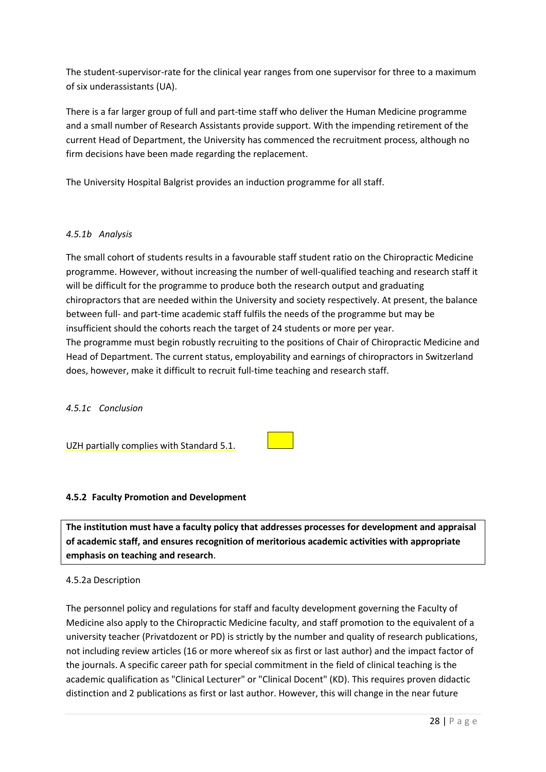The student-supervisor-rate for the clinical year ranges from one supervisor for three to a maximum of six underassistants (UA).

There is a far larger group of full and part-time staff who deliver the Human Medicine programme and a small number of Research Assistants provide support. With the impending retirement of the current Head of Department, the University has commenced the recruitment process, although no firm decisions have been made regarding the replacement.

The University Hospital Balgrist provides an induction programme for all staff.

*4.5.1b Analysis*

The small cohort of students results in a favourable staff student ratio on the Chiropractic Medicine programme. However, without increasing the number of well-qualified teaching and research staff it will be difficult for the programme to produce both the research output and graduating chiropractors that are needed within the University and society respectively. At present, the balance between full- and part-time academic staff fulfils the needs of the programme but may be insufficient should the cohorts reach the target of 24 students or more per year.
The programme must begin robustly recruiting to the positions of Chair of Chiropractic Medicine and Head of Department. The current status, employability and earnings of chiropractors in Switzerland does, however, make it difficult to recruit full-time teaching and research staff.

*4.5.1c Conclusion*

UZH partially complies with Standard 5.1.

#### 4.5.2 Faculty Promotion and Development

**The institution must have a faculty policy that addresses processes for development and appraisal of academic staff, and ensures recognition of meritorious academic activities with appropriate emphasis on teaching and research**.

4.5.2a Description

The personnel policy and regulations for staff and faculty development governing the Faculty of Medicine also apply to the Chiropractic Medicine faculty, and staff promotion to the equivalent of a university teacher (Privatdozent or PD) is strictly by the number and quality of research publications, not including review articles (16 or more whereof six as first or last author) and the impact factor of the journals. A specific career path for special commitment in the field of clinical teaching is the academic qualification as "Clinical Lecturer" or "Clinical Docent" (KD). This requires proven didactic distinction and 2 publications as first or last author. However, this will change in the near future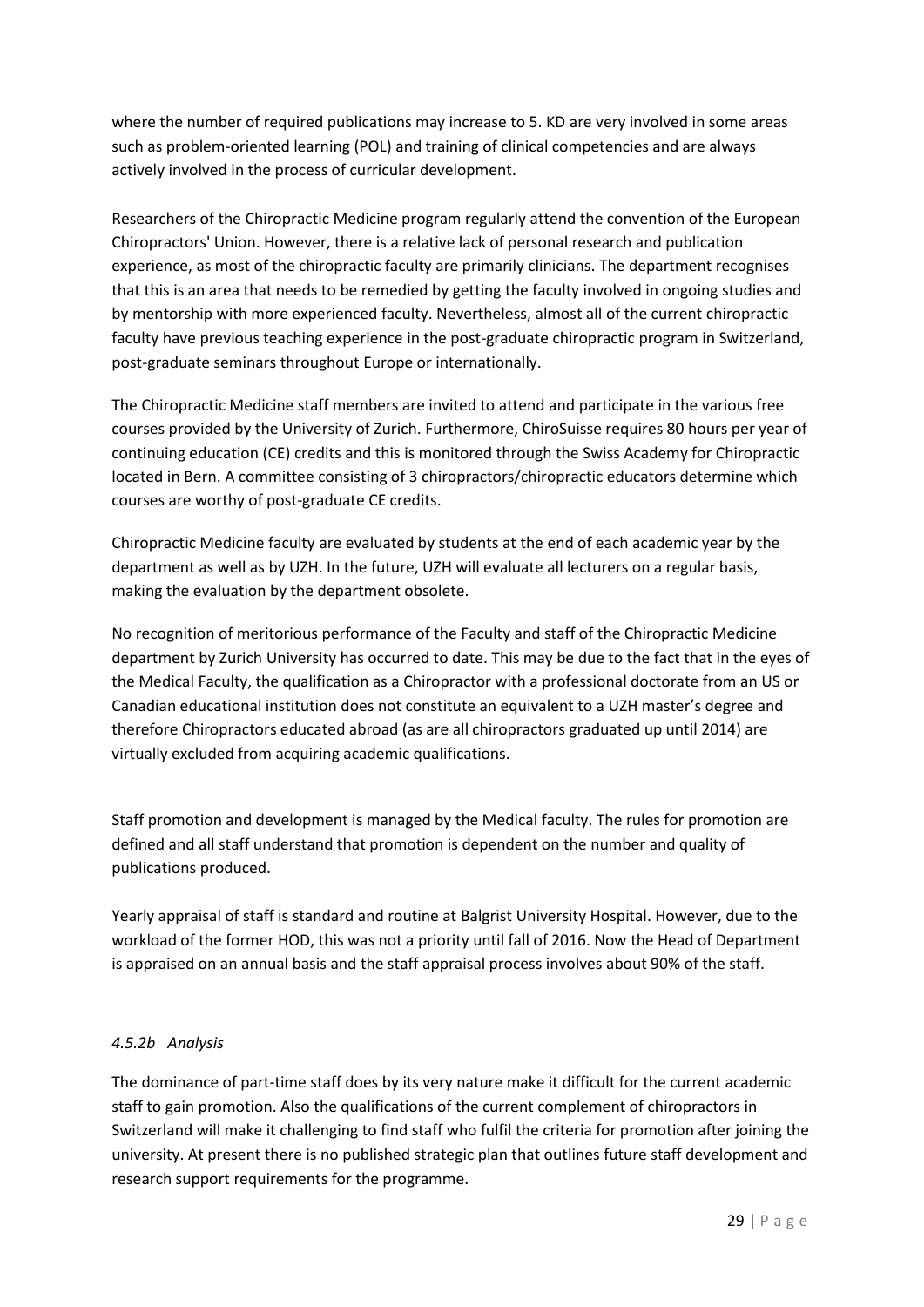where the number of required publications may increase to 5. KD are very involved in some areas such as problem-oriented learning (POL) and training of clinical competencies and are always actively involved in the process of curricular development.

Researchers of the Chiropractic Medicine program regularly attend the convention of the European Chiropractors' Union. However, there is a relative lack of personal research and publication experience, as most of the chiropractic faculty are primarily clinicians. The department recognises that this is an area that needs to be remedied by getting the faculty involved in ongoing studies and by mentorship with more experienced faculty. Nevertheless, almost all of the current chiropractic faculty have previous teaching experience in the post-graduate chiropractic program in Switzerland, post-graduate seminars throughout Europe or internationally.

The Chiropractic Medicine staff members are invited to attend and participate in the various free courses provided by the University of Zurich. Furthermore, ChiroSuisse requires 80 hours per year of continuing education (CE) credits and this is monitored through the Swiss Academy for Chiropractic located in Bern. A committee consisting of 3 chiropractors/chiropractic educators determine which courses are worthy of post-graduate CE credits.

Chiropractic Medicine faculty are evaluated by students at the end of each academic year by the department as well as by UZH. In the future, UZH will evaluate all lecturers on a regular basis, making the evaluation by the department obsolete.

No recognition of meritorious performance of the Faculty and staff of the Chiropractic Medicine department by Zurich University has occurred to date. This may be due to the fact that in the eyes of the Medical Faculty, the qualification as a Chiropractor with a professional doctorate from an US or Canadian educational institution does not constitute an equivalent to a UZH master's degree and therefore Chiropractors educated abroad (as are all chiropractors graduated up until 2014) are virtually excluded from acquiring academic qualifications.

Staff promotion and development is managed by the Medical faculty. The rules for promotion are defined and all staff understand that promotion is dependent on the number and quality of publications produced.

Yearly appraisal of staff is standard and routine at Balgrist University Hospital. However, due to the workload of the former HOD, this was not a priority until fall of 2016. Now the Head of Department is appraised on an annual basis and the staff appraisal process involves about 90% of the staff.

#### *4.5.2b Analysis*

The dominance of part-time staff does by its very nature make it difficult for the current academic staff to gain promotion. Also the qualifications of the current complement of chiropractors in Switzerland will make it challenging to find staff who fulfil the criteria for promotion after joining the university. At present there is no published strategic plan that outlines future staff development and research support requirements for the programme.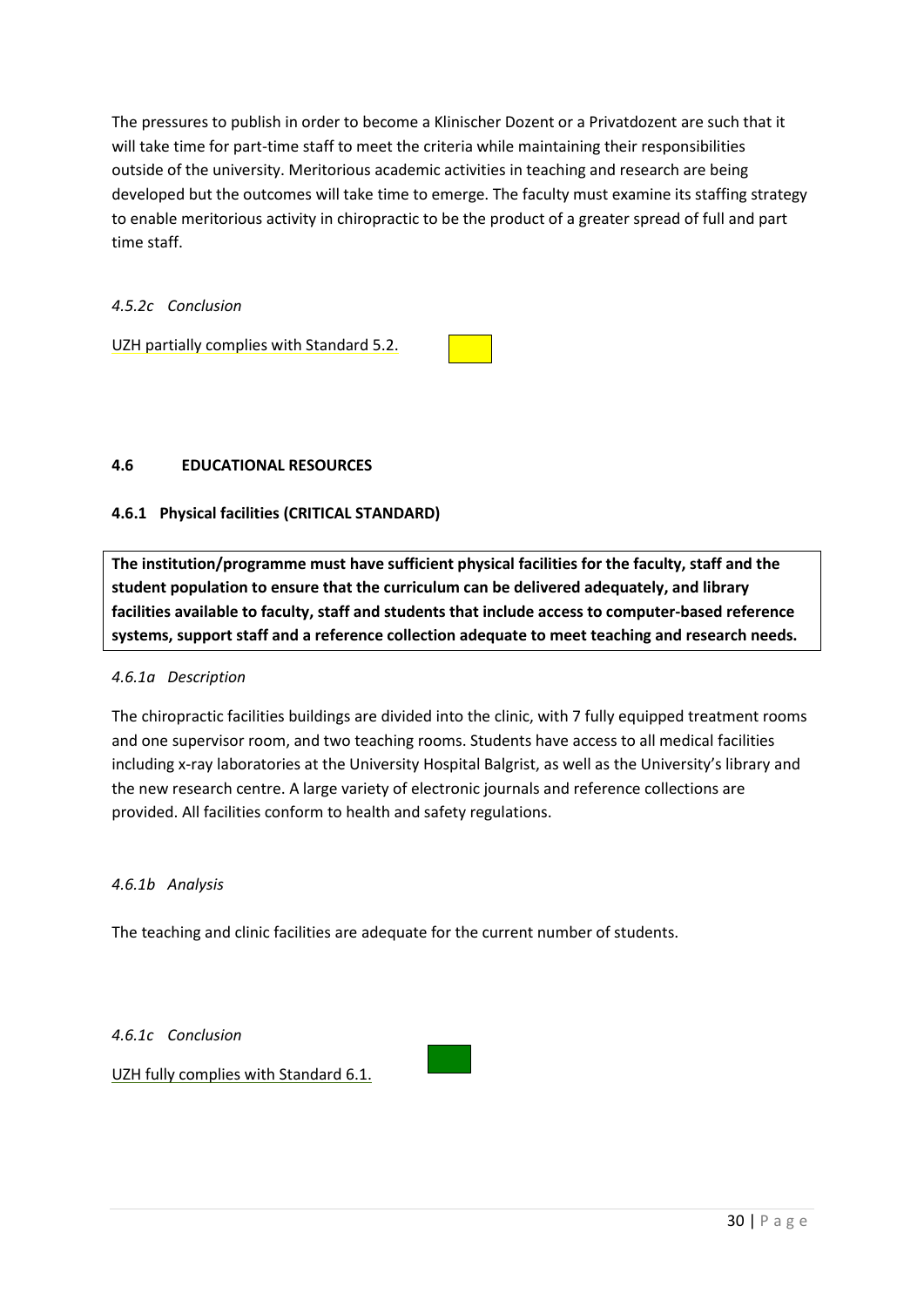The pressures to publish in order to become a Klinischer Dozent or a Privatdozent are such that it will take time for part-time staff to meet the criteria while maintaining their responsibilities outside of the university. Meritorious academic activities in teaching and research are being developed but the outcomes will take time to emerge. The faculty must examine its staffing strategy to enable meritorious activity in chiropractic to be the product of a greater spread of full and part time staff.

*4.5.2c Conclusion*

UZH partially complies with Standard 5.2.

## 4.6 EDUCATIONAL RESOURCES

### 4.6.1 Physical facilities (CRITICAL STANDARD)

**The institution/programme must have sufficient physical facilities for the faculty, staff and the student population to ensure that the curriculum can be delivered adequately, and library facilities available to faculty, staff and students that include access to computer-based reference systems, support staff and a reference collection adequate to meet teaching and research needs.**

*4.6.1a Description*

The chiropractic facilities buildings are divided into the clinic, with 7 fully equipped treatment rooms and one supervisor room, and two teaching rooms. Students have access to all medical facilities including x-ray laboratories at the University Hospital Balgrist, as well as the University's library and the new research centre. A large variety of electronic journals and reference collections are provided. All facilities conform to health and safety regulations.

*4.6.1b Analysis*

The teaching and clinic facilities are adequate for the current number of students.

*4.6.1c Conclusion*

UZH fully complies with Standard 6.1.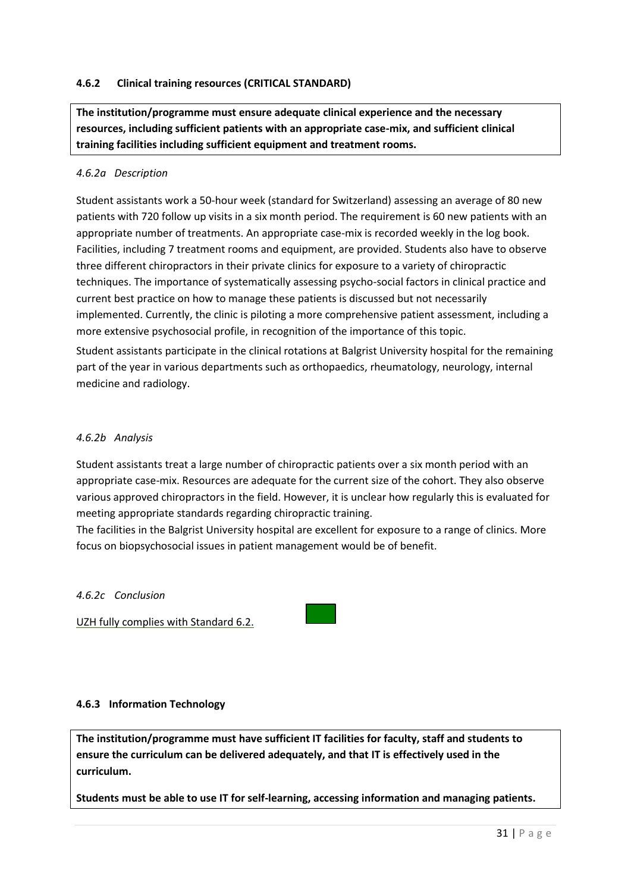#### 4.6.2 Clinical training resources (CRITICAL STANDARD)

**The institution/programme must ensure adequate clinical experience and the necessary resources, including sufficient patients with an appropriate case-mix, and sufficient clinical training facilities including sufficient equipment and treatment rooms.**

*4.6.2a Description*

Student assistants work a 50-hour week (standard for Switzerland) assessing an average of 80 new patients with 720 follow up visits in a six month period. The requirement is 60 new patients with an appropriate number of treatments. An appropriate case-mix is recorded weekly in the log book. Facilities, including 7 treatment rooms and equipment, are provided. Students also have to observe three different chiropractors in their private clinics for exposure to a variety of chiropractic techniques. The importance of systematically assessing psycho-social factors in clinical practice and current best practice on how to manage these patients is discussed but not necessarily implemented. Currently, the clinic is piloting a more comprehensive patient assessment, including a more extensive psychosocial profile, in recognition of the importance of this topic.

Student assistants participate in the clinical rotations at Balgrist University hospital for the remaining part of the year in various departments such as orthopaedics, rheumatology, neurology, internal medicine and radiology.

*4.6.2b Analysis*

Student assistants treat a large number of chiropractic patients over a six month period with an appropriate case-mix. Resources are adequate for the current size of the cohort. They also observe various approved chiropractors in the field. However, it is unclear how regularly this is evaluated for meeting appropriate standards regarding chiropractic training.

The facilities in the Balgrist University hospital are excellent for exposure to a range of clinics. More focus on biopsychosocial issues in patient management would be of benefit.

*4.6.2c Conclusion*

UZH fully complies with Standard 6.2.

#### 4.6.3 Information Technology

**The institution/programme must have sufficient IT facilities for faculty, staff and students to ensure the curriculum can be delivered adequately, and that IT is effectively used in the curriculum.**

**Students must be able to use IT for self-learning, accessing information and managing patients.**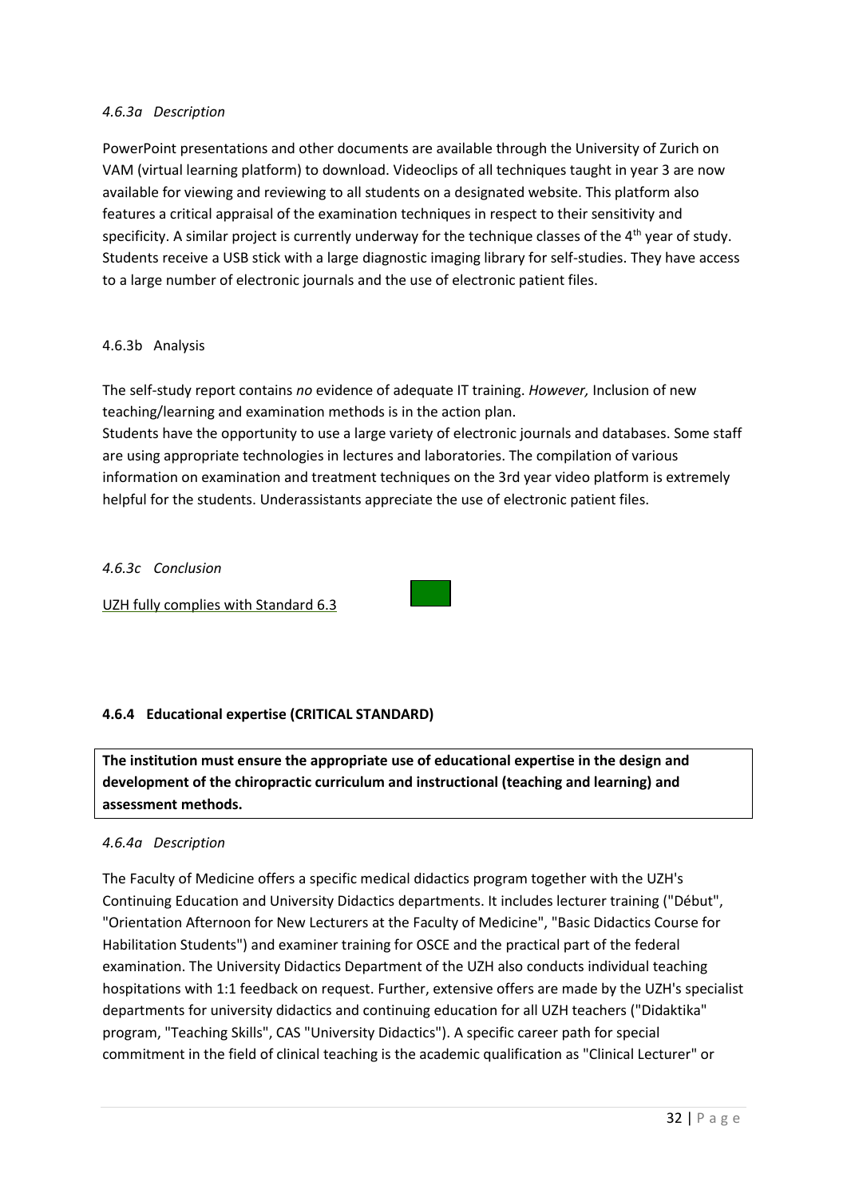*4.6.3a Description*

PowerPoint presentations and other documents are available through the University of Zurich on VAM (virtual learning platform) to download. Videoclips of all techniques taught in year 3 are now available for viewing and reviewing to all students on a designated website. This platform also features a critical appraisal of the examination techniques in respect to their sensitivity and specificity. A similar project is currently underway for the technique classes of the 4th year of study. Students receive a USB stick with a large diagnostic imaging library for self-studies. They have access to a large number of electronic journals and the use of electronic patient files.

4.6.3b Analysis

The self-study report contains *no* evidence of adequate IT training. *However,* Inclusion of new teaching/learning and examination methods is in the action plan.
Students have the opportunity to use a large variety of electronic journals and databases. Some staff are using appropriate technologies in lectures and laboratories. The compilation of various information on examination and treatment techniques on the 3rd year video platform is extremely helpful for the students. Underassistants appreciate the use of electronic patient files.

*4.6.3c Conclusion*

UZH fully complies with Standard 6.3

#### 4.6.4 Educational expertise (CRITICAL STANDARD)

**The institution must ensure the appropriate use of educational expertise in the design and development of the chiropractic curriculum and instructional (teaching and learning) and assessment methods.**

*4.6.4a Description*

The Faculty of Medicine offers a specific medical didactics program together with the UZH's Continuing Education and University Didactics departments. It includes lecturer training ("Début", "Orientation Afternoon for New Lecturers at the Faculty of Medicine", "Basic Didactics Course for Habilitation Students") and examiner training for OSCE and the practical part of the federal examination. The University Didactics Department of the UZH also conducts individual teaching hospitations with 1:1 feedback on request. Further, extensive offers are made by the UZH's specialist departments for university didactics and continuing education for all UZH teachers ("Didaktika" program, "Teaching Skills", CAS "University Didactics"). A specific career path for special commitment in the field of clinical teaching is the academic qualification as "Clinical Lecturer" or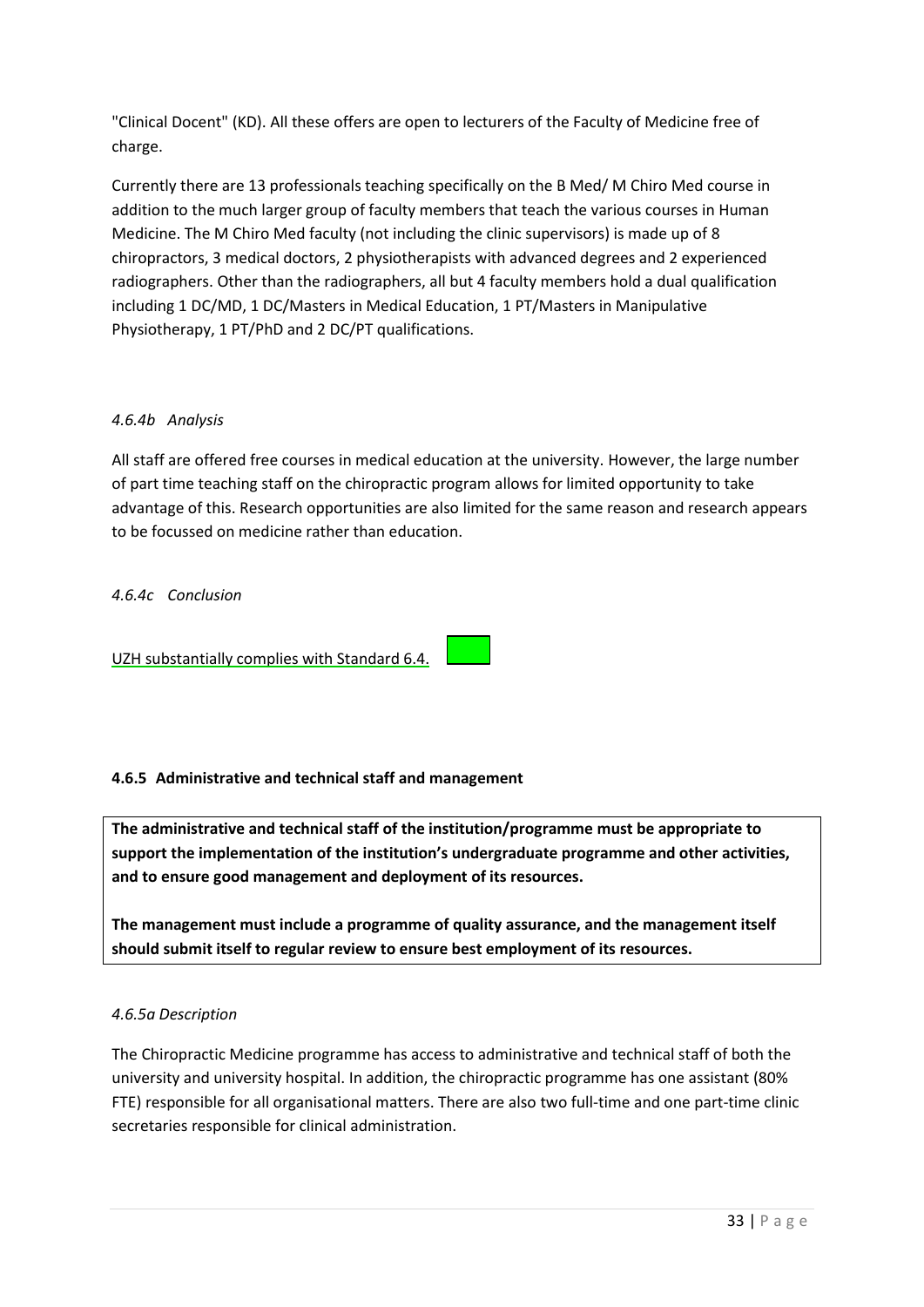"Clinical Docent" (KD). All these offers are open to lecturers of the Faculty of Medicine free of charge.

Currently there are 13 professionals teaching specifically on the B Med/ M Chiro Med course in addition to the much larger group of faculty members that teach the various courses in Human Medicine. The M Chiro Med faculty (not including the clinic supervisors) is made up of 8 chiropractors, 3 medical doctors, 2 physiotherapists with advanced degrees and 2 experienced radiographers. Other than the radiographers, all but 4 faculty members hold a dual qualification including 1 DC/MD, 1 DC/Masters in Medical Education, 1 PT/Masters in Manipulative Physiotherapy, 1 PT/PhD and 2 DC/PT qualifications.

*4.6.4b Analysis*

All staff are offered free courses in medical education at the university. However, the large number of part time teaching staff on the chiropractic program allows for limited opportunity to take advantage of this. Research opportunities are also limited for the same reason and research appears to be focussed on medicine rather than education.

*4.6.4c Conclusion*

UZH substantially complies with Standard 6.4.

#### 4.6.5 Administrative and technical staff and management

**The administrative and technical staff of the institution/programme must be appropriate to support the implementation of the institution's undergraduate programme and other activities, and to ensure good management and deployment of its resources.**

**The management must include a programme of quality assurance, and the management itself should submit itself to regular review to ensure best employment of its resources.**

*4.6.5a Description*

The Chiropractic Medicine programme has access to administrative and technical staff of both the university and university hospital. In addition, the chiropractic programme has one assistant (80% FTE) responsible for all organisational matters. There are also two full-time and one part-time clinic secretaries responsible for clinical administration.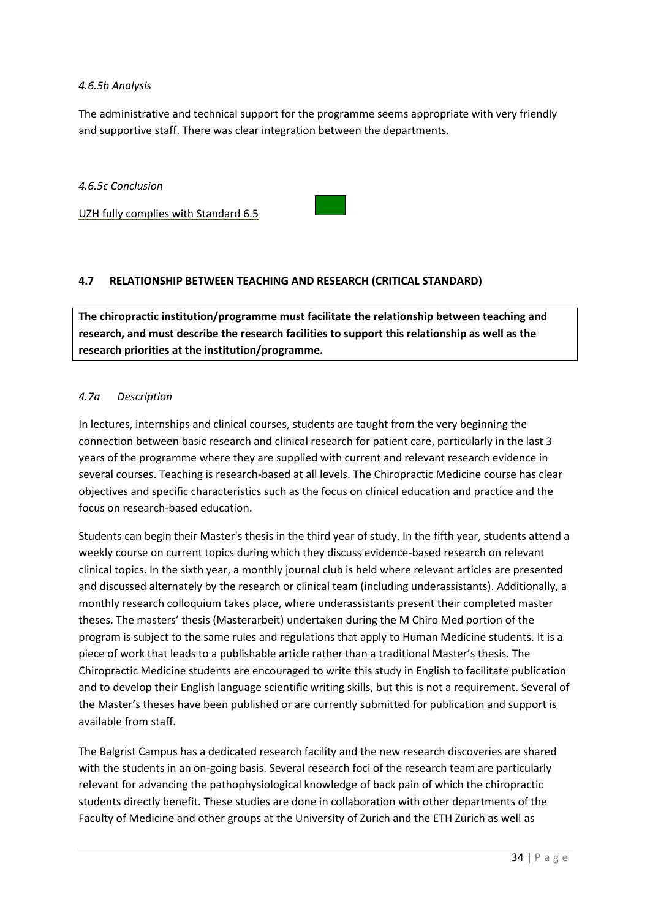*4.6.5b Analysis*

The administrative and technical support for the programme seems appropriate with very friendly and supportive staff. There was clear integration between the departments.

*4.6.5c Conclusion*

UZH fully complies with Standard 6.5

### 4.7 RELATIONSHIP BETWEEN TEACHING AND RESEARCH (CRITICAL STANDARD)

**The chiropractic institution/programme must facilitate the relationship between teaching and research, and must describe the research facilities to support this relationship as well as the research priorities at the institution/programme.**

*4.7a Description*

In lectures, internships and clinical courses, students are taught from the very beginning the connection between basic research and clinical research for patient care, particularly in the last 3 years of the programme where they are supplied with current and relevant research evidence in several courses. Teaching is research-based at all levels. The Chiropractic Medicine course has clear objectives and specific characteristics such as the focus on clinical education and practice and the focus on research-based education.

Students can begin their Master's thesis in the third year of study. In the fifth year, students attend a weekly course on current topics during which they discuss evidence-based research on relevant clinical topics. In the sixth year, a monthly journal club is held where relevant articles are presented and discussed alternately by the research or clinical team (including underassistants). Additionally, a monthly research colloquium takes place, where underassistants present their completed master theses. The masters' thesis (Masterarbeit) undertaken during the M Chiro Med portion of the program is subject to the same rules and regulations that apply to Human Medicine students. It is a piece of work that leads to a publishable article rather than a traditional Master's thesis. The Chiropractic Medicine students are encouraged to write this study in English to facilitate publication and to develop their English language scientific writing skills, but this is not a requirement. Several of the Master's theses have been published or are currently submitted for publication and support is available from staff.

The Balgrist Campus has a dedicated research facility and the new research discoveries are shared with the students in an on-going basis. Several research foci of the research team are particularly relevant for advancing the pathophysiological knowledge of back pain of which the chiropractic students directly benefit**.** These studies are done in collaboration with other departments of the Faculty of Medicine and other groups at the University of Zurich and the ETH Zurich as well as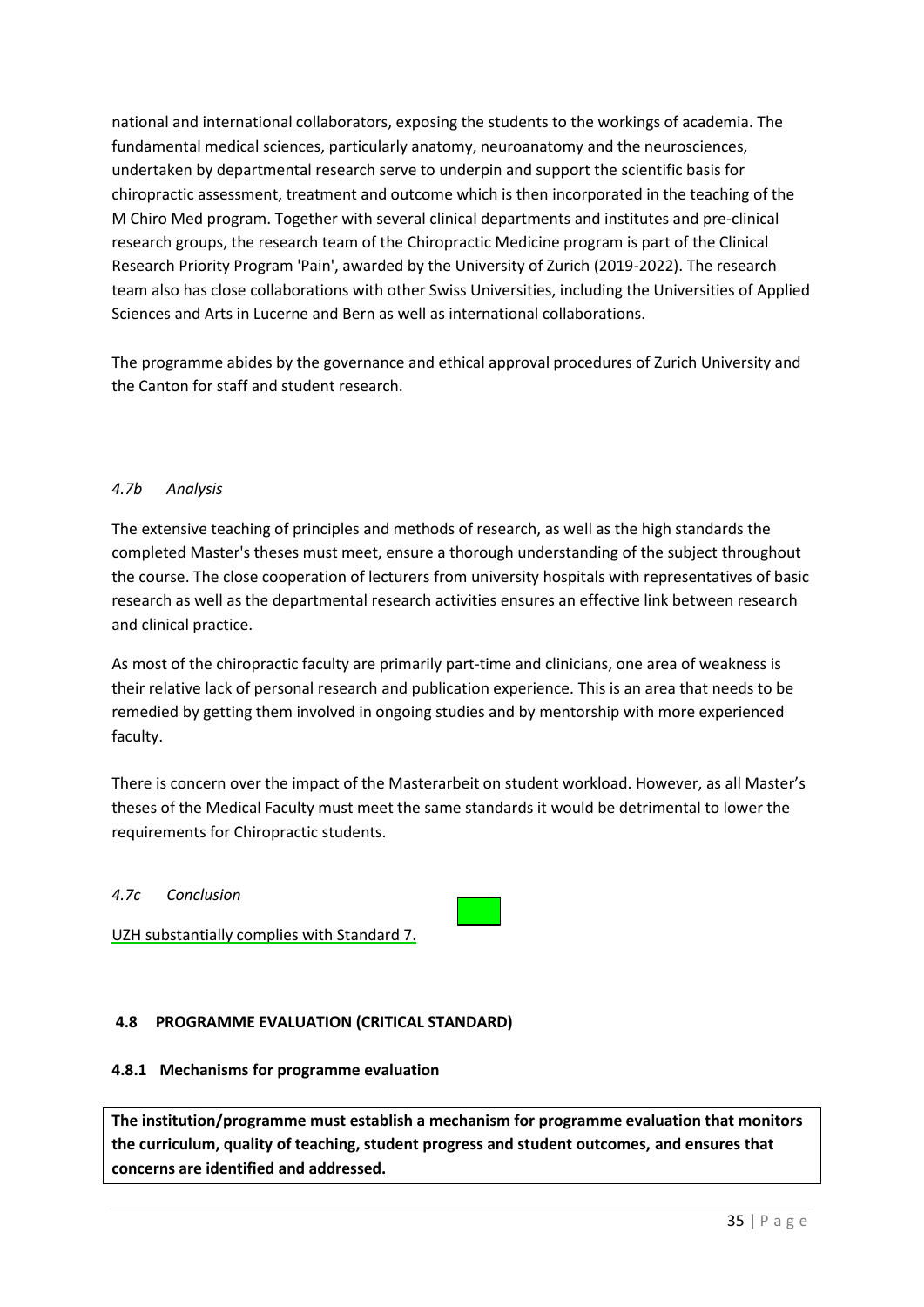national and international collaborators, exposing the students to the workings of academia. The fundamental medical sciences, particularly anatomy, neuroanatomy and the neurosciences, undertaken by departmental research serve to underpin and support the scientific basis for chiropractic assessment, treatment and outcome which is then incorporated in the teaching of the M Chiro Med program. Together with several clinical departments and institutes and pre-clinical research groups, the research team of the Chiropractic Medicine program is part of the Clinical Research Priority Program 'Pain', awarded by the University of Zurich (2019-2022). The research team also has close collaborations with other Swiss Universities, including the Universities of Applied Sciences and Arts in Lucerne and Bern as well as international collaborations.

The programme abides by the governance and ethical approval procedures of Zurich University and the Canton for staff and student research.

*4.7b Analysis*

The extensive teaching of principles and methods of research, as well as the high standards the completed Master's theses must meet, ensure a thorough understanding of the subject throughout the course. The close cooperation of lecturers from university hospitals with representatives of basic research as well as the departmental research activities ensures an effective link between research and clinical practice.

As most of the chiropractic faculty are primarily part-time and clinicians, one area of weakness is their relative lack of personal research and publication experience. This is an area that needs to be remedied by getting them involved in ongoing studies and by mentorship with more experienced faculty.

There is concern over the impact of the Masterarbeit on student workload. However, as all Master's theses of the Medical Faculty must meet the same standards it would be detrimental to lower the requirements for Chiropractic students.

*4.7c Conclusion*

UZH substantially complies with Standard 7.

### 4.8 PROGRAMME EVALUATION (CRITICAL STANDARD)

#### 4.8.1 Mechanisms for programme evaluation

**The institution/programme must establish a mechanism for programme evaluation that monitors the curriculum, quality of teaching, student progress and student outcomes, and ensures that concerns are identified and addressed.**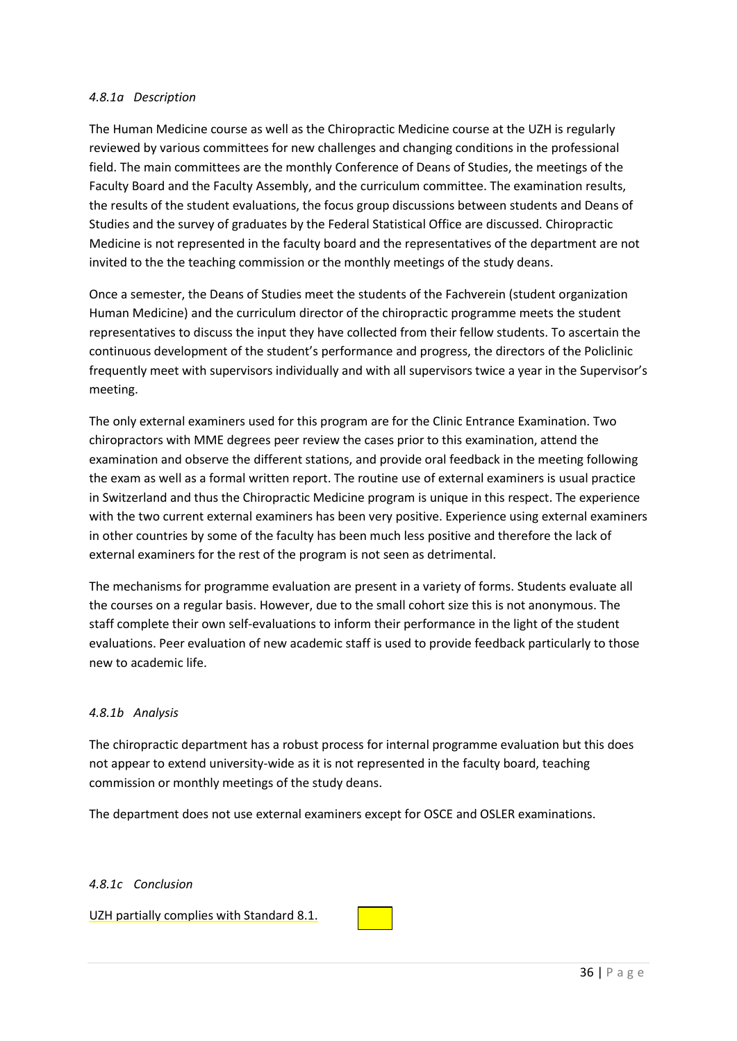*4.8.1a Description*

The Human Medicine course as well as the Chiropractic Medicine course at the UZH is regularly reviewed by various committees for new challenges and changing conditions in the professional field. The main committees are the monthly Conference of Deans of Studies, the meetings of the Faculty Board and the Faculty Assembly, and the curriculum committee. The examination results, the results of the student evaluations, the focus group discussions between students and Deans of Studies and the survey of graduates by the Federal Statistical Office are discussed. Chiropractic Medicine is not represented in the faculty board and the representatives of the department are not invited to the the teaching commission or the monthly meetings of the study deans.

Once a semester, the Deans of Studies meet the students of the Fachverein (student organization Human Medicine) and the curriculum director of the chiropractic programme meets the student representatives to discuss the input they have collected from their fellow students. To ascertain the continuous development of the student's performance and progress, the directors of the Policlinic frequently meet with supervisors individually and with all supervisors twice a year in the Supervisor's meeting.

The only external examiners used for this program are for the Clinic Entrance Examination. Two chiropractors with MME degrees peer review the cases prior to this examination, attend the examination and observe the different stations, and provide oral feedback in the meeting following the exam as well as a formal written report. The routine use of external examiners is usual practice in Switzerland and thus the Chiropractic Medicine program is unique in this respect. The experience with the two current external examiners has been very positive. Experience using external examiners in other countries by some of the faculty has been much less positive and therefore the lack of external examiners for the rest of the program is not seen as detrimental.

The mechanisms for programme evaluation are present in a variety of forms. Students evaluate all the courses on a regular basis. However, due to the small cohort size this is not anonymous. The staff complete their own self-evaluations to inform their performance in the light of the student evaluations. Peer evaluation of new academic staff is used to provide feedback particularly to those new to academic life.

*4.8.1b Analysis*

The chiropractic department has a robust process for internal programme evaluation but this does not appear to extend university-wide as it is not represented in the faculty board, teaching commission or monthly meetings of the study deans.

The department does not use external examiners except for OSCE and OSLER examinations.

*4.8.1c Conclusion*

UZH partially complies with Standard 8.1.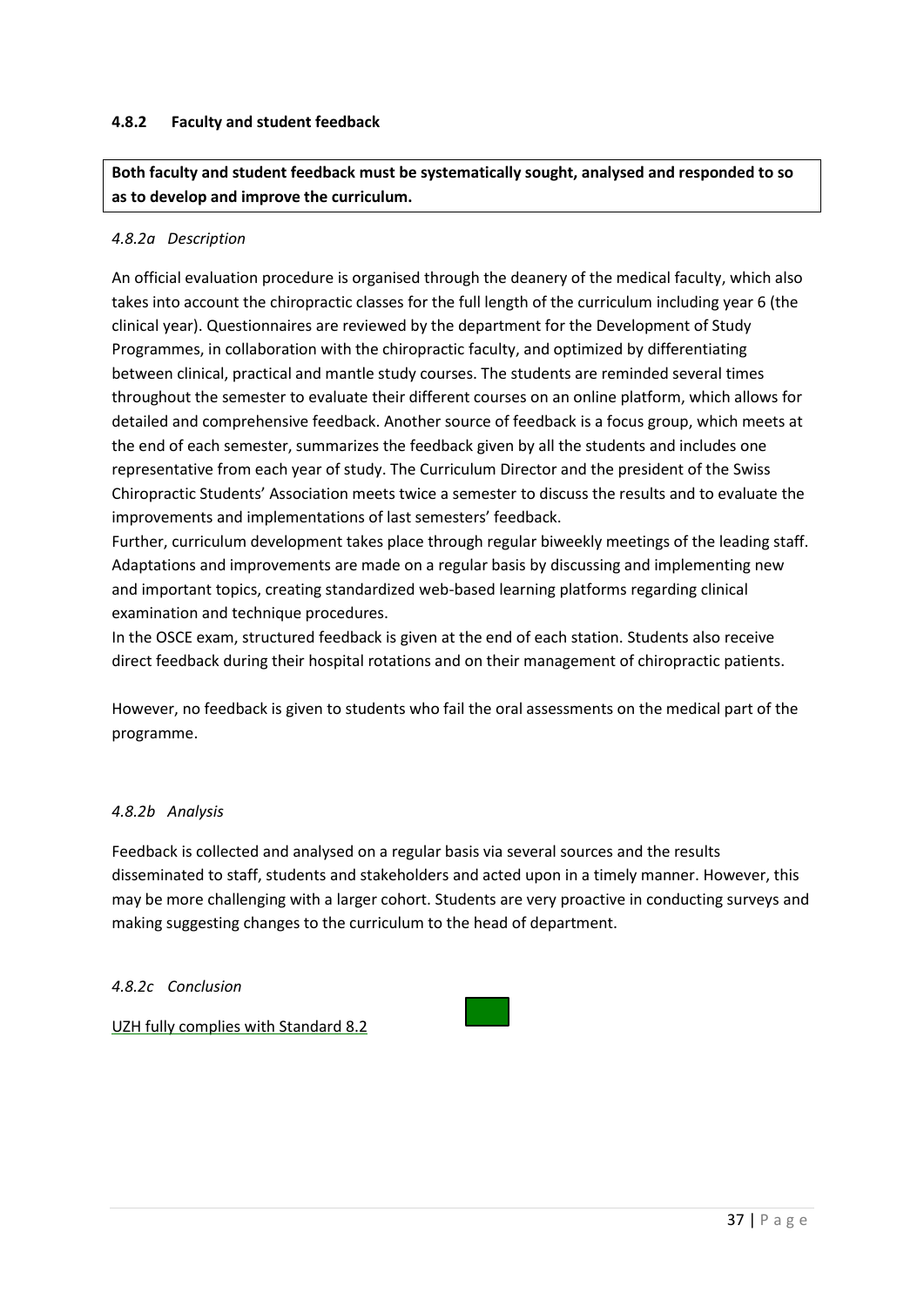### 4.8.2 Faculty and student feedback

**Both faculty and student feedback must be systematically sought, analysed and responded to so as to develop and improve the curriculum.**

*4.8.2a Description*

An official evaluation procedure is organised through the deanery of the medical faculty, which also takes into account the chiropractic classes for the full length of the curriculum including year 6 (the clinical year). Questionnaires are reviewed by the department for the Development of Study Programmes, in collaboration with the chiropractic faculty, and optimized by differentiating between clinical, practical and mantle study courses. The students are reminded several times throughout the semester to evaluate their different courses on an online platform, which allows for detailed and comprehensive feedback. Another source of feedback is a focus group, which meets at the end of each semester, summarizes the feedback given by all the students and includes one representative from each year of study. The Curriculum Director and the president of the Swiss Chiropractic Students' Association meets twice a semester to discuss the results and to evaluate the improvements and implementations of last semesters' feedback.
Further, curriculum development takes place through regular biweekly meetings of the leading staff. Adaptations and improvements are made on a regular basis by discussing and implementing new and important topics, creating standardized web-based learning platforms regarding clinical examination and technique procedures.
In the OSCE exam, structured feedback is given at the end of each station. Students also receive direct feedback during their hospital rotations and on their management of chiropractic patients.

However, no feedback is given to students who fail the oral assessments on the medical part of the programme.

*4.8.2b Analysis*

Feedback is collected and analysed on a regular basis via several sources and the results disseminated to staff, students and stakeholders and acted upon in a timely manner. However, this may be more challenging with a larger cohort. Students are very proactive in conducting surveys and making suggesting changes to the curriculum to the head of department.

*4.8.2c Conclusion*

UZH fully complies with Standard 8.2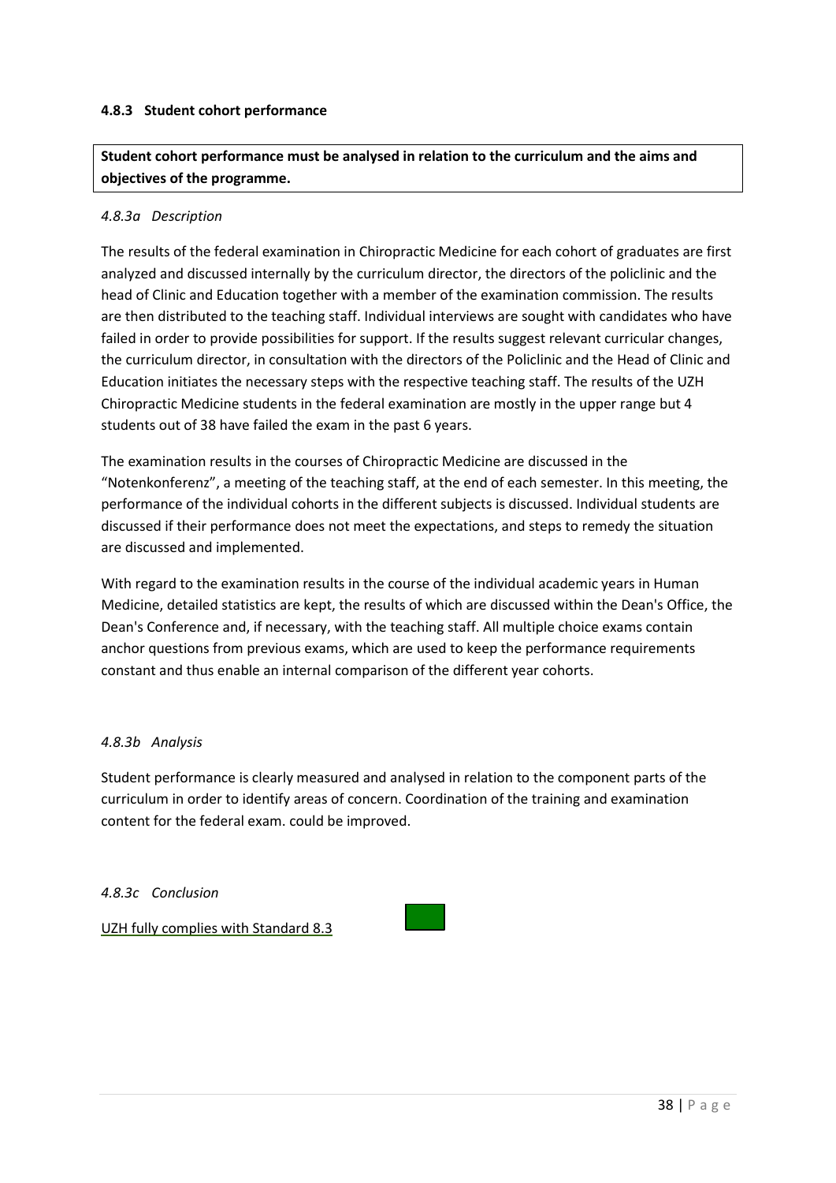#### 4.8.3 Student cohort performance

**Student cohort performance must be analysed in relation to the curriculum and the aims and objectives of the programme.**

*4.8.3a Description*

The results of the federal examination in Chiropractic Medicine for each cohort of graduates are first analyzed and discussed internally by the curriculum director, the directors of the policlinic and the head of Clinic and Education together with a member of the examination commission. The results are then distributed to the teaching staff. Individual interviews are sought with candidates who have failed in order to provide possibilities for support. If the results suggest relevant curricular changes, the curriculum director, in consultation with the directors of the Policlinic and the Head of Clinic and Education initiates the necessary steps with the respective teaching staff. The results of the UZH Chiropractic Medicine students in the federal examination are mostly in the upper range but 4 students out of 38 have failed the exam in the past 6 years.

The examination results in the courses of Chiropractic Medicine are discussed in the "Notenkonferenz", a meeting of the teaching staff, at the end of each semester. In this meeting, the performance of the individual cohorts in the different subjects is discussed. Individual students are discussed if their performance does not meet the expectations, and steps to remedy the situation are discussed and implemented.

With regard to the examination results in the course of the individual academic years in Human Medicine, detailed statistics are kept, the results of which are discussed within the Dean's Office, the Dean's Conference and, if necessary, with the teaching staff. All multiple choice exams contain anchor questions from previous exams, which are used to keep the performance requirements constant and thus enable an internal comparison of the different year cohorts.

*4.8.3b Analysis*

Student performance is clearly measured and analysed in relation to the component parts of the curriculum in order to identify areas of concern. Coordination of the training and examination content for the federal exam. could be improved.

*4.8.3c Conclusion*

UZH fully complies with Standard 8.3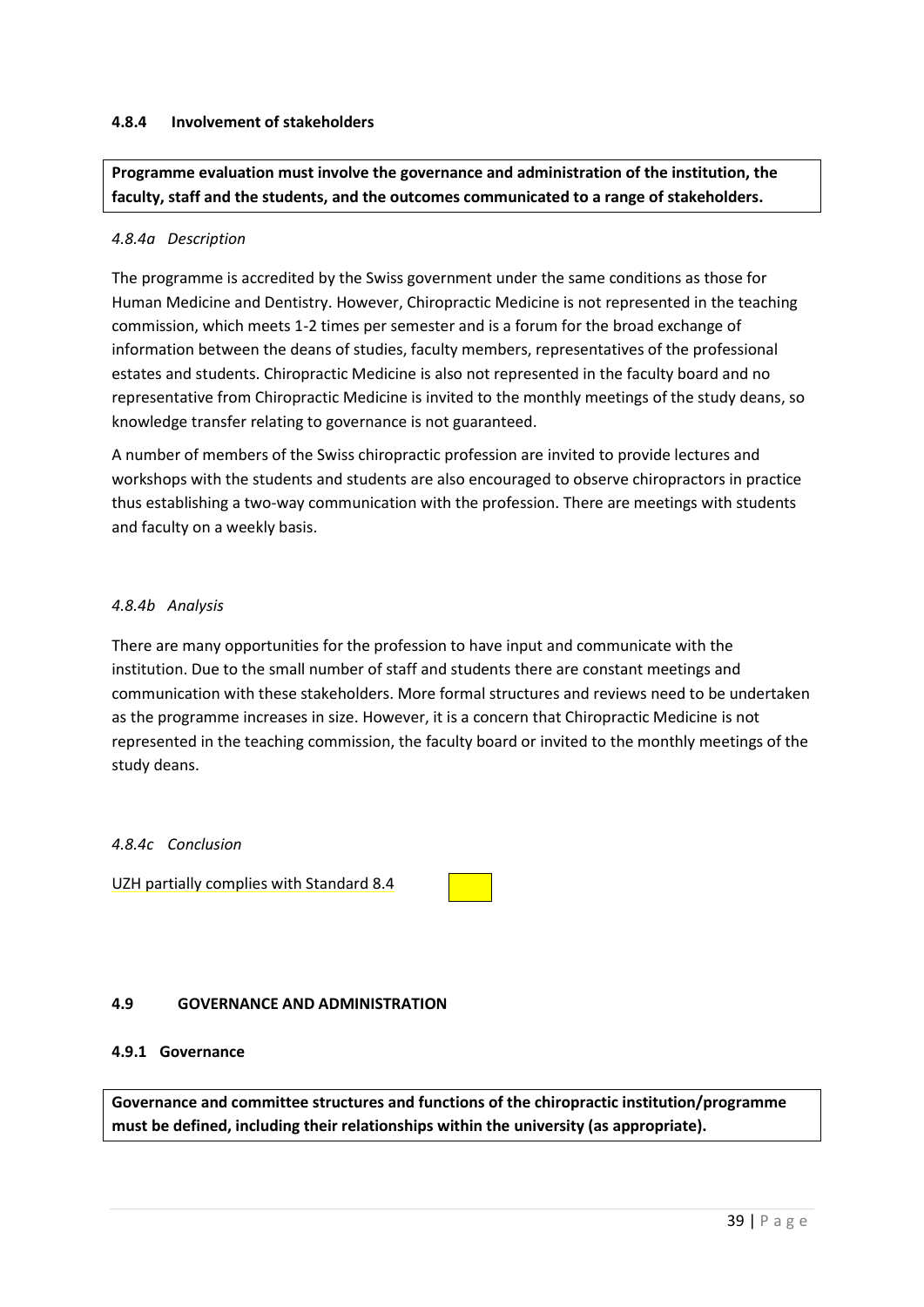#### 4.8.4 Involvement of stakeholders

**Programme evaluation must involve the governance and administration of the institution, the faculty, staff and the students, and the outcomes communicated to a range of stakeholders.**

*4.8.4a Description*

The programme is accredited by the Swiss government under the same conditions as those for Human Medicine and Dentistry. However, Chiropractic Medicine is not represented in the teaching commission, which meets 1-2 times per semester and is a forum for the broad exchange of information between the deans of studies, faculty members, representatives of the professional estates and students. Chiropractic Medicine is also not represented in the faculty board and no representative from Chiropractic Medicine is invited to the monthly meetings of the study deans, so knowledge transfer relating to governance is not guaranteed.

A number of members of the Swiss chiropractic profession are invited to provide lectures and workshops with the students and students are also encouraged to observe chiropractors in practice thus establishing a two-way communication with the profession. There are meetings with students and faculty on a weekly basis.

*4.8.4b Analysis*

There are many opportunities for the profession to have input and communicate with the institution. Due to the small number of staff and students there are constant meetings and communication with these stakeholders. More formal structures and reviews need to be undertaken as the programme increases in size. However, it is a concern that Chiropractic Medicine is not represented in the teaching commission, the faculty board or invited to the monthly meetings of the study deans.

*4.8.4c Conclusion*

UZH partially complies with Standard 8.4

### 4.9 GOVERNANCE AND ADMINISTRATION

#### 4.9.1 Governance

**Governance and committee structures and functions of the chiropractic institution/programme must be defined, including their relationships within the university (as appropriate).**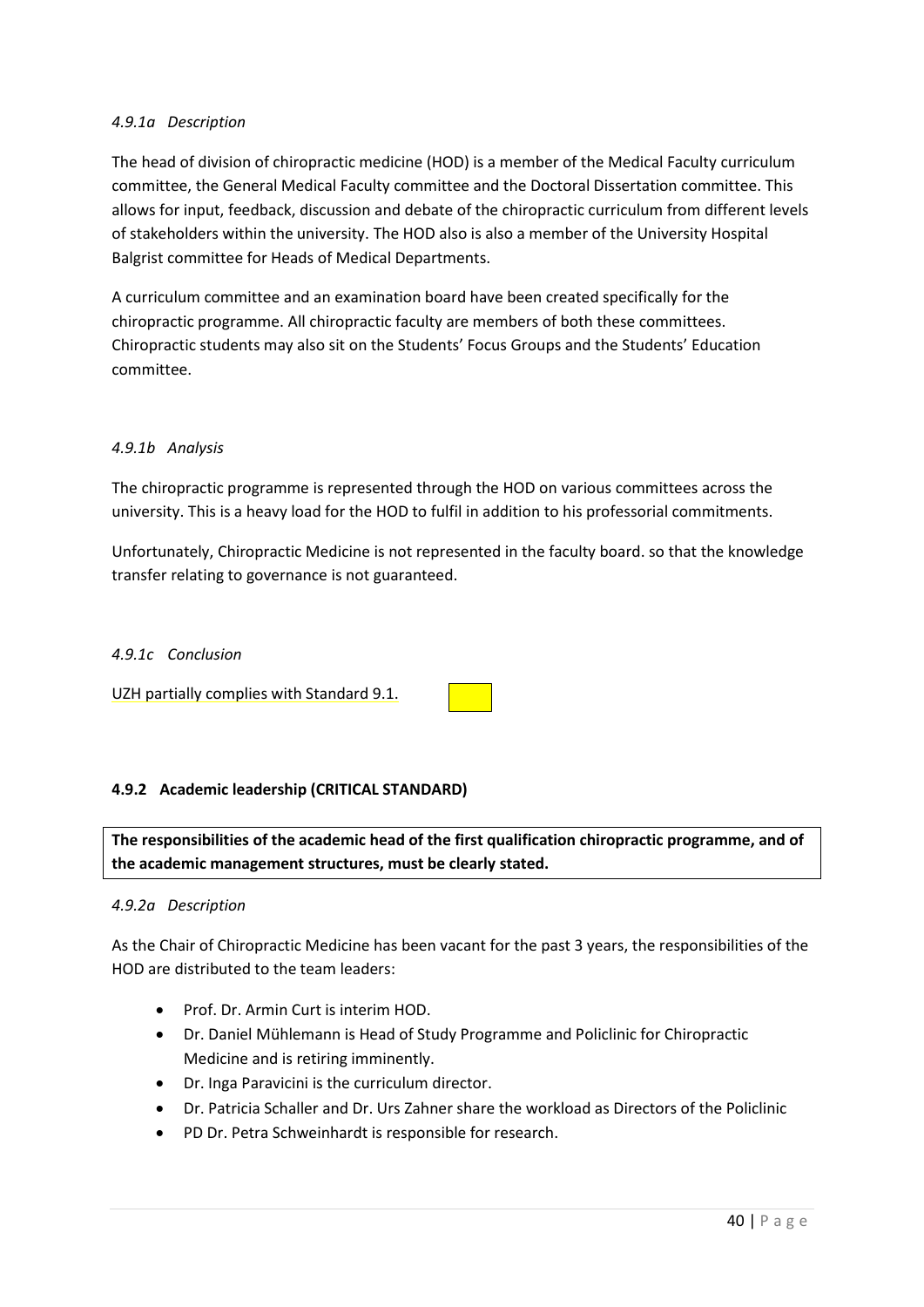*4.9.1a Description*

The head of division of chiropractic medicine (HOD) is a member of the Medical Faculty curriculum committee, the General Medical Faculty committee and the Doctoral Dissertation committee. This allows for input, feedback, discussion and debate of the chiropractic curriculum from different levels of stakeholders within the university. The HOD also is also a member of the University Hospital Balgrist committee for Heads of Medical Departments.

A curriculum committee and an examination board have been created specifically for the chiropractic programme. All chiropractic faculty are members of both these committees. Chiropractic students may also sit on the Students' Focus Groups and the Students' Education committee.

*4.9.1b Analysis*

The chiropractic programme is represented through the HOD on various committees across the university. This is a heavy load for the HOD to fulfil in addition to his professorial commitments.

Unfortunately, Chiropractic Medicine is not represented in the faculty board. so that the knowledge transfer relating to governance is not guaranteed.

*4.9.1c Conclusion*

UZH partially complies with Standard 9.1.

#### 4.9.2 Academic leadership (CRITICAL STANDARD)

**The responsibilities of the academic head of the first qualification chiropractic programme, and of the academic management structures, must be clearly stated.**

*4.9.2a Description*

As the Chair of Chiropractic Medicine has been vacant for the past 3 years, the responsibilities of the HOD are distributed to the team leaders:

- Prof. Dr. Armin Curt is interim HOD.
- Dr. Daniel Mühlemann is Head of Study Programme and Policlinic for Chiropractic Medicine and is retiring imminently.
- Dr. Inga Paravicini is the curriculum director.
- Dr. Patricia Schaller and Dr. Urs Zahner share the workload as Directors of the Policlinic
- PD Dr. Petra Schweinhardt is responsible for research.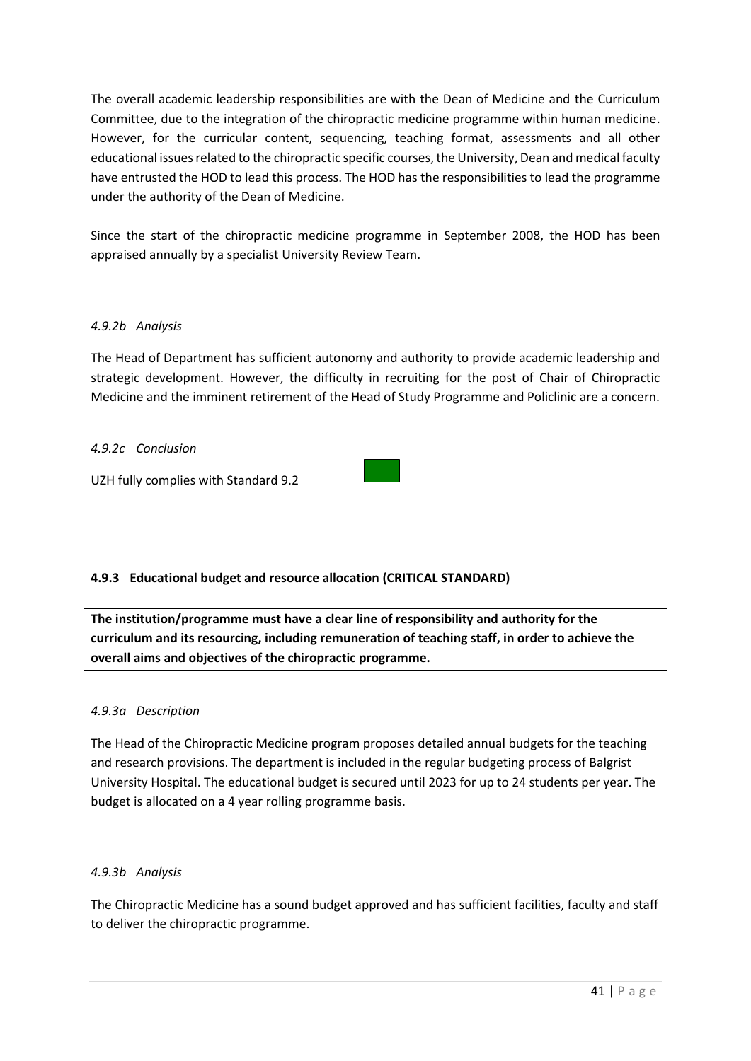The overall academic leadership responsibilities are with the Dean of Medicine and the Curriculum Committee, due to the integration of the chiropractic medicine programme within human medicine. However, for the curricular content, sequencing, teaching format, assessments and all other educational issues related to the chiropractic specific courses, the University, Dean and medical faculty have entrusted the HOD to lead this process. The HOD has the responsibilities to lead the programme under the authority of the Dean of Medicine.

Since the start of the chiropractic medicine programme in September 2008, the HOD has been appraised annually by a specialist University Review Team.

*4.9.2b Analysis*

The Head of Department has sufficient autonomy and authority to provide academic leadership and strategic development. However, the difficulty in recruiting for the post of Chair of Chiropractic Medicine and the imminent retirement of the Head of Study Programme and Policlinic are a concern.

*4.9.2c Conclusion*

UZH fully complies with Standard 9.2

#### 4.9.3 Educational budget and resource allocation (CRITICAL STANDARD)

**The institution/programme must have a clear line of responsibility and authority for the curriculum and its resourcing, including remuneration of teaching staff, in order to achieve the overall aims and objectives of the chiropractic programme.**

*4.9.3a Description*

The Head of the Chiropractic Medicine program proposes detailed annual budgets for the teaching and research provisions. The department is included in the regular budgeting process of Balgrist University Hospital. The educational budget is secured until 2023 for up to 24 students per year. The budget is allocated on a 4 year rolling programme basis.

*4.9.3b Analysis*

The Chiropractic Medicine has a sound budget approved and has sufficient facilities, faculty and staff to deliver the chiropractic programme.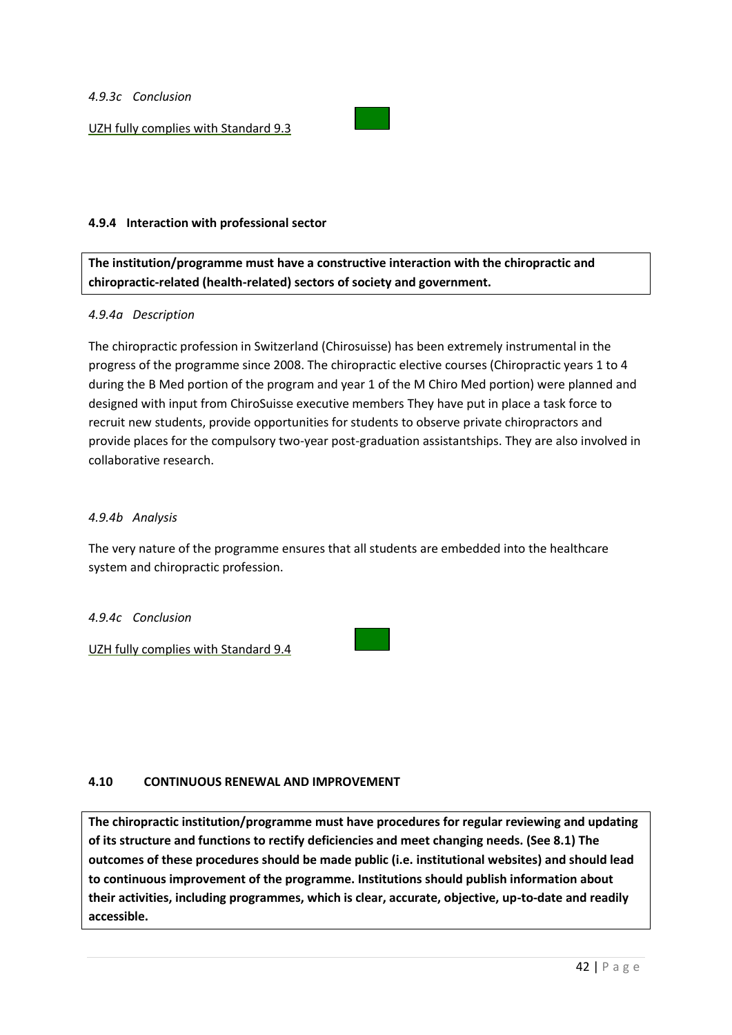*4.9.3c Conclusion*

UZH fully complies with Standard 9.3

### 4.9.4 Interaction with professional sector

**The institution/programme must have a constructive interaction with the chiropractic and chiropractic-related (health-related) sectors of society and government.**

*4.9.4a Description*

The chiropractic profession in Switzerland (Chirosuisse) has been extremely instrumental in the progress of the programme since 2008. The chiropractic elective courses (Chiropractic years 1 to 4 during the B Med portion of the program and year 1 of the M Chiro Med portion) were planned and designed with input from ChiroSuisse executive members They have put in place a task force to recruit new students, provide opportunities for students to observe private chiropractors and provide places for the compulsory two-year post-graduation assistantships. They are also involved in collaborative research.

*4.9.4b Analysis*

The very nature of the programme ensures that all students are embedded into the healthcare system and chiropractic profession.

*4.9.4c Conclusion*

UZH fully complies with Standard 9.4

## 4.10 CONTINUOUS RENEWAL AND IMPROVEMENT

**The chiropractic institution/programme must have procedures for regular reviewing and updating of its structure and functions to rectify deficiencies and meet changing needs. (See 8.1) The outcomes of these procedures should be made public (i.e. institutional websites) and should lead to continuous improvement of the programme. Institutions should publish information about their activities, including programmes, which is clear, accurate, objective, up-to-date and readily accessible.**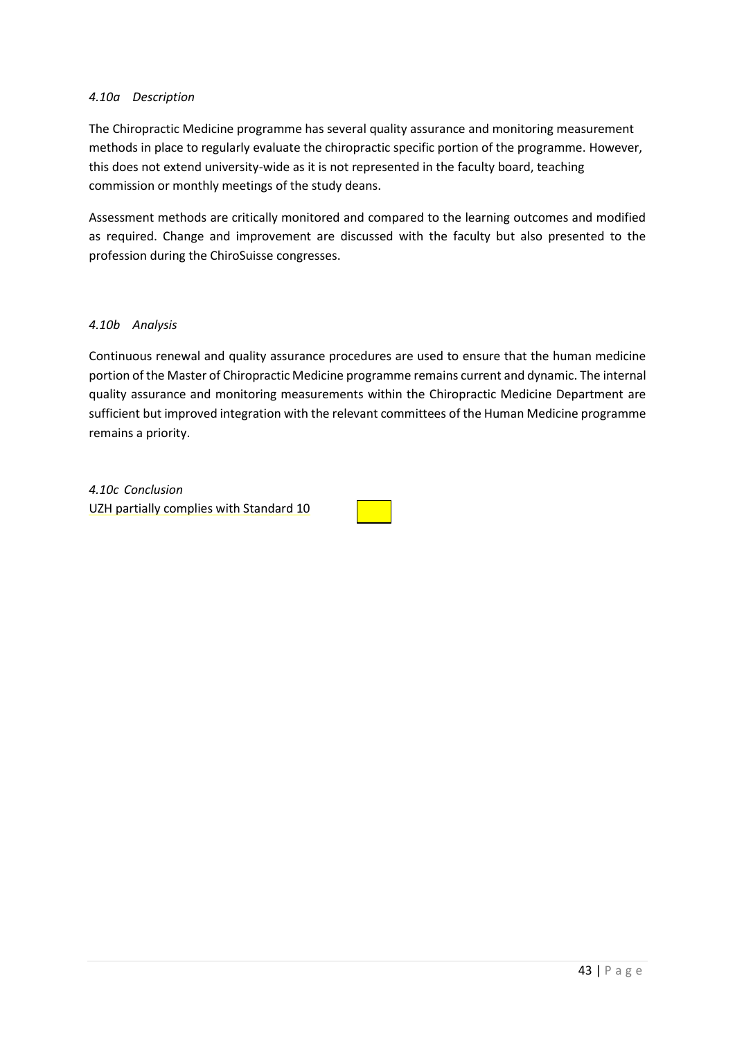*4.10a Description*

The Chiropractic Medicine programme has several quality assurance and monitoring measurement methods in place to regularly evaluate the chiropractic specific portion of the programme. However, this does not extend university-wide as it is not represented in the faculty board, teaching commission or monthly meetings of the study deans.

Assessment methods are critically monitored and compared to the learning outcomes and modified as required. Change and improvement are discussed with the faculty but also presented to the profession during the ChiroSuisse congresses.

*4.10b Analysis*

Continuous renewal and quality assurance procedures are used to ensure that the human medicine portion of the Master of Chiropractic Medicine programme remains current and dynamic. The internal quality assurance and monitoring measurements within the Chiropractic Medicine Department are sufficient but improved integration with the relevant committees of the Human Medicine programme remains a priority.

*4.10c Conclusion*

UZH partially complies with Standard 10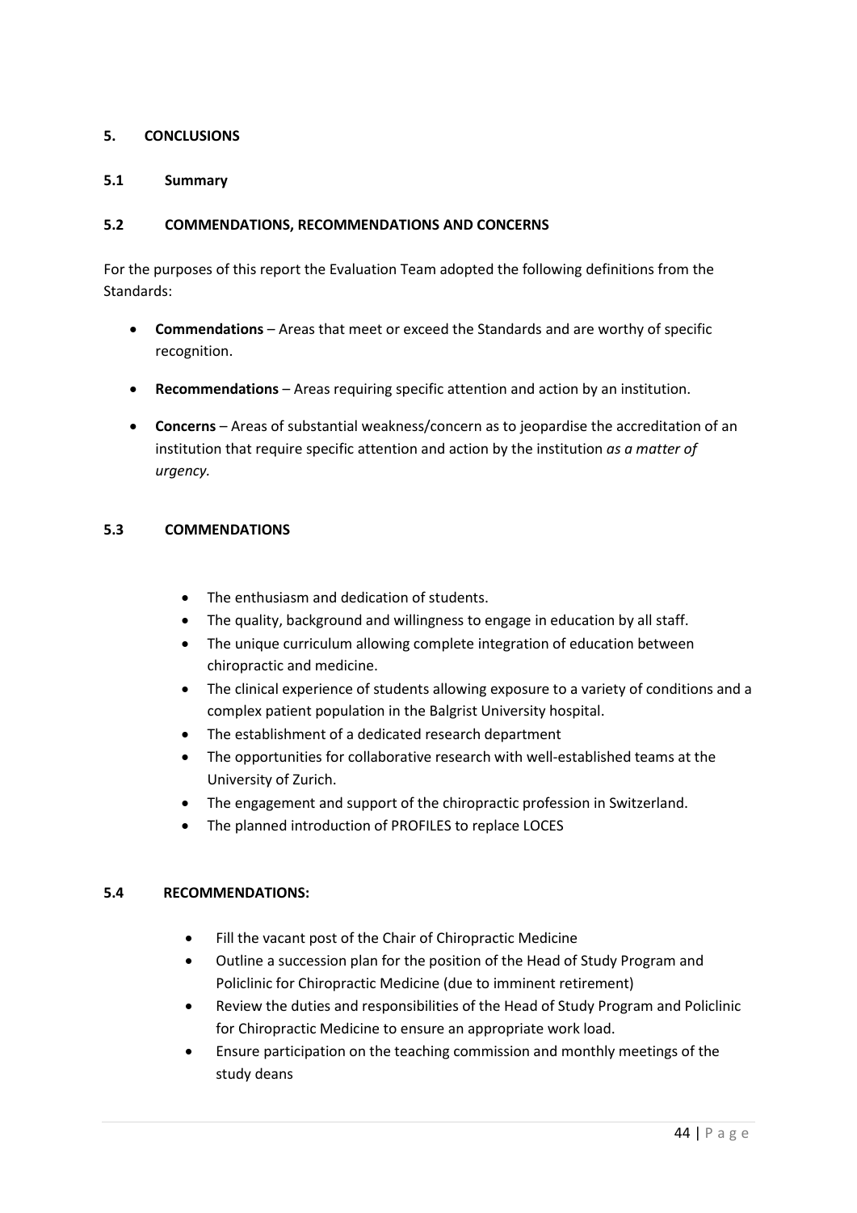## 5. CONCLUSIONS

### 5.1 Summary

### 5.2 COMMENDATIONS, RECOMMENDATIONS AND CONCERNS

For the purposes of this report the Evaluation Team adopted the following definitions from the Standards:

- **Commendations** – Areas that meet or exceed the Standards and are worthy of specific recognition.
- **Recommendations** – Areas requiring specific attention and action by an institution.
- **Concerns** – Areas of substantial weakness/concern as to jeopardise the accreditation of an institution that require specific attention and action by the institution *as a matter of urgency.*

### 5.3 COMMENDATIONS

- The enthusiasm and dedication of students.
- The quality, background and willingness to engage in education by all staff.
- The unique curriculum allowing complete integration of education between chiropractic and medicine.
- The clinical experience of students allowing exposure to a variety of conditions and a complex patient population in the Balgrist University hospital.
- The establishment of a dedicated research department
- The opportunities for collaborative research with well-established teams at the University of Zurich.
- The engagement and support of the chiropractic profession in Switzerland.
- The planned introduction of PROFILES to replace LOCES

### 5.4 RECOMMENDATIONS:

- Fill the vacant post of the Chair of Chiropractic Medicine
- Outline a succession plan for the position of the Head of Study Program and Policlinic for Chiropractic Medicine (due to imminent retirement)
- Review the duties and responsibilities of the Head of Study Program and Policlinic for Chiropractic Medicine to ensure an appropriate work load.
- Ensure participation on the teaching commission and monthly meetings of the study deans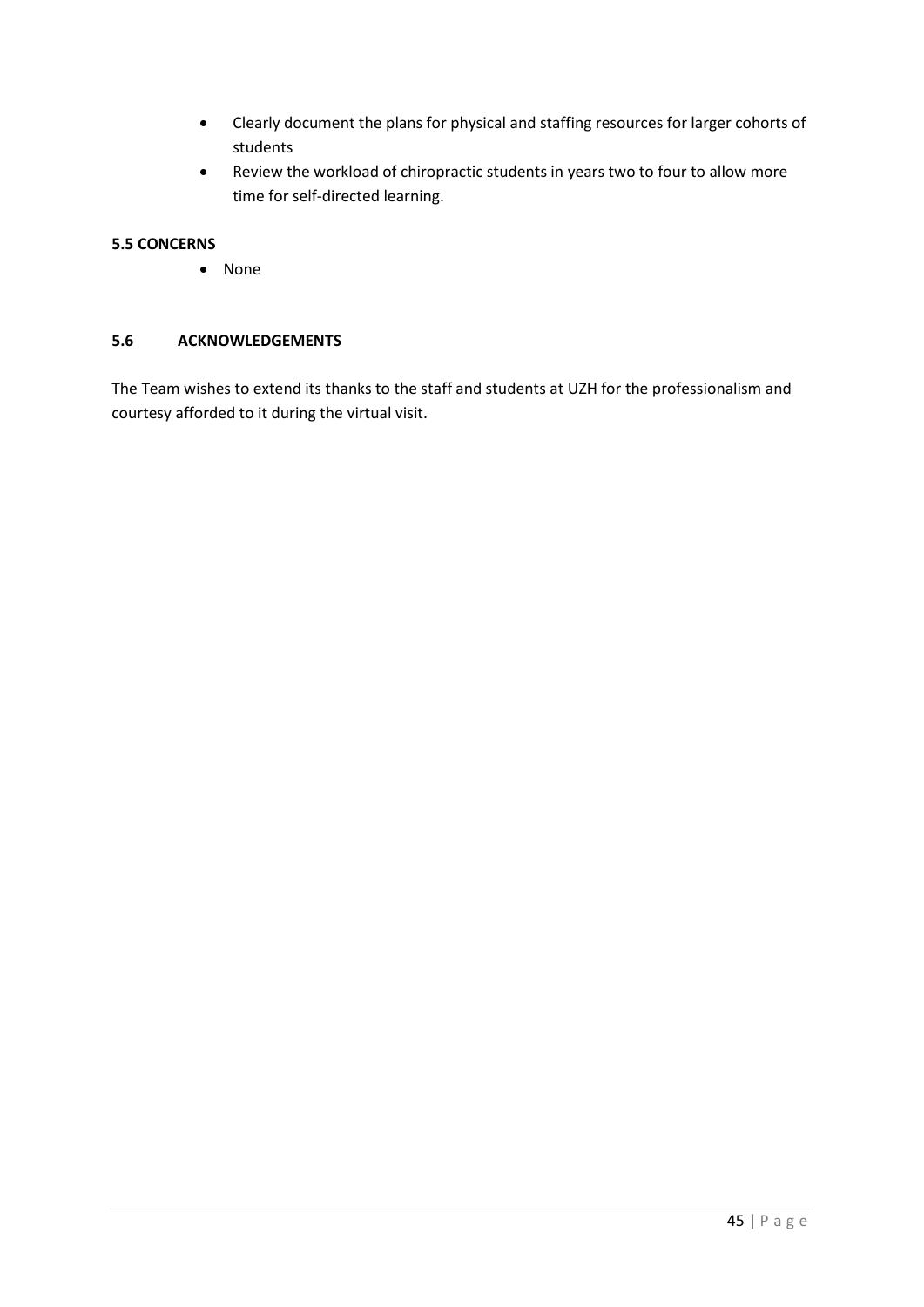- Clearly document the plans for physical and staffing resources for larger cohorts of students
- Review the workload of chiropractic students in years two to four to allow more time for self-directed learning.

### 5.5 CONCERNS

- None

### 5.6 ACKNOWLEDGEMENTS

The Team wishes to extend its thanks to the staff and students at UZH for the professionalism and courtesy afforded to it during the virtual visit.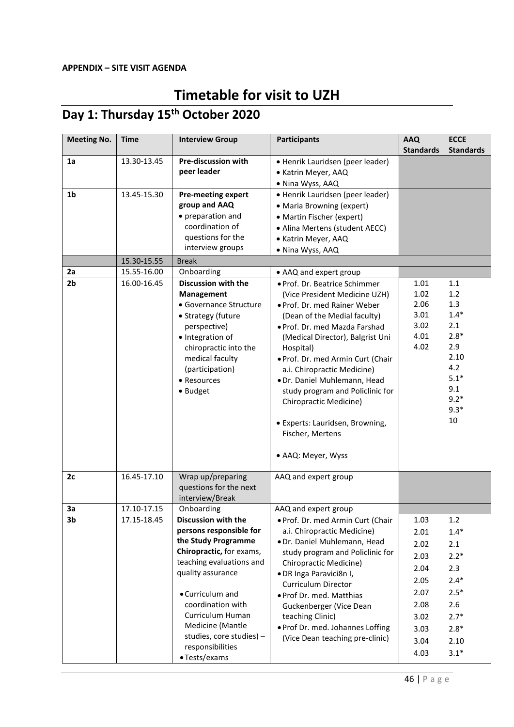**APPENDIX – SITE VISIT AGENDA**

# Timetable for visit to UZH

## Day 1: Thursday 15th October 2020

| Meeting No. | Time | Interview Group | Participants | AAQ Standards | ECCE Standards |
|---|---|---|---|---|---|
| 1a | 13.30-13.45 | **Pre-discussion with peer leader** | • Henrik Lauridsen (peer leader)<br>• Katrin Meyer, AAQ<br>• Nina Wyss, AAQ | | |
| 1b | 13.45-15.30 | **Pre-meeting expert group and AAQ**<br>• preparation and coordination of questions for the interview groups | • Henrik Lauridsen (peer leader)<br>• Maria Browning (expert)<br>• Martin Fischer (expert)<br>• Alina Mertens (student AECC)<br>• Katrin Meyer, AAQ<br>• Nina Wyss, AAQ | | |
| | 15.30-15.55 | Break | | | |
| 2a | 15.55-16.00 | Onboarding | • AAQ and expert group | | |
| 2b | 16.00-16.45 | **Discussion with the Management**<br>• Governance Structure<br>• Strategy (future perspective)<br>• Integration of chiropractic into the medical faculty (participation)<br>• Resources<br>• Budget | • Prof. Dr. Beatrice Schimmer (Vice President Medicine UZH)<br>• Prof. Dr. med Rainer Weber (Dean of the Medial faculty)<br>• Prof. Dr. med Mazda Farshad (Medical Director), Balgrist Uni Hospital)<br>• Prof. Dr. med Armin Curt (Chair a.i. Chiropractic Medicine)<br>• Dr. Daniel Muhlemann, Head study program and Policlinic for Chiropractic Medicine)<br><br>• Experts: Lauridsen, Browning, Fischer, Mertens<br><br>• AAQ: Meyer, Wyss | 1.01<br>1.02<br>2.06<br>3.01<br>3.02<br>4.01<br>4.02 | 1.1<br>1.2<br>1.3<br>1.4*<br>2.1<br>2.8*<br>2.9<br>2.10<br>4.2<br>5.1*<br>9.1<br>9.2*<br>9.3*<br>10 |
| 2c | 16.45-17.10 | Wrap up/preparing questions for the next interview/Break | AAQ and expert group | | |
| 3a | 17.10-17.15 | Onboarding | AAQ and expert group | | |
| 3b | 17.15-18.45 | **Discussion with the persons responsible for the Study Programme Chiropractic,** for exams, teaching evaluations and quality assurance<br><br>• Curriculum and coordination with Curriculum Human Medicine (Mantle studies, core studies) – responsibilities<br>• Tests/exams | • Prof. Dr. med Armin Curt (Chair a.i. Chiropractic Medicine)<br>• Dr. Daniel Muhlemann, Head study program and Policlinic for Chiropractic Medicine)<br>• DR Inga Paravici8n I, Curriculum Director<br>• Prof Dr. med. Matthias Guckenberger (Vice Dean teaching Clinic)<br>• Prof Dr. med. Johannes Loffing (Vice Dean teaching pre-clinic) | 1.03<br>2.01<br>2.02<br>2.03<br>2.04<br>2.05<br>2.07<br>2.08<br>3.02<br>3.03<br>3.04<br>4.03 | 1.2<br>1.4*<br>2.1<br>2.2*<br>2.3<br>2.4*<br>2.5*<br>2.6<br>2.7*<br>2.8*<br>2.10<br>3.1* |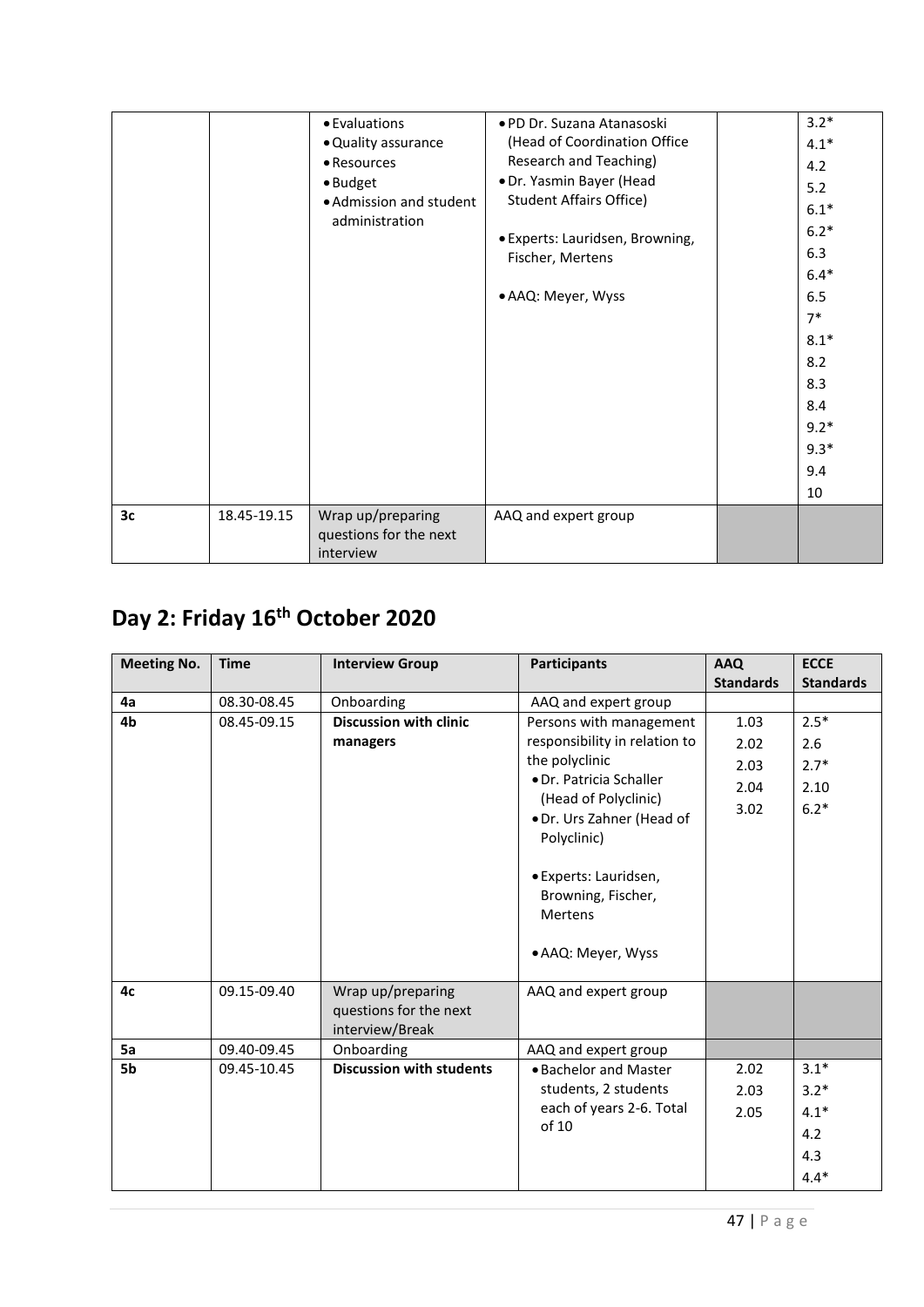| | | • Evaluations<br>• Quality assurance<br>• Resources<br>• Budget<br>• Admission and student administration | • PD Dr. Suzana Atanasoski (Head of Coordination Office Research and Teaching)<br>• Dr. Yasmin Bayer (Head Student Affairs Office)<br>• Experts: Lauridsen, Browning, Fischer, Mertens<br>• AAQ: Meyer, Wyss | | 3.2*<br>4.1*<br>4.2<br>5.2<br>6.1*<br>6.2*<br>6.3<br>6.4*<br>6.5<br>7*<br>8.1*<br>8.2<br>8.3<br>8.4<br>9.2*<br>9.3*<br>9.4<br>10 |
|---|---|---|---|---|---|
| 3c | 18.45-19.15 | Wrap up/preparing questions for the next interview | AAQ and expert group | | |

## Day 2: Friday 16th October 2020

| Meeting No. | Time | Interview Group | Participants | AAQ Standards | ECCE Standards |
|---|---|---|---|---|---|
| 4a | 08.30-08.45 | Onboarding | AAQ and expert group | | |
| 4b | 08.45-09.15 | **Discussion with clinic managers** | Persons with management responsibility in relation to the polyclinic<br>• Dr. Patricia Schaller (Head of Polyclinic)<br>• Dr. Urs Zahner (Head of Polyclinic)<br>• Experts: Lauridsen, Browning, Fischer, Mertens<br>• AAQ: Meyer, Wyss | 1.03<br>2.02<br>2.03<br>2.04<br>3.02 | 2.5*<br>2.6<br>2.7*<br>2.10<br>6.2* |
| 4c | 09.15-09.40 | Wrap up/preparing questions for the next interview/Break | AAQ and expert group | | |
| 5a | 09.40-09.45 | Onboarding | AAQ and expert group | | |
| 5b | 09.45-10.45 | **Discussion with students** | • Bachelor and Master students, 2 students each of years 2-6. Total of 10 | 2.02<br>2.03<br>2.05 | 3.1*<br>3.2*<br>4.1*<br>4.2<br>4.3<br>4.4* |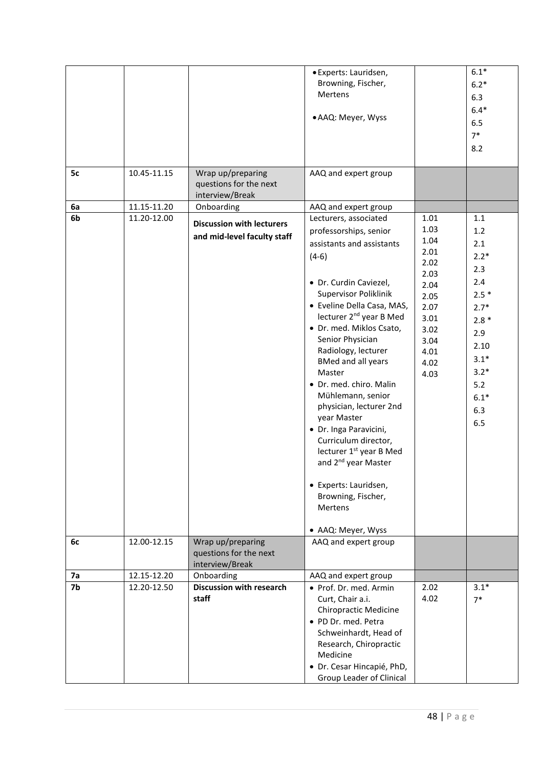| | | | • Experts: Lauridsen, Browning, Fischer, Mertens<br><br>• AAQ: Meyer, Wyss | | 6.1*<br>6.2*<br>6.3<br>6.4*<br>6.5<br>7*<br>8.2 |
|---|---|---|---|---|---|
| **5c** | 10.45-11.15 | Wrap up/preparing questions for the next interview/Break | AAQ and expert group | | |
| **6a** | 11.15-11.20 | Onboarding | AAQ and expert group | | |
| **6b** | 11.20-12.00 | **Discussion with lecturers and mid-level faculty staff** | Lecturers, associated professorships, senior assistants and assistants (4-6)<br><br>• Dr. Curdin Caviezel, Supervisor Poliklinik<br>• Eveline Della Casa, MAS, lecturer 2nd year B Med<br>• Dr. med. Miklos Csato, Senior Physician Radiology, lecturer BMed and all years Master<br>• Dr. med. chiro. Malin Mühlemann, senior physician, lecturer 2nd year Master<br>• Dr. Inga Paravicini, Curriculum director, lecturer 1st year B Med and 2nd year Master<br><br>• Experts: Lauridsen, Browning, Fischer, Mertens<br><br>• AAQ: Meyer, Wyss | 1.01<br>1.03<br>1.04<br>2.01<br>2.02<br>2.03<br>2.04<br>2.05<br>2.07<br>3.01<br>3.02<br>3.04<br>4.01<br>4.02<br>4.03 | 1.1<br>1.2<br>2.1<br>2.2*<br>2.3<br>2.4<br>2.5 *<br>2.7*<br>2.8 *<br>2.9<br>2.10<br>3.1*<br>3.2*<br>5.2<br>6.1*<br>6.3<br>6.5 |
| **6c** | 12.00-12.15 | Wrap up/preparing questions for the next interview/Break | AAQ and expert group | | |
| **7a** | 12.15-12.20 | Onboarding | AAQ and expert group | | |
| **7b** | 12.20-12.50 | **Discussion with research staff** | • Prof. Dr. med. Armin Curt, Chair a.i. Chiropractic Medicine<br>• PD Dr. med. Petra Schweinhardt, Head of Research, Chiropractic Medicine<br>• Dr. Cesar Hincapié, PhD, Group Leader of Clinical | 2.02<br>4.02 | 3.1*<br>7* |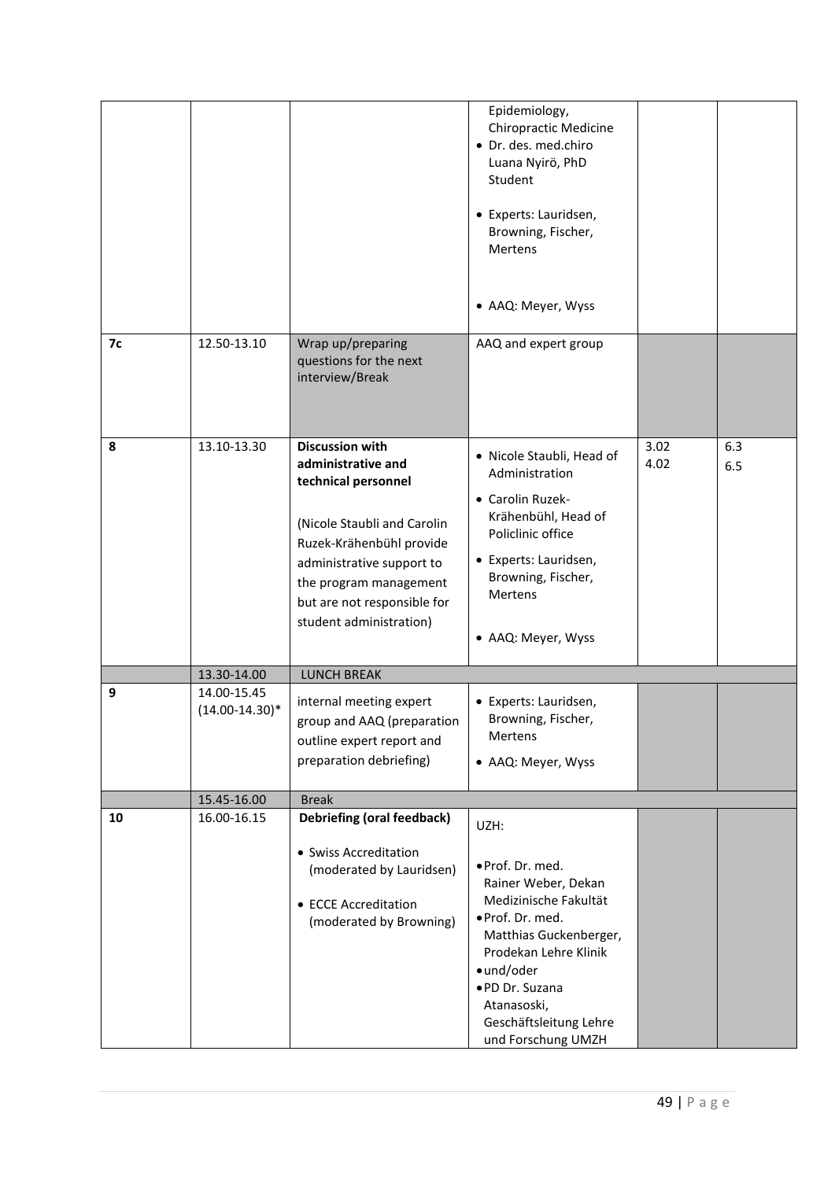| | | | | | |
|---|---|---|---|---|---|
| | | | Epidemiology, Chiropractic Medicine<br>• Dr. des. med.chiro Luana Nyirö, PhD Student<br><br>• Experts: Lauridsen, Browning, Fischer, Mertens<br><br>• AAQ: Meyer, Wyss | | |
| **7c** | 12.50-13.10 | Wrap up/preparing questions for the next interview/Break | AAQ and expert group | | |
| **8** | 13.10-13.30 | **Discussion with administrative and technical personnel**<br><br>(Nicole Staubli and Carolin Ruzek-Krähenbühl provide administrative support to the program management but are not responsible for student administration) | • Nicole Staubli, Head of Administration<br>• Carolin Ruzek-Krähenbühl, Head of Policlinic office<br>• Experts: Lauridsen, Browning, Fischer, Mertens<br><br>• AAQ: Meyer, Wyss | 3.02<br>4.02 | 6.3<br>6.5 |
| | 13.30-14.00 | LUNCH BREAK | | | |
| **9** | 14.00-15.45<br>(14.00-14.30)* | internal meeting expert group and AAQ (preparation outline expert report and preparation debriefing) | • Experts: Lauridsen, Browning, Fischer, Mertens<br>• AAQ: Meyer, Wyss | | |
| | 15.45-16.00 | Break | | | |
| **10** | 16.00-16.15 | **Debriefing (oral feedback)**<br><br>• Swiss Accreditation (moderated by Lauridsen)<br><br>• ECCE Accreditation (moderated by Browning) | UZH:<br><br>• Prof. Dr. med. Rainer Weber, Dekan Medizinische Fakultät<br>• Prof. Dr. med. Matthias Guckenberger, Prodekan Lehre Klinik<br>• und/oder<br>• PD Dr. Suzana Atanasoski, Geschäftsleitung Lehre und Forschung UMZH | | |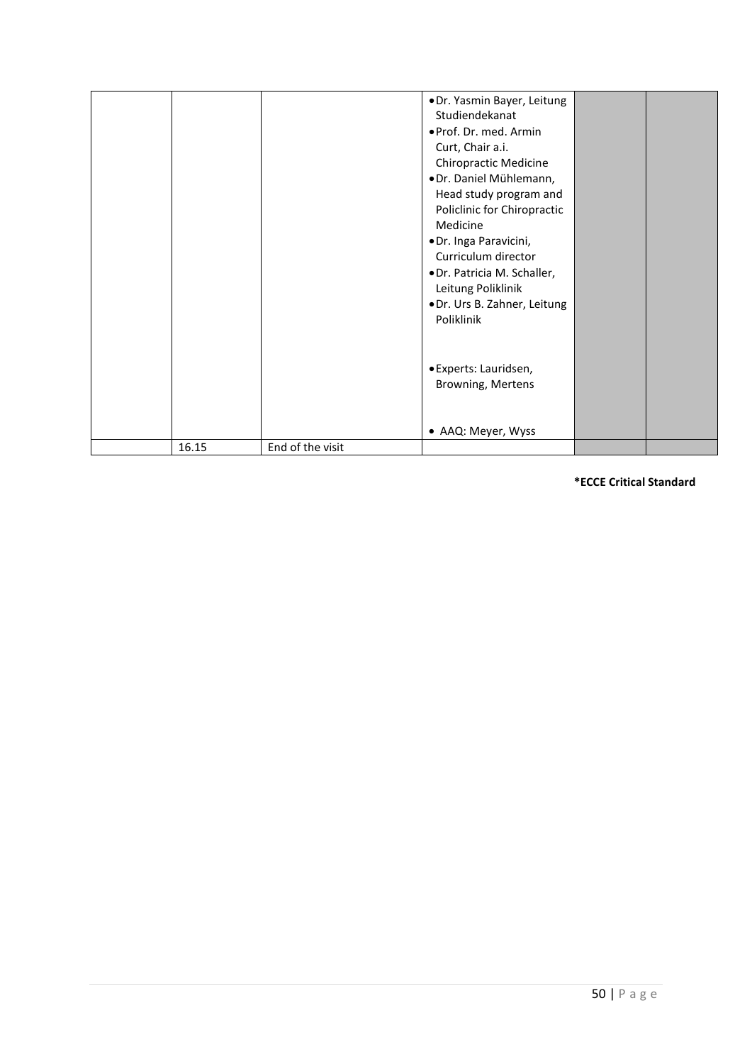| | | | | | |
|---|---|---|---|---|---|
| | | | • Dr. Yasmin Bayer, Leitung Studiendekanat<br>• Prof. Dr. med. Armin Curt, Chair a.i. Chiropractic Medicine<br>• Dr. Daniel Mühlemann, Head study program and Policlinic for Chiropractic Medicine<br>• Dr. Inga Paravicini, Curriculum director<br>• Dr. Patricia M. Schaller, Leitung Poliklinik<br>• Dr. Urs B. Zahner, Leitung Poliklinik<br><br>• Experts: Lauridsen, Browning, Mertens<br><br>• AAQ: Meyer, Wyss | | |
| | 16.15 | End of the visit | | | |

**\*ECCE Critical Standard**